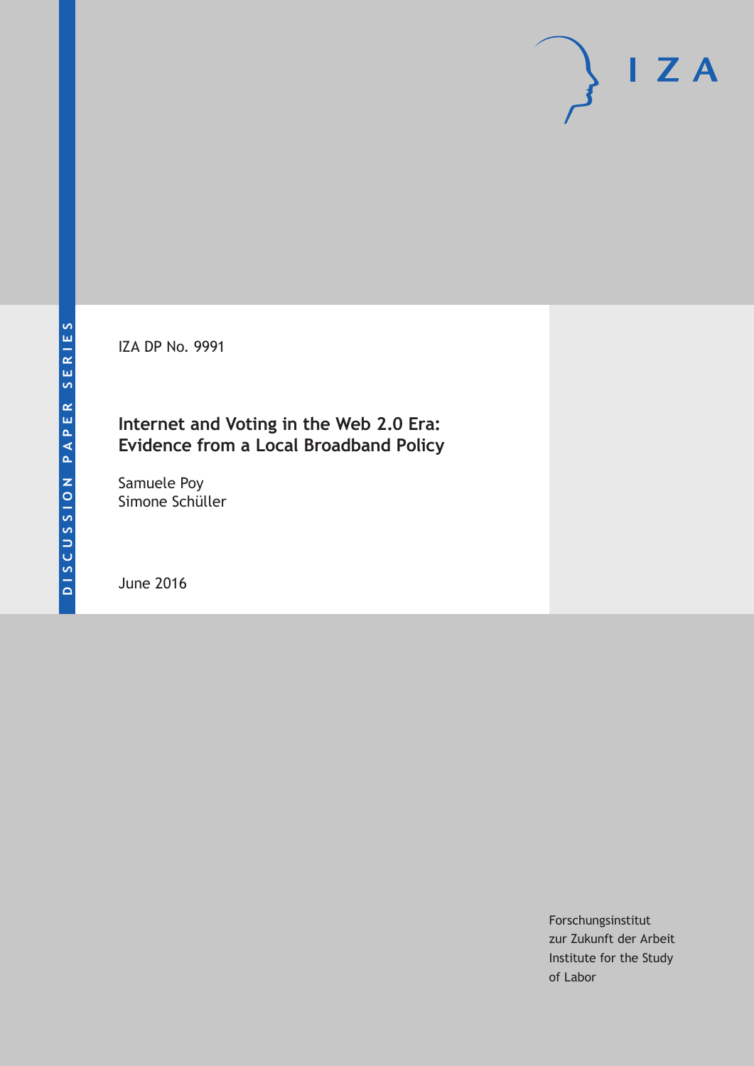DISCUSSION PAPER SERIES

IZA

IZA DP No. 9991

# Internet and Voting in the Web 2.0 Era: Evidence from a Local Broadband Policy

Samuele Poy
Simone Schüller

June 2016

Forschungsinstitut
zur Zukunft der Arbeit
Institute for the Study
of Labor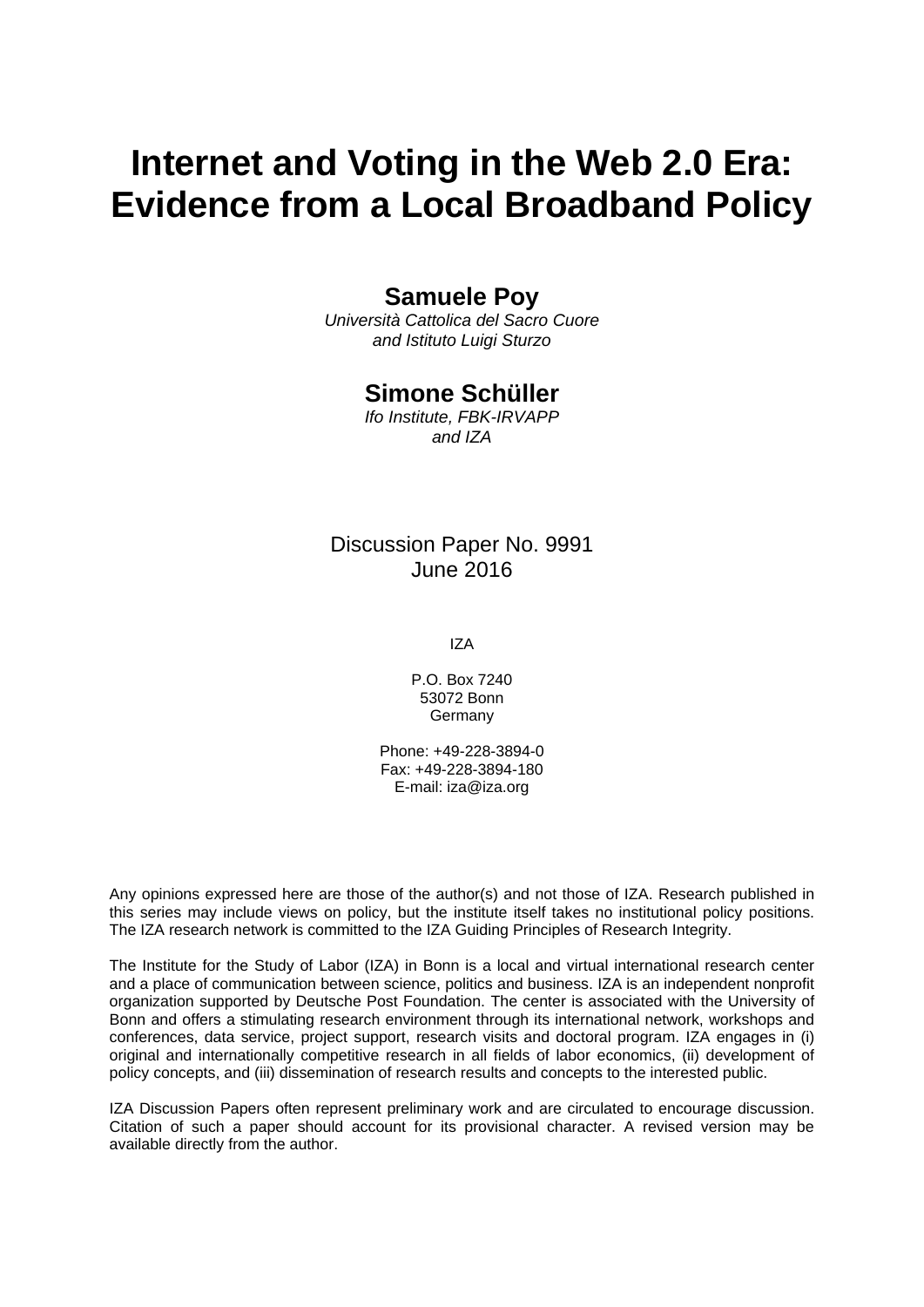# Internet and Voting in the Web 2.0 Era: Evidence from a Local Broadband Policy

**Samuele Poy**

*Università Cattolica del Sacro Cuore and Istituto Luigi Sturzo*

**Simone Schüller**

*Ifo Institute, FBK-IRVAPP and IZA*

Discussion Paper No. 9991
June 2016

IZA

P.O. Box 7240
53072 Bonn
Germany

Phone: +49-228-3894-0
Fax: +49-228-3894-180
E-mail: iza@iza.org

Any opinions expressed here are those of the author(s) and not those of IZA. Research published in this series may include views on policy, but the institute itself takes no institutional policy positions. The IZA research network is committed to the IZA Guiding Principles of Research Integrity.

The Institute for the Study of Labor (IZA) in Bonn is a local and virtual international research center and a place of communication between science, politics and business. IZA is an independent nonprofit organization supported by Deutsche Post Foundation. The center is associated with the University of Bonn and offers a stimulating research environment through its international network, workshops and conferences, data service, project support, research visits and doctoral program. IZA engages in (i) original and internationally competitive research in all fields of labor economics, (ii) development of policy concepts, and (iii) dissemination of research results and concepts to the interested public.

IZA Discussion Papers often represent preliminary work and are circulated to encourage discussion. Citation of such a paper should account for its provisional character. A revised version may be available directly from the author.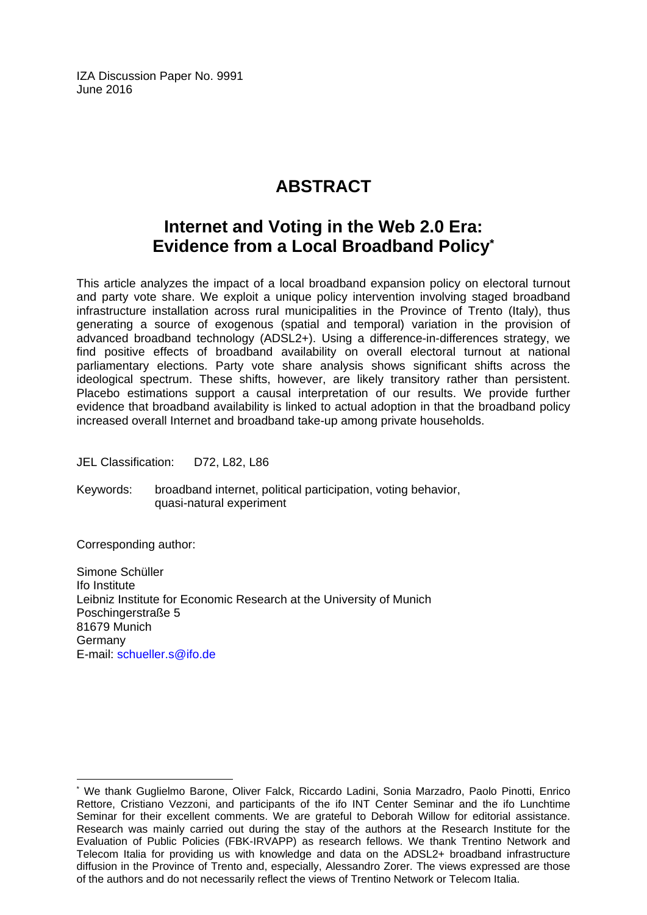IZA Discussion Paper No. 9991
June 2016

# ABSTRACT

## Internet and Voting in the Web 2.0 Era: Evidence from a Local Broadband Policy*

This article analyzes the impact of a local broadband expansion policy on electoral turnout and party vote share. We exploit a unique policy intervention involving staged broadband infrastructure installation across rural municipalities in the Province of Trento (Italy), thus generating a source of exogenous (spatial and temporal) variation in the provision of advanced broadband technology (ADSL2+). Using a difference-in-differences strategy, we find positive effects of broadband availability on overall electoral turnout at national parliamentary elections. Party vote share analysis shows significant shifts across the ideological spectrum. These shifts, however, are likely transitory rather than persistent. Placebo estimations support a causal interpretation of our results. We provide further evidence that broadband availability is linked to actual adoption in that the broadband policy increased overall Internet and broadband take-up among private households.

JEL Classification: D72, L82, L86

Keywords: broadband internet, political participation, voting behavior, quasi-natural experiment

Corresponding author:

Simone Schüller
Ifo Institute
Leibniz Institute for Economic Research at the University of Munich
Poschingerstraße 5
81679 Munich
Germany
E-mail: schueller.s@ifo.de

---

* We thank Guglielmo Barone, Oliver Falck, Riccardo Ladini, Sonia Marzadro, Paolo Pinotti, Enrico Rettore, Cristiano Vezzoni, and participants of the ifo INT Center Seminar and the ifo Lunchtime Seminar for their excellent comments. We are grateful to Deborah Willow for editorial assistance. Research was mainly carried out during the stay of the authors at the Research Institute for the Evaluation of Public Policies (FBK-IRVAPP) as research fellows. We thank Trentino Network and Telecom Italia for providing us with knowledge and data on the ADSL2+ broadband infrastructure diffusion in the Province of Trento and, especially, Alessandro Zorer. The views expressed are those of the authors and do not necessarily reflect the views of Trentino Network or Telecom Italia.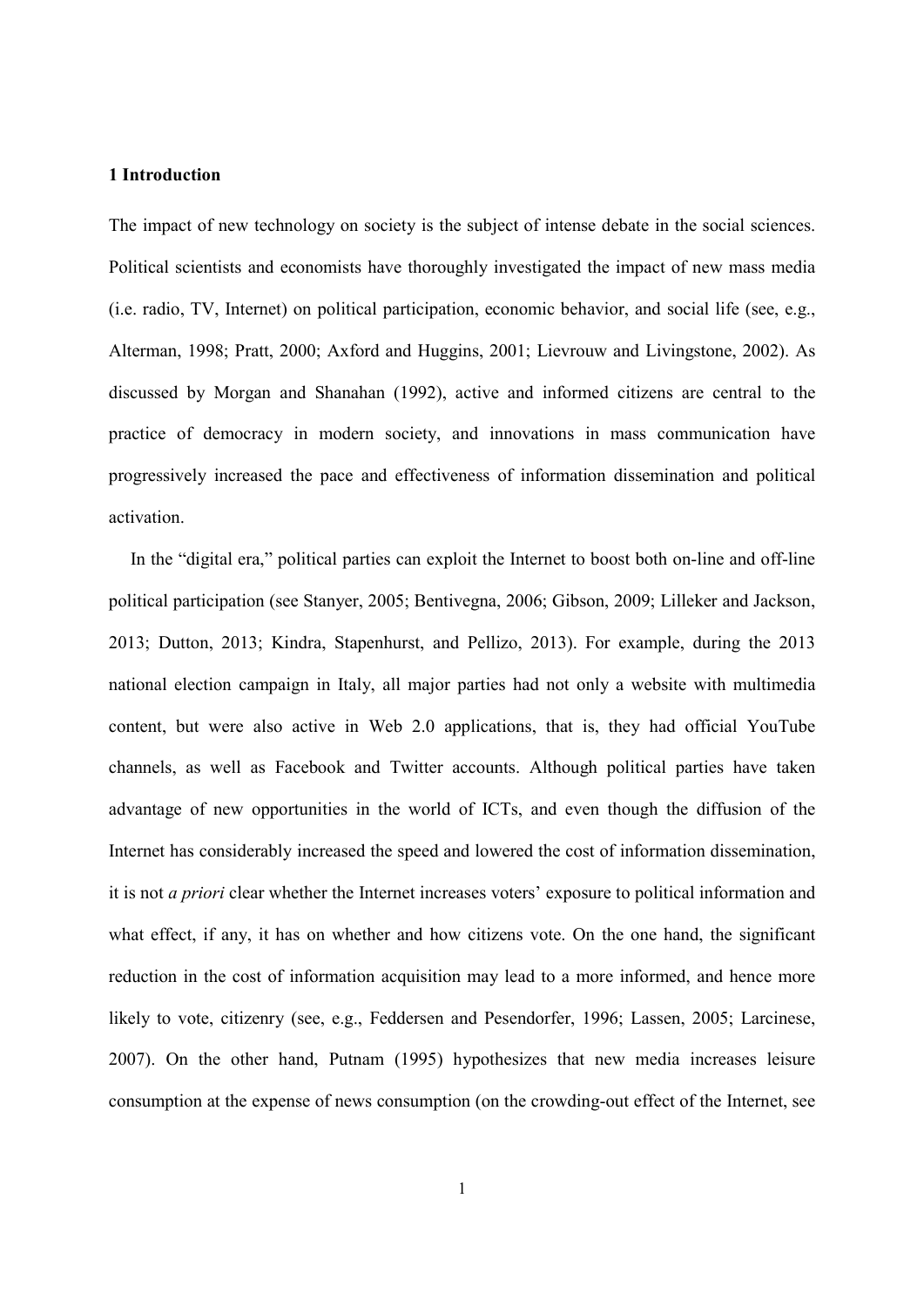## 1 Introduction

The impact of new technology on society is the subject of intense debate in the social sciences. Political scientists and economists have thoroughly investigated the impact of new mass media (i.e. radio, TV, Internet) on political participation, economic behavior, and social life (see, e.g., Alterman, 1998; Pratt, 2000; Axford and Huggins, 2001; Lievrouw and Livingstone, 2002). As discussed by Morgan and Shanahan (1992), active and informed citizens are central to the practice of democracy in modern society, and innovations in mass communication have progressively increased the pace and effectiveness of information dissemination and political activation.

In the "digital era," political parties can exploit the Internet to boost both on-line and off-line political participation (see Stanyer, 2005; Bentivegna, 2006; Gibson, 2009; Lilleker and Jackson, 2013; Dutton, 2013; Kindra, Stapenhurst, and Pellizo, 2013). For example, during the 2013 national election campaign in Italy, all major parties had not only a website with multimedia content, but were also active in Web 2.0 applications, that is, they had official YouTube channels, as well as Facebook and Twitter accounts. Although political parties have taken advantage of new opportunities in the world of ICTs, and even though the diffusion of the Internet has considerably increased the speed and lowered the cost of information dissemination, it is not *a priori* clear whether the Internet increases voters' exposure to political information and what effect, if any, it has on whether and how citizens vote. On the one hand, the significant reduction in the cost of information acquisition may lead to a more informed, and hence more likely to vote, citizenry (see, e.g., Feddersen and Pesendorfer, 1996; Lassen, 2005; Larcinese, 2007). On the other hand, Putnam (1995) hypothesizes that new media increases leisure consumption at the expense of news consumption (on the crowding-out effect of the Internet, see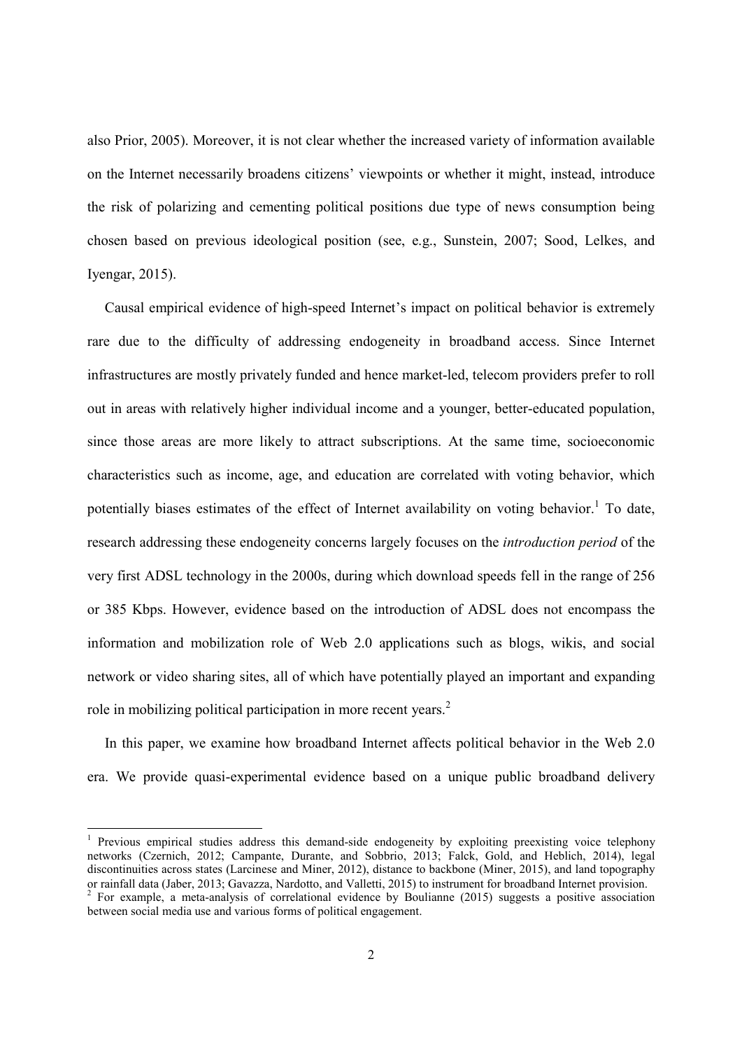also Prior, 2005). Moreover, it is not clear whether the increased variety of information available on the Internet necessarily broadens citizens' viewpoints or whether it might, instead, introduce the risk of polarizing and cementing political positions due type of news consumption being chosen based on previous ideological position (see, e.g., Sunstein, 2007; Sood, Lelkes, and Iyengar, 2015).

Causal empirical evidence of high-speed Internet's impact on political behavior is extremely rare due to the difficulty of addressing endogeneity in broadband access. Since Internet infrastructures are mostly privately funded and hence market-led, telecom providers prefer to roll out in areas with relatively higher individual income and a younger, better-educated population, since those areas are more likely to attract subscriptions. At the same time, socioeconomic characteristics such as income, age, and education are correlated with voting behavior, which potentially biases estimates of the effect of Internet availability on voting behavior.[1] To date, research addressing these endogeneity concerns largely focuses on the *introduction period* of the very first ADSL technology in the 2000s, during which download speeds fell in the range of 256 or 385 Kbps. However, evidence based on the introduction of ADSL does not encompass the information and mobilization role of Web 2.0 applications such as blogs, wikis, and social network or video sharing sites, all of which have potentially played an important and expanding role in mobilizing political participation in more recent years.[2]

In this paper, we examine how broadband Internet affects political behavior in the Web 2.0 era. We provide quasi-experimental evidence based on a unique public broadband delivery

---

[1] Previous empirical studies address this demand-side endogeneity by exploiting preexisting voice telephony networks (Czernich, 2012; Campante, Durante, and Sobbrio, 2013; Falck, Gold, and Heblich, 2014), legal discontinuities across states (Larcinese and Miner, 2012), distance to backbone (Miner, 2015), and land topography or rainfall data (Jaber, 2013; Gavazza, Nardotto, and Valletti, 2015) to instrument for broadband Internet provision.

[2] For example, a meta-analysis of correlational evidence by Boulianne (2015) suggests a positive association between social media use and various forms of political engagement.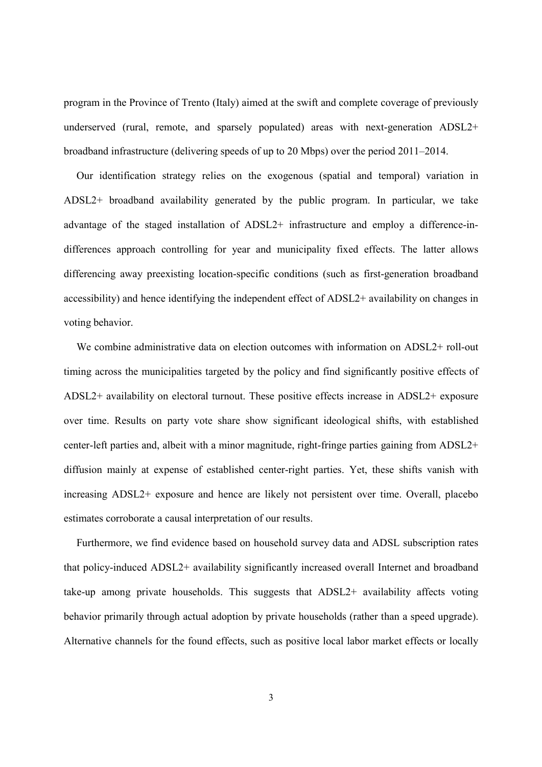program in the Province of Trento (Italy) aimed at the swift and complete coverage of previously underserved (rural, remote, and sparsely populated) areas with next-generation ADSL2+ broadband infrastructure (delivering speeds of up to 20 Mbps) over the period 2011–2014.

Our identification strategy relies on the exogenous (spatial and temporal) variation in ADSL2+ broadband availability generated by the public program. In particular, we take advantage of the staged installation of ADSL2+ infrastructure and employ a difference-in-differences approach controlling for year and municipality fixed effects. The latter allows differencing away preexisting location-specific conditions (such as first-generation broadband accessibility) and hence identifying the independent effect of ADSL2+ availability on changes in voting behavior.

We combine administrative data on election outcomes with information on ADSL2+ roll-out timing across the municipalities targeted by the policy and find significantly positive effects of ADSL2+ availability on electoral turnout. These positive effects increase in ADSL2+ exposure over time. Results on party vote share show significant ideological shifts, with established center-left parties and, albeit with a minor magnitude, right-fringe parties gaining from ADSL2+ diffusion mainly at expense of established center-right parties. Yet, these shifts vanish with increasing ADSL2+ exposure and hence are likely not persistent over time. Overall, placebo estimates corroborate a causal interpretation of our results.

Furthermore, we find evidence based on household survey data and ADSL subscription rates that policy-induced ADSL2+ availability significantly increased overall Internet and broadband take-up among private households. This suggests that ADSL2+ availability affects voting behavior primarily through actual adoption by private households (rather than a speed upgrade). Alternative channels for the found effects, such as positive local labor market effects or locally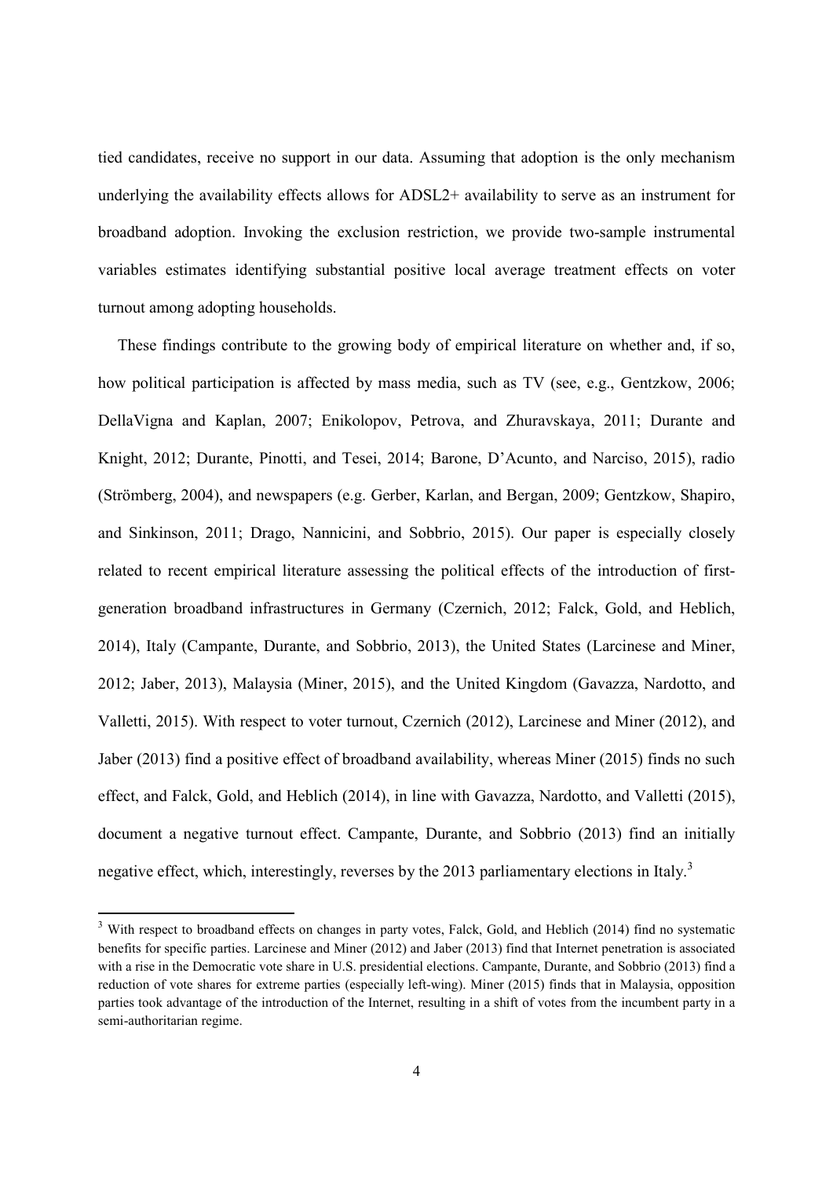tied candidates, receive no support in our data. Assuming that adoption is the only mechanism underlying the availability effects allows for ADSL2+ availability to serve as an instrument for broadband adoption. Invoking the exclusion restriction, we provide two-sample instrumental variables estimates identifying substantial positive local average treatment effects on voter turnout among adopting households.

These findings contribute to the growing body of empirical literature on whether and, if so, how political participation is affected by mass media, such as TV (see, e.g., Gentzkow, 2006; DellaVigna and Kaplan, 2007; Enikolopov, Petrova, and Zhuravskaya, 2011; Durante and Knight, 2012; Durante, Pinotti, and Tesei, 2014; Barone, D'Acunto, and Narciso, 2015), radio (Strömberg, 2004), and newspapers (e.g. Gerber, Karlan, and Bergan, 2009; Gentzkow, Shapiro, and Sinkinson, 2011; Drago, Nannicini, and Sobbrio, 2015). Our paper is especially closely related to recent empirical literature assessing the political effects of the introduction of first-generation broadband infrastructures in Germany (Czernich, 2012; Falck, Gold, and Heblich, 2014), Italy (Campante, Durante, and Sobbrio, 2013), the United States (Larcinese and Miner, 2012; Jaber, 2013), Malaysia (Miner, 2015), and the United Kingdom (Gavazza, Nardotto, and Valletti, 2015). With respect to voter turnout, Czernich (2012), Larcinese and Miner (2012), and Jaber (2013) find a positive effect of broadband availability, whereas Miner (2015) finds no such effect, and Falck, Gold, and Heblich (2014), in line with Gavazza, Nardotto, and Valletti (2015), document a negative turnout effect. Campante, Durante, and Sobbrio (2013) find an initially negative effect, which, interestingly, reverses by the 2013 parliamentary elections in Italy.[3]

[3] With respect to broadband effects on changes in party votes, Falck, Gold, and Heblich (2014) find no systematic benefits for specific parties. Larcinese and Miner (2012) and Jaber (2013) find that Internet penetration is associated with a rise in the Democratic vote share in U.S. presidential elections. Campante, Durante, and Sobbrio (2013) find a reduction of vote shares for extreme parties (especially left-wing). Miner (2015) finds that in Malaysia, opposition parties took advantage of the introduction of the Internet, resulting in a shift of votes from the incumbent party in a semi-authoritarian regime.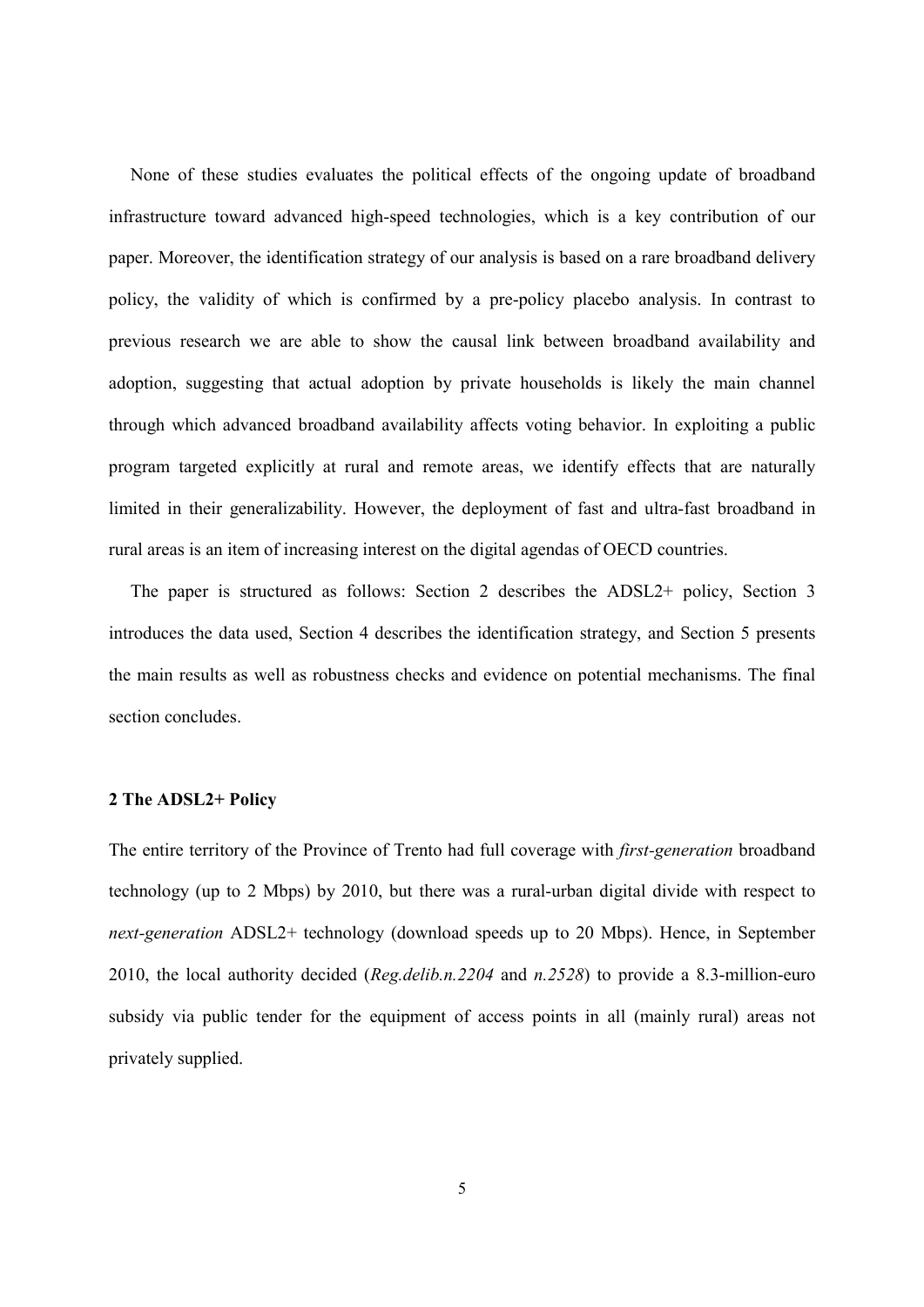None of these studies evaluates the political effects of the ongoing update of broadband infrastructure toward advanced high-speed technologies, which is a key contribution of our paper. Moreover, the identification strategy of our analysis is based on a rare broadband delivery policy, the validity of which is confirmed by a pre-policy placebo analysis. In contrast to previous research we are able to show the causal link between broadband availability and adoption, suggesting that actual adoption by private households is likely the main channel through which advanced broadband availability affects voting behavior. In exploiting a public program targeted explicitly at rural and remote areas, we identify effects that are naturally limited in their generalizability. However, the deployment of fast and ultra-fast broadband in rural areas is an item of increasing interest on the digital agendas of OECD countries.

The paper is structured as follows: Section 2 describes the ADSL2+ policy, Section 3 introduces the data used, Section 4 describes the identification strategy, and Section 5 presents the main results as well as robustness checks and evidence on potential mechanisms. The final section concludes.

## 2 The ADSL2+ Policy

The entire territory of the Province of Trento had full coverage with *first-generation* broadband technology (up to 2 Mbps) by 2010, but there was a rural-urban digital divide with respect to *next-generation* ADSL2+ technology (download speeds up to 20 Mbps). Hence, in September 2010, the local authority decided (*Reg.delib.n.2204* and *n.2528*) to provide a 8.3-million-euro subsidy via public tender for the equipment of access points in all (mainly rural) areas not privately supplied.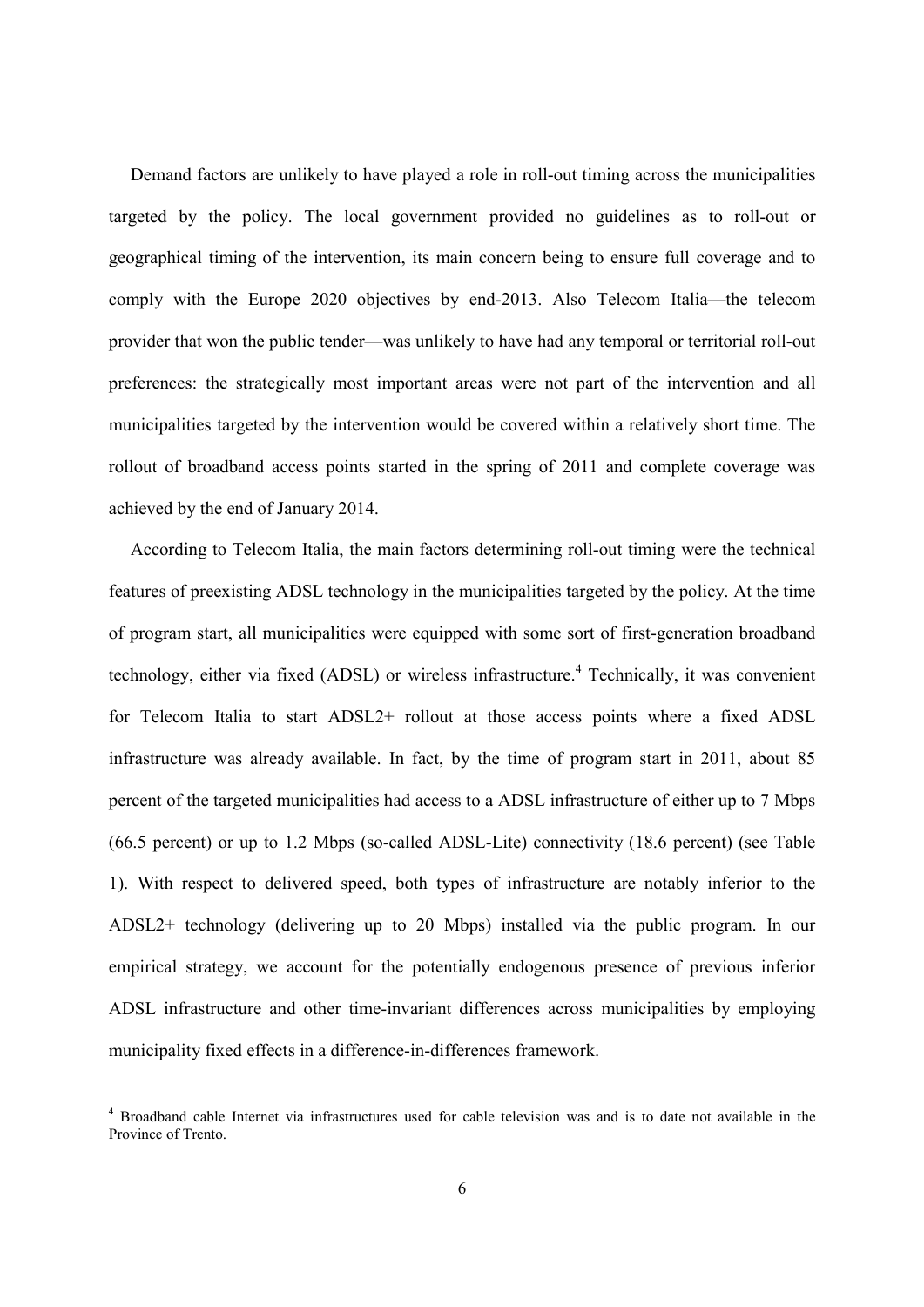Demand factors are unlikely to have played a role in roll-out timing across the municipalities targeted by the policy. The local government provided no guidelines as to roll-out or geographical timing of the intervention, its main concern being to ensure full coverage and to comply with the Europe 2020 objectives by end-2013. Also Telecom Italia—the telecom provider that won the public tender—was unlikely to have had any temporal or territorial roll-out preferences: the strategically most important areas were not part of the intervention and all municipalities targeted by the intervention would be covered within a relatively short time. The rollout of broadband access points started in the spring of 2011 and complete coverage was achieved by the end of January 2014.

According to Telecom Italia, the main factors determining roll-out timing were the technical features of preexisting ADSL technology in the municipalities targeted by the policy. At the time of program start, all municipalities were equipped with some sort of first-generation broadband technology, either via fixed (ADSL) or wireless infrastructure.[4] Technically, it was convenient for Telecom Italia to start ADSL2+ rollout at those access points where a fixed ADSL infrastructure was already available. In fact, by the time of program start in 2011, about 85 percent of the targeted municipalities had access to a ADSL infrastructure of either up to 7 Mbps (66.5 percent) or up to 1.2 Mbps (so-called ADSL-Lite) connectivity (18.6 percent) (see Table 1). With respect to delivered speed, both types of infrastructure are notably inferior to the ADSL2+ technology (delivering up to 20 Mbps) installed via the public program. In our empirical strategy, we account for the potentially endogenous presence of previous inferior ADSL infrastructure and other time-invariant differences across municipalities by employing municipality fixed effects in a difference-in-differences framework.

[4] Broadband cable Internet via infrastructures used for cable television was and is to date not available in the Province of Trento.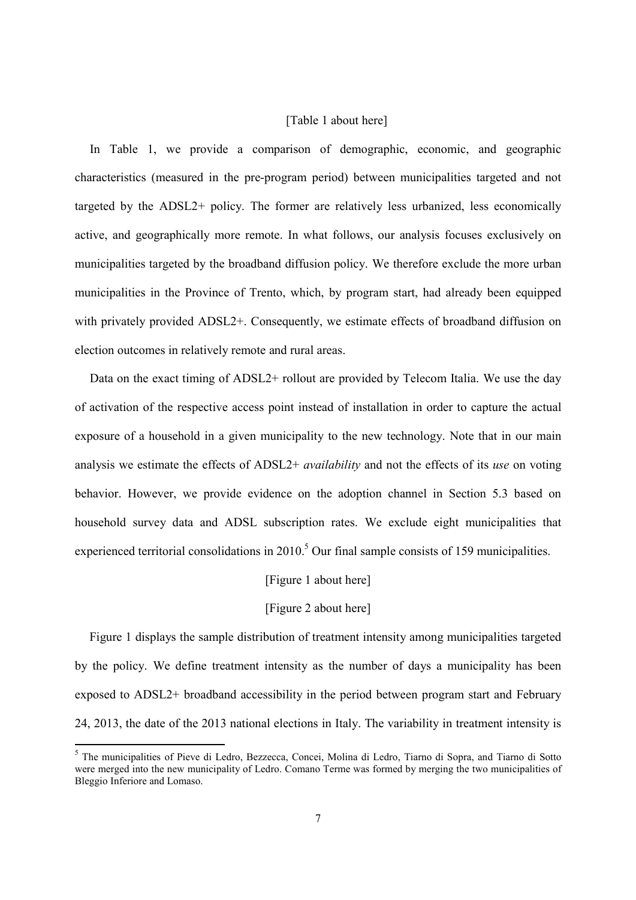[Table 1 about here]

In Table 1, we provide a comparison of demographic, economic, and geographic characteristics (measured in the pre-program period) between municipalities targeted and not targeted by the ADSL2+ policy. The former are relatively less urbanized, less economically active, and geographically more remote. In what follows, our analysis focuses exclusively on municipalities targeted by the broadband diffusion policy. We therefore exclude the more urban municipalities in the Province of Trento, which, by program start, had already been equipped with privately provided ADSL2+. Consequently, we estimate effects of broadband diffusion on election outcomes in relatively remote and rural areas.

Data on the exact timing of ADSL2+ rollout are provided by Telecom Italia. We use the day of activation of the respective access point instead of installation in order to capture the actual exposure of a household in a given municipality to the new technology. Note that in our main analysis we estimate the effects of ADSL2+ *availability* and not the effects of its *use* on voting behavior. However, we provide evidence on the adoption channel in Section 5.3 based on household survey data and ADSL subscription rates. We exclude eight municipalities that experienced territorial consolidations in 2010.[5] Our final sample consists of 159 municipalities.

[Figure 1 about here]

[Figure 2 about here]

Figure 1 displays the sample distribution of treatment intensity among municipalities targeted by the policy. We define treatment intensity as the number of days a municipality has been exposed to ADSL2+ broadband accessibility in the period between program start and February 24, 2013, the date of the 2013 national elections in Italy. The variability in treatment intensity is

[5] The municipalities of Pieve di Ledro, Bezzecca, Concei, Molina di Ledro, Tiarno di Sopra, and Tiarno di Sotto were merged into the new municipality of Ledro. Comano Terme was formed by merging the two municipalities of Bleggio Inferiore and Lomaso.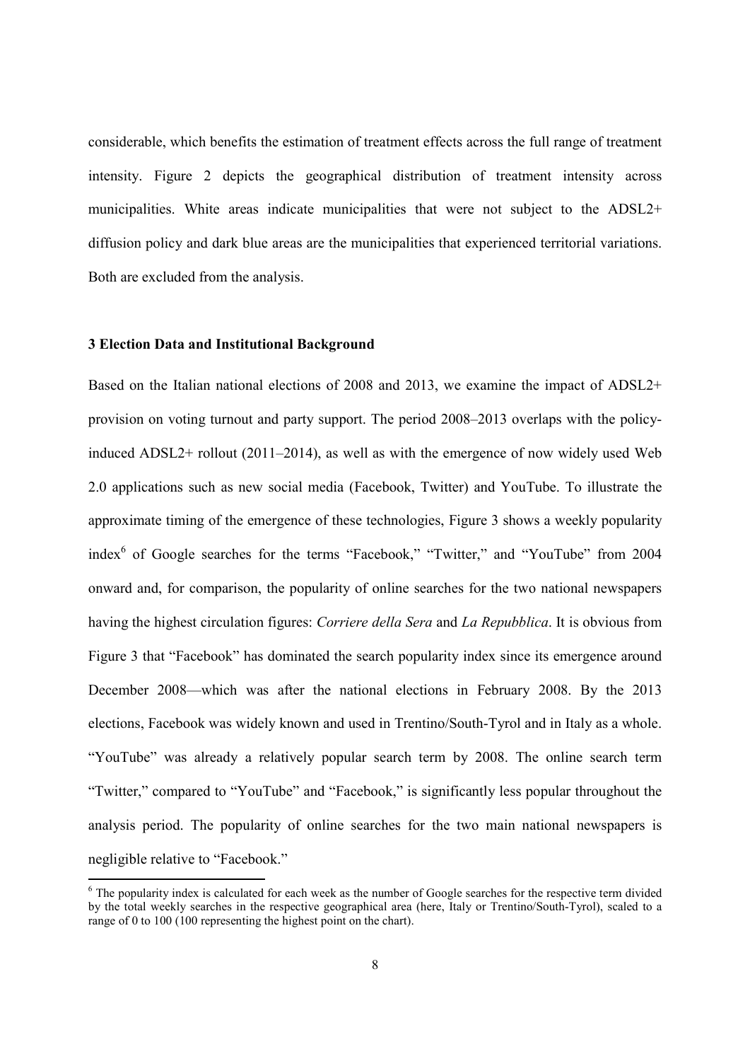considerable, which benefits the estimation of treatment effects across the full range of treatment intensity. Figure 2 depicts the geographical distribution of treatment intensity across municipalities. White areas indicate municipalities that were not subject to the ADSL2+ diffusion policy and dark blue areas are the municipalities that experienced territorial variations. Both are excluded from the analysis.

### 3 Election Data and Institutional Background

Based on the Italian national elections of 2008 and 2013, we examine the impact of ADSL2+ provision on voting turnout and party support. The period 2008–2013 overlaps with the policy-induced ADSL2+ rollout (2011–2014), as well as with the emergence of now widely used Web 2.0 applications such as new social media (Facebook, Twitter) and YouTube. To illustrate the approximate timing of the emergence of these technologies, Figure 3 shows a weekly popularity index[6] of Google searches for the terms "Facebook," "Twitter," and "YouTube" from 2004 onward and, for comparison, the popularity of online searches for the two national newspapers having the highest circulation figures: *Corriere della Sera* and *La Repubblica*. It is obvious from Figure 3 that "Facebook" has dominated the search popularity index since its emergence around December 2008—which was after the national elections in February 2008. By the 2013 elections, Facebook was widely known and used in Trentino/South-Tyrol and in Italy as a whole. "YouTube" was already a relatively popular search term by 2008. The online search term "Twitter," compared to "YouTube" and "Facebook," is significantly less popular throughout the analysis period. The popularity of online searches for the two main national newspapers is negligible relative to "Facebook."

[6] The popularity index is calculated for each week as the number of Google searches for the respective term divided by the total weekly searches in the respective geographical area (here, Italy or Trentino/South-Tyrol), scaled to a range of 0 to 100 (100 representing the highest point on the chart).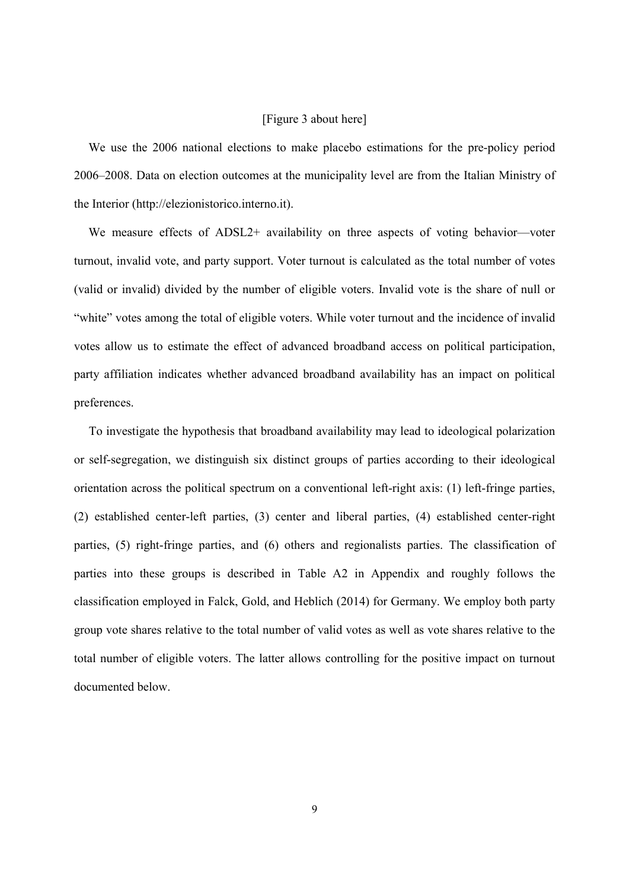[Figure 3 about here]

We use the 2006 national elections to make placebo estimations for the pre-policy period 2006–2008. Data on election outcomes at the municipality level are from the Italian Ministry of the Interior (http://elezionistorico.interno.it).

We measure effects of ADSL2+ availability on three aspects of voting behavior—voter turnout, invalid vote, and party support. Voter turnout is calculated as the total number of votes (valid or invalid) divided by the number of eligible voters. Invalid vote is the share of null or "white" votes among the total of eligible voters. While voter turnout and the incidence of invalid votes allow us to estimate the effect of advanced broadband access on political participation, party affiliation indicates whether advanced broadband availability has an impact on political preferences.

To investigate the hypothesis that broadband availability may lead to ideological polarization or self-segregation, we distinguish six distinct groups of parties according to their ideological orientation across the political spectrum on a conventional left-right axis: (1) left-fringe parties, (2) established center-left parties, (3) center and liberal parties, (4) established center-right parties, (5) right-fringe parties, and (6) others and regionalists parties. The classification of parties into these groups is described in Table A2 in Appendix and roughly follows the classification employed in Falck, Gold, and Heblich (2014) for Germany. We employ both party group vote shares relative to the total number of valid votes as well as vote shares relative to the total number of eligible voters. The latter allows controlling for the positive impact on turnout documented below.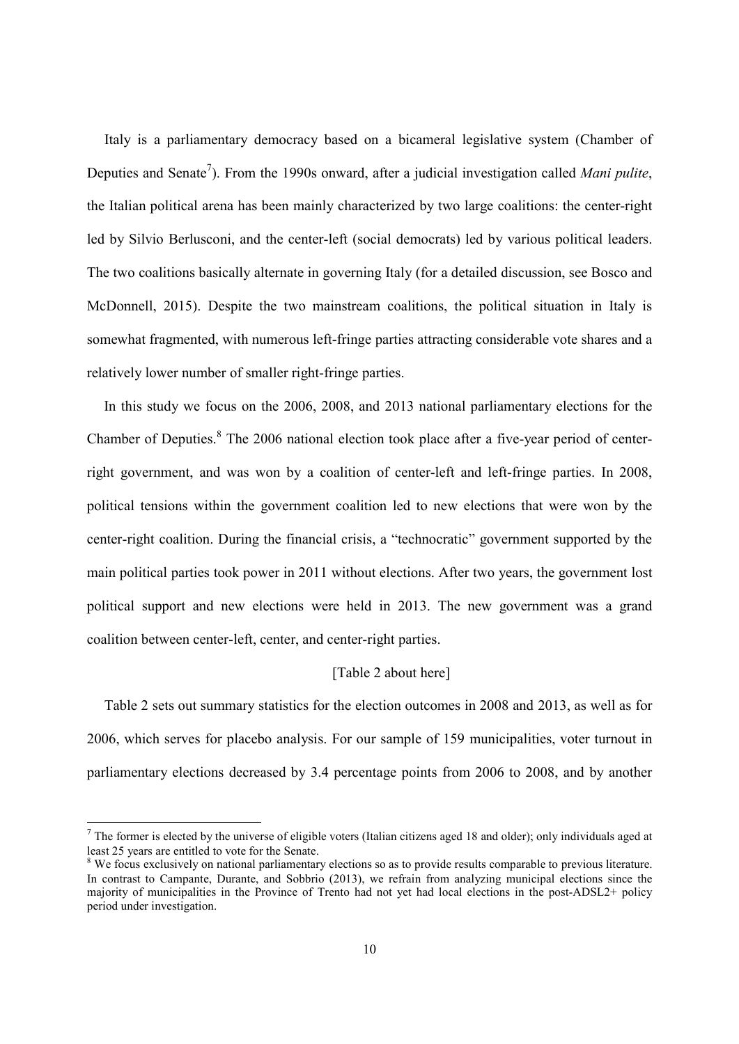Italy is a parliamentary democracy based on a bicameral legislative system (Chamber of Deputies and Senate[7]). From the 1990s onward, after a judicial investigation called *Mani pulite*, the Italian political arena has been mainly characterized by two large coalitions: the center-right led by Silvio Berlusconi, and the center-left (social democrats) led by various political leaders. The two coalitions basically alternate in governing Italy (for a detailed discussion, see Bosco and McDonnell, 2015). Despite the two mainstream coalitions, the political situation in Italy is somewhat fragmented, with numerous left-fringe parties attracting considerable vote shares and a relatively lower number of smaller right-fringe parties.

In this study we focus on the 2006, 2008, and 2013 national parliamentary elections for the Chamber of Deputies.[8] The 2006 national election took place after a five-year period of center-right government, and was won by a coalition of center-left and left-fringe parties. In 2008, political tensions within the government coalition led to new elections that were won by the center-right coalition. During the financial crisis, a "technocratic" government supported by the main political parties took power in 2011 without elections. After two years, the government lost political support and new elections were held in 2013. The new government was a grand coalition between center-left, center, and center-right parties.

[Table 2 about here]

Table 2 sets out summary statistics for the election outcomes in 2008 and 2013, as well as for 2006, which serves for placebo analysis. For our sample of 159 municipalities, voter turnout in parliamentary elections decreased by 3.4 percentage points from 2006 to 2008, and by another

[7] The former is elected by the universe of eligible voters (Italian citizens aged 18 and older); only individuals aged at least 25 years are entitled to vote for the Senate.

[8] We focus exclusively on national parliamentary elections so as to provide results comparable to previous literature. In contrast to Campante, Durante, and Sobbrio (2013), we refrain from analyzing municipal elections since the majority of municipalities in the Province of Trento had not yet had local elections in the post-ADSL2+ policy period under investigation.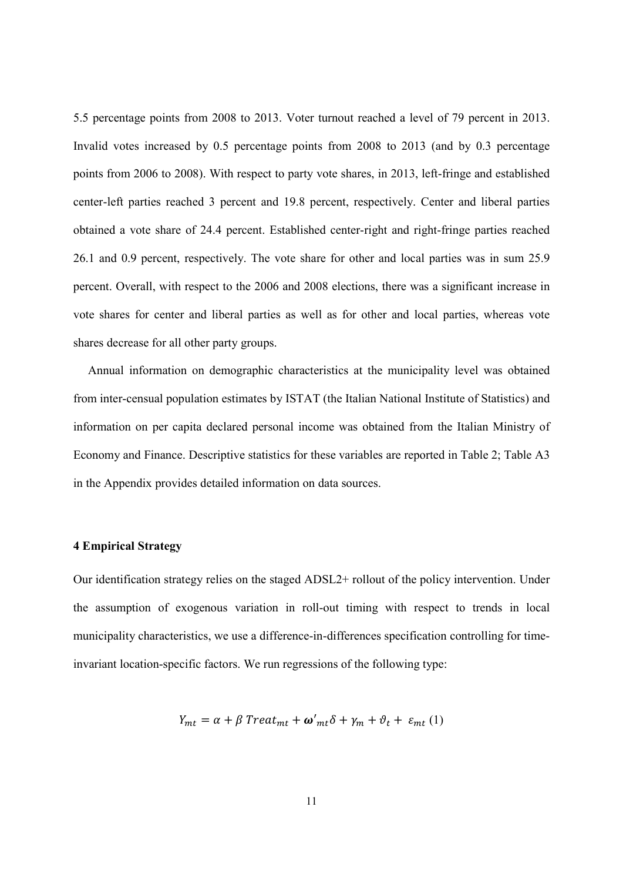5.5 percentage points from 2008 to 2013. Voter turnout reached a level of 79 percent in 2013. Invalid votes increased by 0.5 percentage points from 2008 to 2013 (and by 0.3 percentage points from 2006 to 2008). With respect to party vote shares, in 2013, left-fringe and established center-left parties reached 3 percent and 19.8 percent, respectively. Center and liberal parties obtained a vote share of 24.4 percent. Established center-right and right-fringe parties reached 26.1 and 0.9 percent, respectively. The vote share for other and local parties was in sum 25.9 percent. Overall, with respect to the 2006 and 2008 elections, there was a significant increase in vote shares for center and liberal parties as well as for other and local parties, whereas vote shares decrease for all other party groups.

Annual information on demographic characteristics at the municipality level was obtained from inter-censual population estimates by ISTAT (the Italian National Institute of Statistics) and information on per capita declared personal income was obtained from the Italian Ministry of Economy and Finance. Descriptive statistics for these variables are reported in Table 2; Table A3 in the Appendix provides detailed information on data sources.

### 4 Empirical Strategy

Our identification strategy relies on the staged ADSL2+ rollout of the policy intervention. Under the assumption of exogenous variation in roll-out timing with respect to trends in local municipality characteristics, we use a difference-in-differences specification controlling for time-invariant location-specific factors. We run regressions of the following type:

$$Y_{mt} = \alpha + \beta \, Treat_{mt} + \boldsymbol{\omega}'_{mt}\delta + \gamma_m + \vartheta_t + \varepsilon_{mt} \quad (1)$$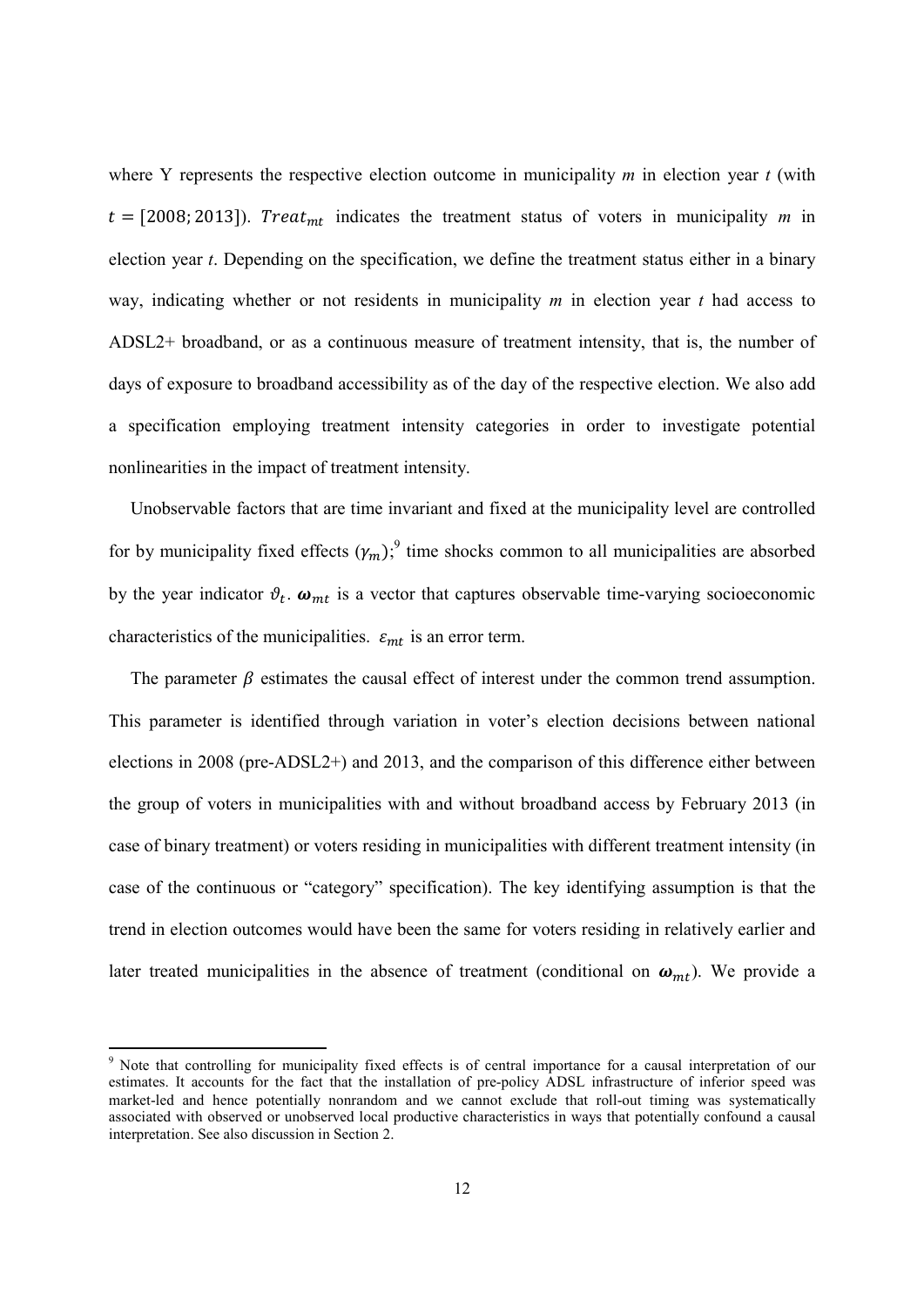where Y represents the respective election outcome in municipality *m* in election year *t* (with $t = [2008; 2013]$). $Treat_{mt}$ indicates the treatment status of voters in municipality *m* in election year *t*. Depending on the specification, we define the treatment status either in a binary way, indicating whether or not residents in municipality *m* in election year *t* had access to ADSL2+ broadband, or as a continuous measure of treatment intensity, that is, the number of days of exposure to broadband accessibility as of the day of the respective election. We also add a specification employing treatment intensity categories in order to investigate potential nonlinearities in the impact of treatment intensity.

Unobservable factors that are time invariant and fixed at the municipality level are controlled for by municipality fixed effects ($\gamma_m$);[9] time shocks common to all municipalities are absorbed by the year indicator $\vartheta_t$. $\boldsymbol{\omega}_{mt}$ is a vector that captures observable time-varying socioeconomic characteristics of the municipalities. $\varepsilon_{mt}$ is an error term.

The parameter $\beta$ estimates the causal effect of interest under the common trend assumption. This parameter is identified through variation in voter's election decisions between national elections in 2008 (pre-ADSL2+) and 2013, and the comparison of this difference either between the group of voters in municipalities with and without broadband access by February 2013 (in case of binary treatment) or voters residing in municipalities with different treatment intensity (in case of the continuous or "category" specification). The key identifying assumption is that the trend in election outcomes would have been the same for voters residing in relatively earlier and later treated municipalities in the absence of treatment (conditional on $\boldsymbol{\omega}_{mt}$). We provide a

---

[9] Note that controlling for municipality fixed effects is of central importance for a causal interpretation of our estimates. It accounts for the fact that the installation of pre-policy ADSL infrastructure of inferior speed was market-led and hence potentially nonrandom and we cannot exclude that roll-out timing was systematically associated with observed or unobserved local productive characteristics in ways that potentially confound a causal interpretation. See also discussion in Section 2.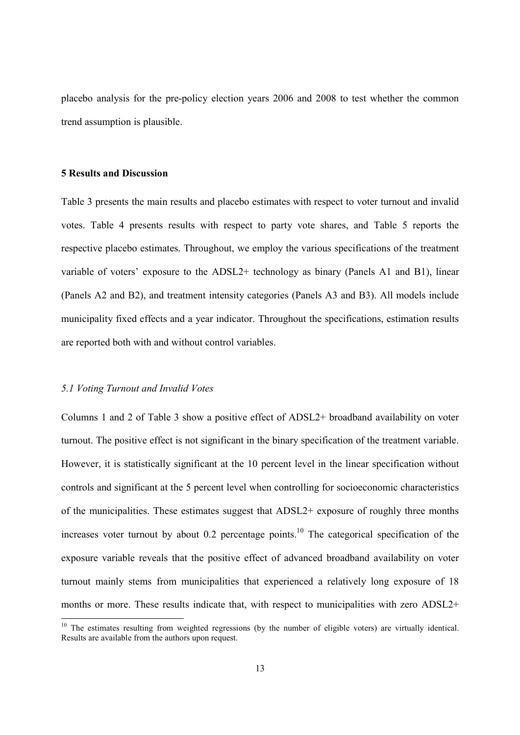placebo analysis for the pre-policy election years 2006 and 2008 to test whether the common trend assumption is plausible.

## 5 Results and Discussion

Table 3 presents the main results and placebo estimates with respect to voter turnout and invalid votes. Table 4 presents results with respect to party vote shares, and Table 5 reports the respective placebo estimates. Throughout, we employ the various specifications of the treatment variable of voters' exposure to the ADSL2+ technology as binary (Panels A1 and B1), linear (Panels A2 and B2), and treatment intensity categories (Panels A3 and B3). All models include municipality fixed effects and a year indicator. Throughout the specifications, estimation results are reported both with and without control variables.

### *5.1 Voting Turnout and Invalid Votes*

Columns 1 and 2 of Table 3 show a positive effect of ADSL2+ broadband availability on voter turnout. The positive effect is not significant in the binary specification of the treatment variable. However, it is statistically significant at the 10 percent level in the linear specification without controls and significant at the 5 percent level when controlling for socioeconomic characteristics of the municipalities. These estimates suggest that ADSL2+ exposure of roughly three months increases voter turnout by about 0.2 percentage points.[10] The categorical specification of the exposure variable reveals that the positive effect of advanced broadband availability on voter turnout mainly stems from municipalities that experienced a relatively long exposure of 18 months or more. These results indicate that, with respect to municipalities with zero ADSL2+

[10] The estimates resulting from weighted regressions (by the number of eligible voters) are virtually identical. Results are available from the authors upon request.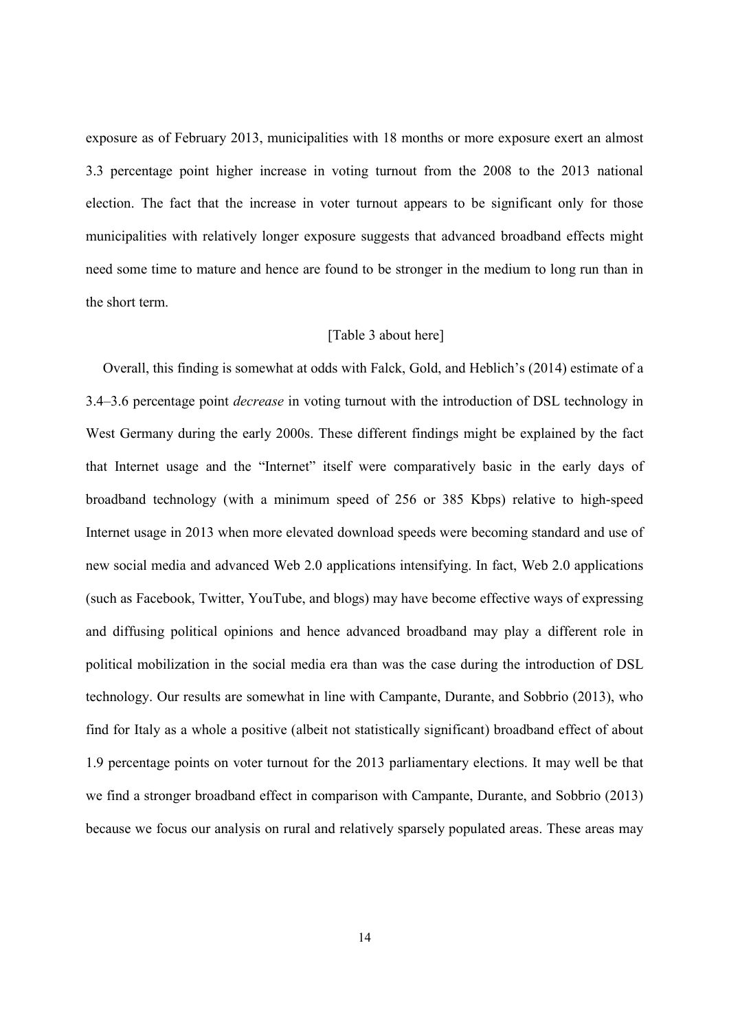exposure as of February 2013, municipalities with 18 months or more exposure exert an almost 3.3 percentage point higher increase in voting turnout from the 2008 to the 2013 national election. The fact that the increase in voter turnout appears to be significant only for those municipalities with relatively longer exposure suggests that advanced broadband effects might need some time to mature and hence are found to be stronger in the medium to long run than in the short term.

[Table 3 about here]

Overall, this finding is somewhat at odds with Falck, Gold, and Heblich's (2014) estimate of a 3.4–3.6 percentage point *decrease* in voting turnout with the introduction of DSL technology in West Germany during the early 2000s. These different findings might be explained by the fact that Internet usage and the "Internet" itself were comparatively basic in the early days of broadband technology (with a minimum speed of 256 or 385 Kbps) relative to high-speed Internet usage in 2013 when more elevated download speeds were becoming standard and use of new social media and advanced Web 2.0 applications intensifying. In fact, Web 2.0 applications (such as Facebook, Twitter, YouTube, and blogs) may have become effective ways of expressing and diffusing political opinions and hence advanced broadband may play a different role in political mobilization in the social media era than was the case during the introduction of DSL technology. Our results are somewhat in line with Campante, Durante, and Sobbrio (2013), who find for Italy as a whole a positive (albeit not statistically significant) broadband effect of about 1.9 percentage points on voter turnout for the 2013 parliamentary elections. It may well be that we find a stronger broadband effect in comparison with Campante, Durante, and Sobbrio (2013) because we focus our analysis on rural and relatively sparsely populated areas. These areas may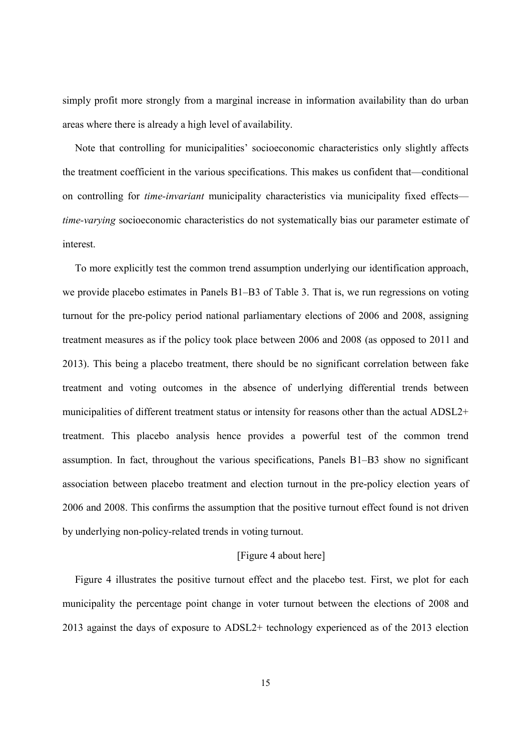simply profit more strongly from a marginal increase in information availability than do urban areas where there is already a high level of availability.

Note that controlling for municipalities' socioeconomic characteristics only slightly affects the treatment coefficient in the various specifications. This makes us confident that—conditional on controlling for *time-invariant* municipality characteristics via municipality fixed effects—*time-varying* socioeconomic characteristics do not systematically bias our parameter estimate of interest.

To more explicitly test the common trend assumption underlying our identification approach, we provide placebo estimates in Panels B1–B3 of Table 3. That is, we run regressions on voting turnout for the pre-policy period national parliamentary elections of 2006 and 2008, assigning treatment measures as if the policy took place between 2006 and 2008 (as opposed to 2011 and 2013). This being a placebo treatment, there should be no significant correlation between fake treatment and voting outcomes in the absence of underlying differential trends between municipalities of different treatment status or intensity for reasons other than the actual ADSL2+ treatment. This placebo analysis hence provides a powerful test of the common trend assumption. In fact, throughout the various specifications, Panels B1–B3 show no significant association between placebo treatment and election turnout in the pre-policy election years of 2006 and 2008. This confirms the assumption that the positive turnout effect found is not driven by underlying non-policy-related trends in voting turnout.

[Figure 4 about here]

Figure 4 illustrates the positive turnout effect and the placebo test. First, we plot for each municipality the percentage point change in voter turnout between the elections of 2008 and 2013 against the days of exposure to ADSL2+ technology experienced as of the 2013 election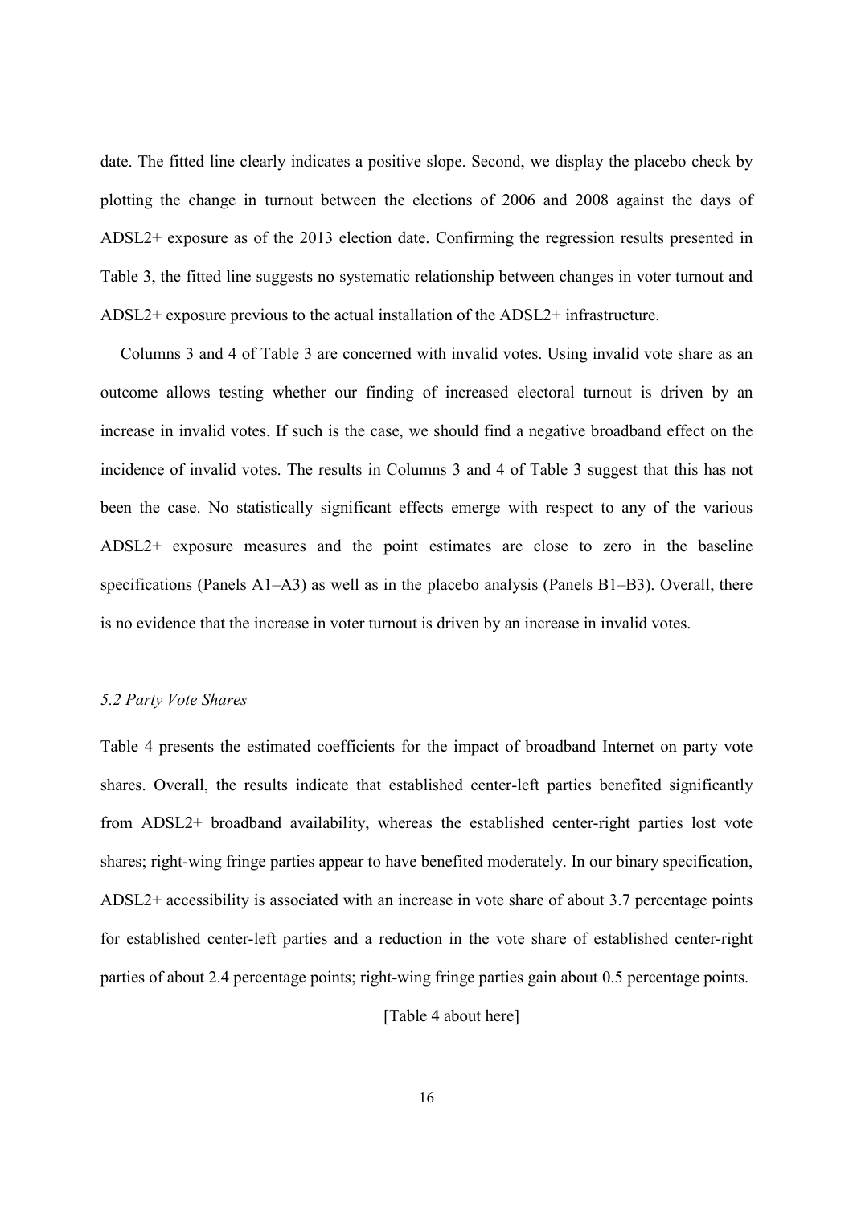date. The fitted line clearly indicates a positive slope. Second, we display the placebo check by plotting the change in turnout between the elections of 2006 and 2008 against the days of ADSL2+ exposure as of the 2013 election date. Confirming the regression results presented in Table 3, the fitted line suggests no systematic relationship between changes in voter turnout and ADSL2+ exposure previous to the actual installation of the ADSL2+ infrastructure.

Columns 3 and 4 of Table 3 are concerned with invalid votes. Using invalid vote share as an outcome allows testing whether our finding of increased electoral turnout is driven by an increase in invalid votes. If such is the case, we should find a negative broadband effect on the incidence of invalid votes. The results in Columns 3 and 4 of Table 3 suggest that this has not been the case. No statistically significant effects emerge with respect to any of the various ADSL2+ exposure measures and the point estimates are close to zero in the baseline specifications (Panels A1–A3) as well as in the placebo analysis (Panels B1–B3). Overall, there is no evidence that the increase in voter turnout is driven by an increase in invalid votes.

### *5.2 Party Vote Shares*

Table 4 presents the estimated coefficients for the impact of broadband Internet on party vote shares. Overall, the results indicate that established center-left parties benefited significantly from ADSL2+ broadband availability, whereas the established center-right parties lost vote shares; right-wing fringe parties appear to have benefited moderately. In our binary specification, ADSL2+ accessibility is associated with an increase in vote share of about 3.7 percentage points for established center-left parties and a reduction in the vote share of established center-right parties of about 2.4 percentage points; right-wing fringe parties gain about 0.5 percentage points.

[Table 4 about here]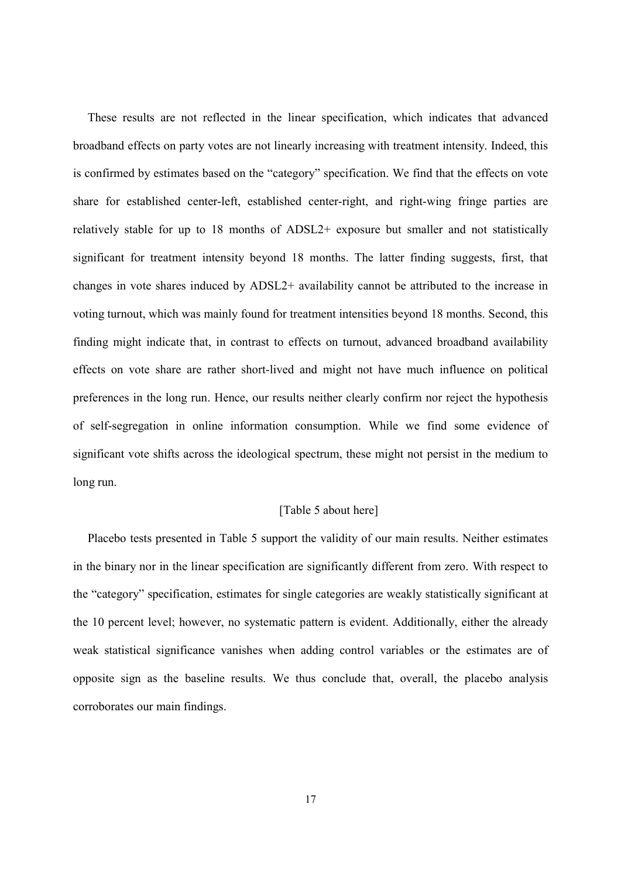These results are not reflected in the linear specification, which indicates that advanced broadband effects on party votes are not linearly increasing with treatment intensity. Indeed, this is confirmed by estimates based on the "category" specification. We find that the effects on vote share for established center-left, established center-right, and right-wing fringe parties are relatively stable for up to 18 months of ADSL2+ exposure but smaller and not statistically significant for treatment intensity beyond 18 months. The latter finding suggests, first, that changes in vote shares induced by ADSL2+ availability cannot be attributed to the increase in voting turnout, which was mainly found for treatment intensities beyond 18 months. Second, this finding might indicate that, in contrast to effects on turnout, advanced broadband availability effects on vote share are rather short-lived and might not have much influence on political preferences in the long run. Hence, our results neither clearly confirm nor reject the hypothesis of self-segregation in online information consumption. While we find some evidence of significant vote shifts across the ideological spectrum, these might not persist in the medium to long run.

[Table 5 about here]

Placebo tests presented in Table 5 support the validity of our main results. Neither estimates in the binary nor in the linear specification are significantly different from zero. With respect to the "category" specification, estimates for single categories are weakly statistically significant at the 10 percent level; however, no systematic pattern is evident. Additionally, either the already weak statistical significance vanishes when adding control variables or the estimates are of opposite sign as the baseline results. We thus conclude that, overall, the placebo analysis corroborates our main findings.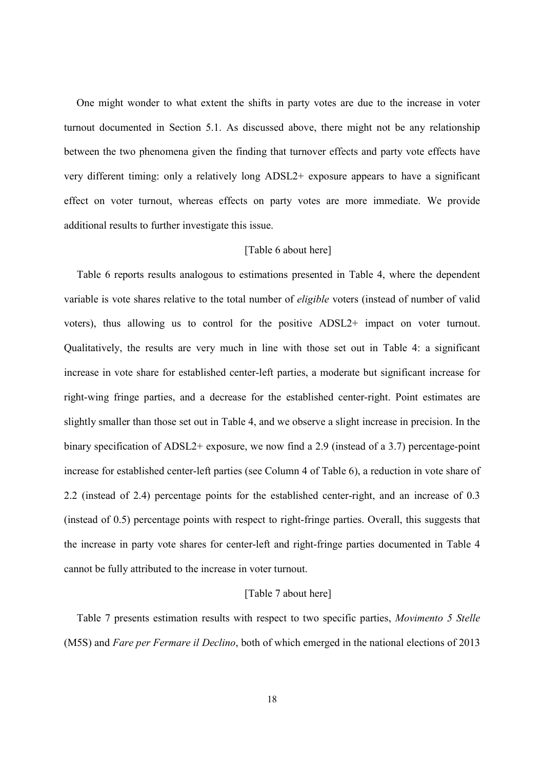One might wonder to what extent the shifts in party votes are due to the increase in voter turnout documented in Section 5.1. As discussed above, there might not be any relationship between the two phenomena given the finding that turnover effects and party vote effects have very different timing: only a relatively long ADSL2+ exposure appears to have a significant effect on voter turnout, whereas effects on party votes are more immediate. We provide additional results to further investigate this issue.

[Table 6 about here]

Table 6 reports results analogous to estimations presented in Table 4, where the dependent variable is vote shares relative to the total number of *eligible* voters (instead of number of valid voters), thus allowing us to control for the positive ADSL2+ impact on voter turnout. Qualitatively, the results are very much in line with those set out in Table 4: a significant increase in vote share for established center-left parties, a moderate but significant increase for right-wing fringe parties, and a decrease for the established center-right. Point estimates are slightly smaller than those set out in Table 4, and we observe a slight increase in precision. In the binary specification of ADSL2+ exposure, we now find a 2.9 (instead of a 3.7) percentage-point increase for established center-left parties (see Column 4 of Table 6), a reduction in vote share of 2.2 (instead of 2.4) percentage points for the established center-right, and an increase of 0.3 (instead of 0.5) percentage points with respect to right-fringe parties. Overall, this suggests that the increase in party vote shares for center-left and right-fringe parties documented in Table 4 cannot be fully attributed to the increase in voter turnout.

[Table 7 about here]

Table 7 presents estimation results with respect to two specific parties, *Movimento 5 Stelle* (M5S) and *Fare per Fermare il Declino*, both of which emerged in the national elections of 2013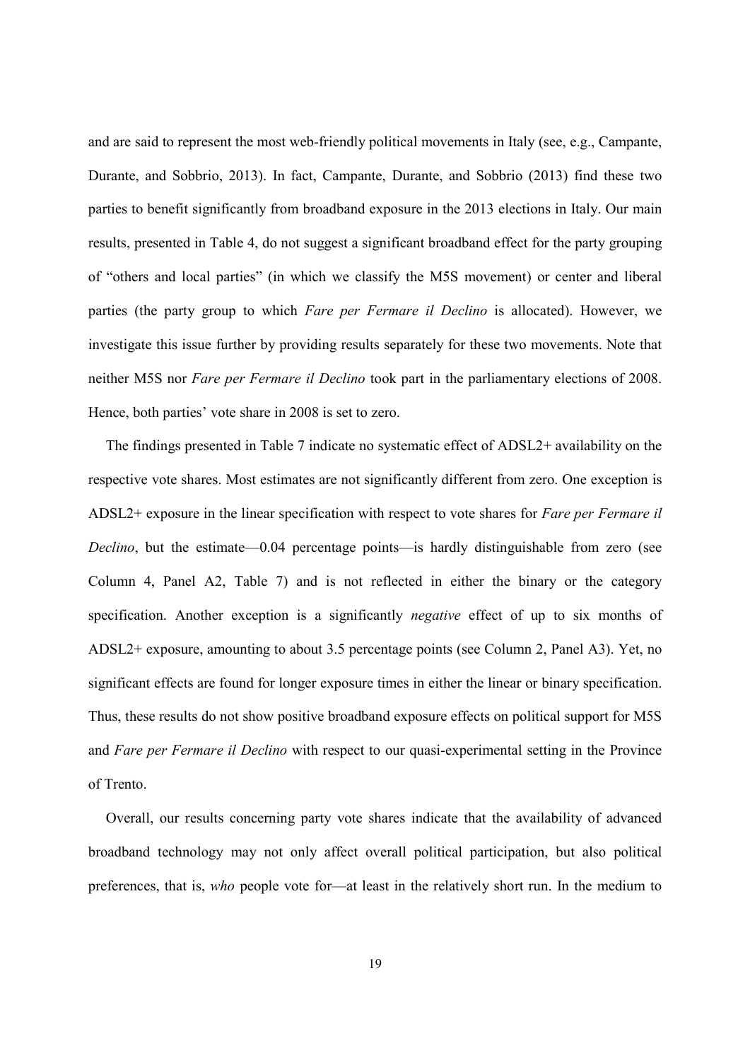and are said to represent the most web-friendly political movements in Italy (see, e.g., Campante, Durante, and Sobbrio, 2013). In fact, Campante, Durante, and Sobbrio (2013) find these two parties to benefit significantly from broadband exposure in the 2013 elections in Italy. Our main results, presented in Table 4, do not suggest a significant broadband effect for the party grouping of "others and local parties" (in which we classify the M5S movement) or center and liberal parties (the party group to which *Fare per Fermare il Declino* is allocated). However, we investigate this issue further by providing results separately for these two movements. Note that neither M5S nor *Fare per Fermare il Declino* took part in the parliamentary elections of 2008. Hence, both parties' vote share in 2008 is set to zero.

The findings presented in Table 7 indicate no systematic effect of ADSL2+ availability on the respective vote shares. Most estimates are not significantly different from zero. One exception is ADSL2+ exposure in the linear specification with respect to vote shares for *Fare per Fermare il Declino*, but the estimate—0.04 percentage points—is hardly distinguishable from zero (see Column 4, Panel A2, Table 7) and is not reflected in either the binary or the category specification. Another exception is a significantly *negative* effect of up to six months of ADSL2+ exposure, amounting to about 3.5 percentage points (see Column 2, Panel A3). Yet, no significant effects are found for longer exposure times in either the linear or binary specification. Thus, these results do not show positive broadband exposure effects on political support for M5S and *Fare per Fermare il Declino* with respect to our quasi-experimental setting in the Province of Trento.

Overall, our results concerning party vote shares indicate that the availability of advanced broadband technology may not only affect overall political participation, but also political preferences, that is, *who* people vote for—at least in the relatively short run. In the medium to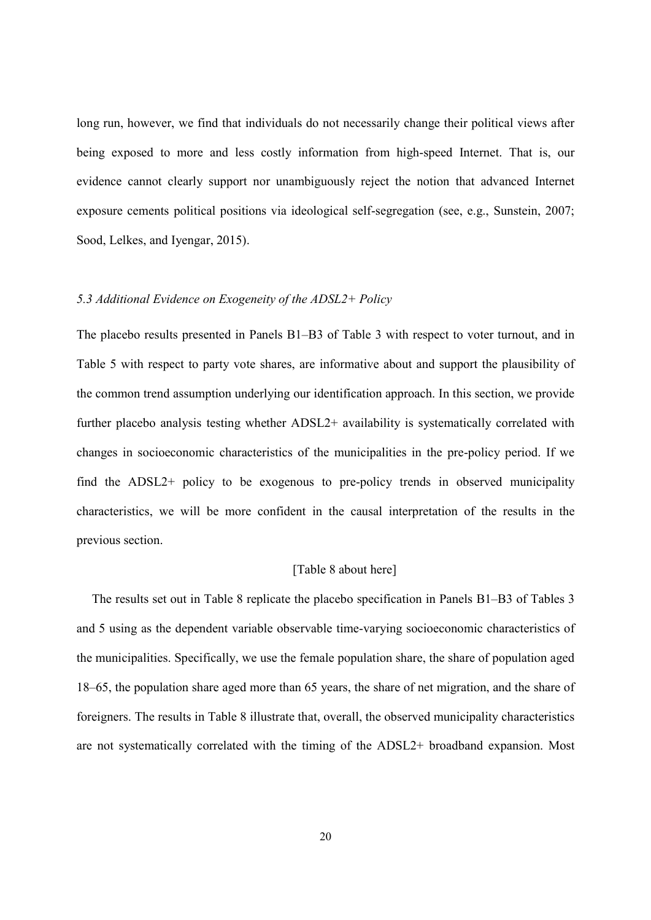long run, however, we find that individuals do not necessarily change their political views after being exposed to more and less costly information from high-speed Internet. That is, our evidence cannot clearly support nor unambiguously reject the notion that advanced Internet exposure cements political positions via ideological self-segregation (see, e.g., Sunstein, 2007; Sood, Lelkes, and Iyengar, 2015).

### *5.3 Additional Evidence on Exogeneity of the ADSL2+ Policy*

The placebo results presented in Panels B1–B3 of Table 3 with respect to voter turnout, and in Table 5 with respect to party vote shares, are informative about and support the plausibility of the common trend assumption underlying our identification approach. In this section, we provide further placebo analysis testing whether ADSL2+ availability is systematically correlated with changes in socioeconomic characteristics of the municipalities in the pre-policy period. If we find the ADSL2+ policy to be exogenous to pre-policy trends in observed municipality characteristics, we will be more confident in the causal interpretation of the results in the previous section.

[Table 8 about here]

The results set out in Table 8 replicate the placebo specification in Panels B1–B3 of Tables 3 and 5 using as the dependent variable observable time-varying socioeconomic characteristics of the municipalities. Specifically, we use the female population share, the share of population aged 18–65, the population share aged more than 65 years, the share of net migration, and the share of foreigners. The results in Table 8 illustrate that, overall, the observed municipality characteristics are not systematically correlated with the timing of the ADSL2+ broadband expansion. Most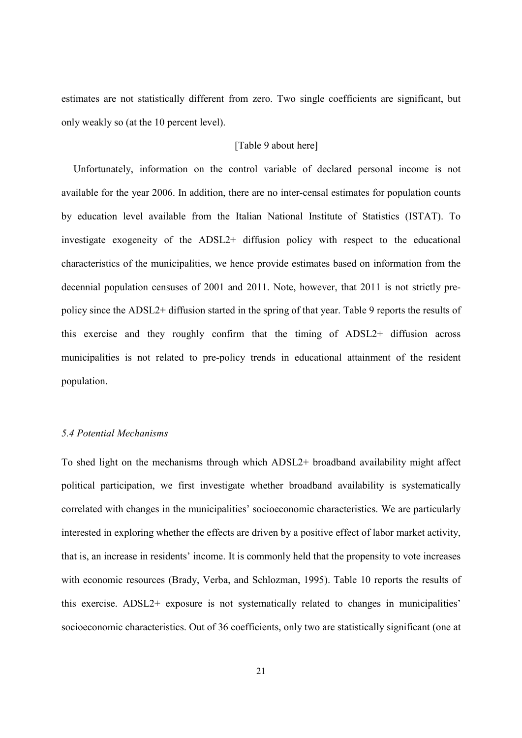estimates are not statistically different from zero. Two single coefficients are significant, but only weakly so (at the 10 percent level).

[Table 9 about here]

Unfortunately, information on the control variable of declared personal income is not available for the year 2006. In addition, there are no inter-censal estimates for population counts by education level available from the Italian National Institute of Statistics (ISTAT). To investigate exogeneity of the ADSL2+ diffusion policy with respect to the educational characteristics of the municipalities, we hence provide estimates based on information from the decennial population censuses of 2001 and 2011. Note, however, that 2011 is not strictly pre-policy since the ADSL2+ diffusion started in the spring of that year. Table 9 reports the results of this exercise and they roughly confirm that the timing of ADSL2+ diffusion across municipalities is not related to pre-policy trends in educational attainment of the resident population.

### *5.4 Potential Mechanisms*

To shed light on the mechanisms through which ADSL2+ broadband availability might affect political participation, we first investigate whether broadband availability is systematically correlated with changes in the municipalities' socioeconomic characteristics. We are particularly interested in exploring whether the effects are driven by a positive effect of labor market activity, that is, an increase in residents' income. It is commonly held that the propensity to vote increases with economic resources (Brady, Verba, and Schlozman, 1995). Table 10 reports the results of this exercise. ADSL2+ exposure is not systematically related to changes in municipalities' socioeconomic characteristics. Out of 36 coefficients, only two are statistically significant (one at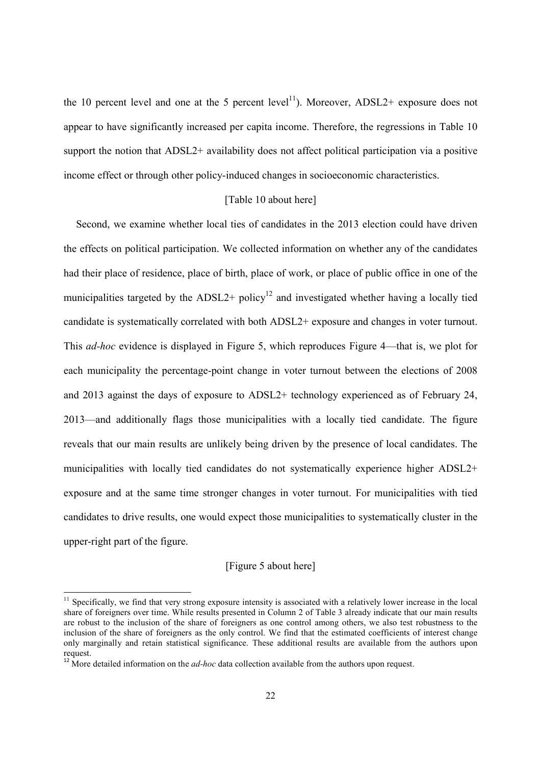the 10 percent level and one at the 5 percent level[11]). Moreover, ADSL2+ exposure does not appear to have significantly increased per capita income. Therefore, the regressions in Table 10 support the notion that ADSL2+ availability does not affect political participation via a positive income effect or through other policy-induced changes in socioeconomic characteristics.

[Table 10 about here]

Second, we examine whether local ties of candidates in the 2013 election could have driven the effects on political participation. We collected information on whether any of the candidates had their place of residence, place of birth, place of work, or place of public office in one of the municipalities targeted by the ADSL2+ policy[12] and investigated whether having a locally tied candidate is systematically correlated with both ADSL2+ exposure and changes in voter turnout. This *ad-hoc* evidence is displayed in Figure 5, which reproduces Figure 4—that is, we plot for each municipality the percentage-point change in voter turnout between the elections of 2008 and 2013 against the days of exposure to ADSL2+ technology experienced as of February 24, 2013—and additionally flags those municipalities with a locally tied candidate. The figure reveals that our main results are unlikely being driven by the presence of local candidates. The municipalities with locally tied candidates do not systematically experience higher ADSL2+ exposure and at the same time stronger changes in voter turnout. For municipalities with tied candidates to drive results, one would expect those municipalities to systematically cluster in the upper-right part of the figure.

[Figure 5 about here]

[11] Specifically, we find that very strong exposure intensity is associated with a relatively lower increase in the local share of foreigners over time. While results presented in Column 2 of Table 3 already indicate that our main results are robust to the inclusion of the share of foreigners as one control among others, we also test robustness to the inclusion of the share of foreigners as the only control. We find that the estimated coefficients of interest change only marginally and retain statistical significance. These additional results are available from the authors upon request.

[12] More detailed information on the *ad-hoc* data collection available from the authors upon request.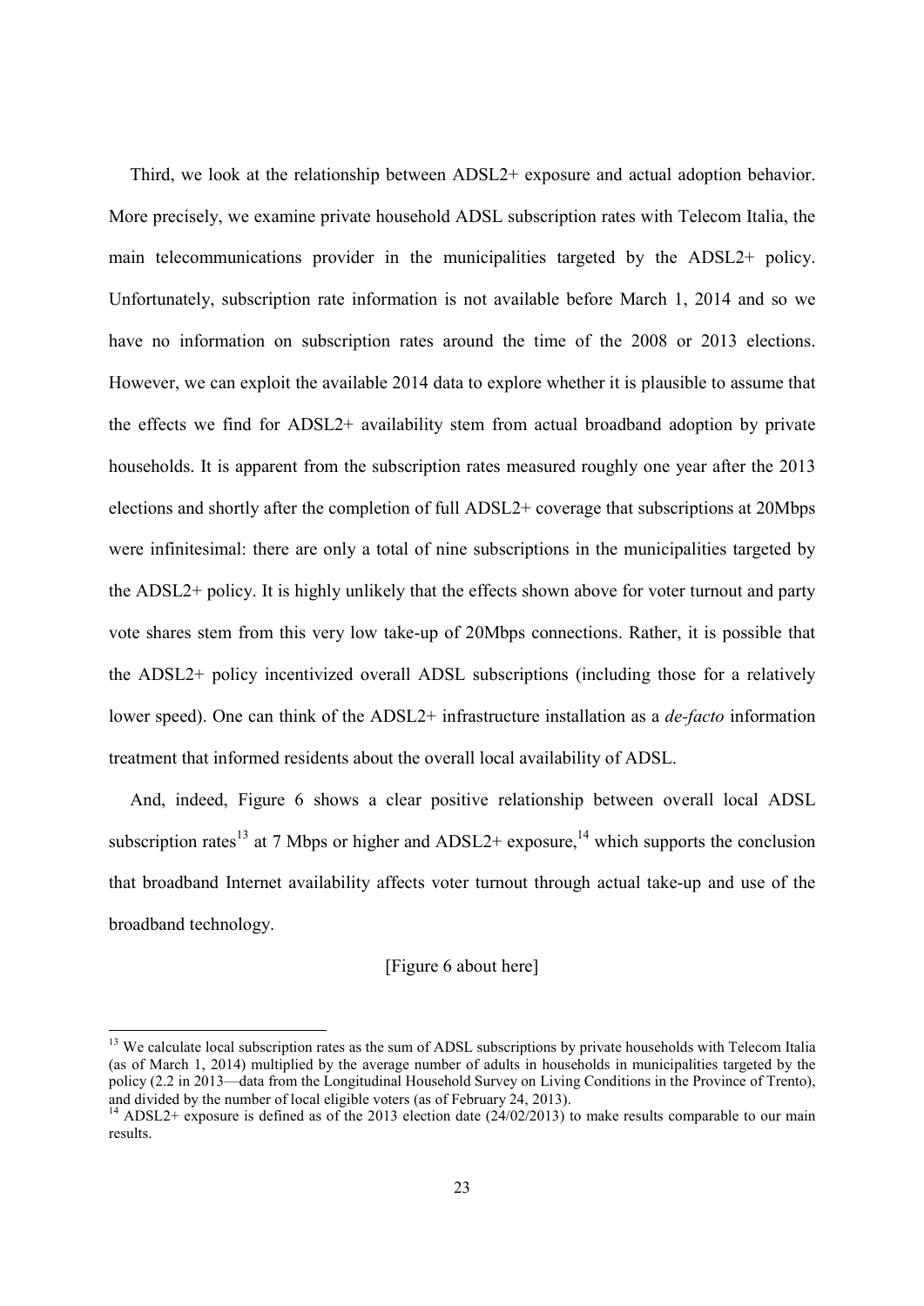Third, we look at the relationship between ADSL2+ exposure and actual adoption behavior. More precisely, we examine private household ADSL subscription rates with Telecom Italia, the main telecommunications provider in the municipalities targeted by the ADSL2+ policy. Unfortunately, subscription rate information is not available before March 1, 2014 and so we have no information on subscription rates around the time of the 2008 or 2013 elections. However, we can exploit the available 2014 data to explore whether it is plausible to assume that the effects we find for ADSL2+ availability stem from actual broadband adoption by private households. It is apparent from the subscription rates measured roughly one year after the 2013 elections and shortly after the completion of full ADSL2+ coverage that subscriptions at 20Mbps were infinitesimal: there are only a total of nine subscriptions in the municipalities targeted by the ADSL2+ policy. It is highly unlikely that the effects shown above for voter turnout and party vote shares stem from this very low take-up of 20Mbps connections. Rather, it is possible that the ADSL2+ policy incentivized overall ADSL subscriptions (including those for a relatively lower speed). One can think of the ADSL2+ infrastructure installation as a *de-facto* information treatment that informed residents about the overall local availability of ADSL.

And, indeed, Figure 6 shows a clear positive relationship between overall local ADSL subscription rates[13] at 7 Mbps or higher and ADSL2+ exposure,[14] which supports the conclusion that broadband Internet availability affects voter turnout through actual take-up and use of the broadband technology.

[Figure 6 about here]

[13] We calculate local subscription rates as the sum of ADSL subscriptions by private households with Telecom Italia (as of March 1, 2014) multiplied by the average number of adults in households in municipalities targeted by the policy (2.2 in 2013—data from the Longitudinal Household Survey on Living Conditions in the Province of Trento), and divided by the number of local eligible voters (as of February 24, 2013).

[14] ADSL2+ exposure is defined as of the 2013 election date (24/02/2013) to make results comparable to our main results.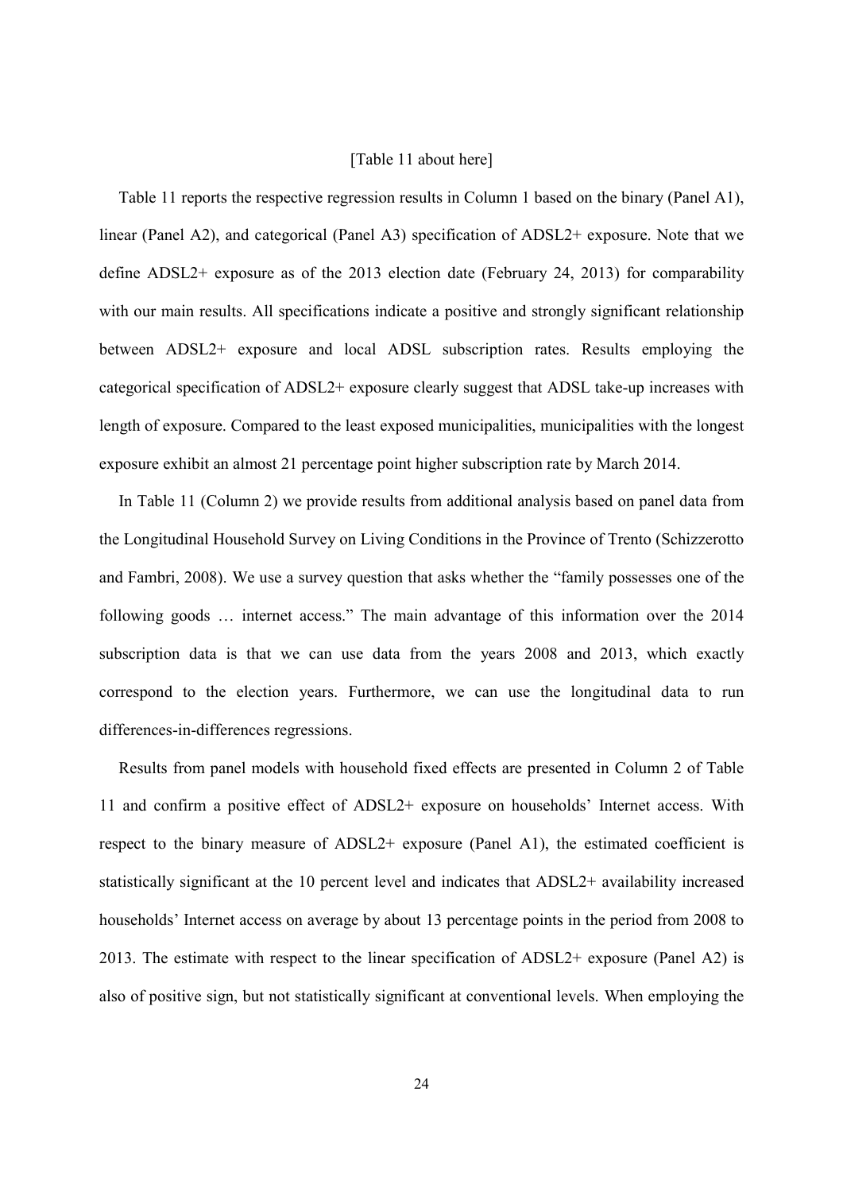[Table 11 about here]

Table 11 reports the respective regression results in Column 1 based on the binary (Panel A1), linear (Panel A2), and categorical (Panel A3) specification of ADSL2+ exposure. Note that we define ADSL2+ exposure as of the 2013 election date (February 24, 2013) for comparability with our main results. All specifications indicate a positive and strongly significant relationship between ADSL2+ exposure and local ADSL subscription rates. Results employing the categorical specification of ADSL2+ exposure clearly suggest that ADSL take-up increases with length of exposure. Compared to the least exposed municipalities, municipalities with the longest exposure exhibit an almost 21 percentage point higher subscription rate by March 2014.

In Table 11 (Column 2) we provide results from additional analysis based on panel data from the Longitudinal Household Survey on Living Conditions in the Province of Trento (Schizzerotto and Fambri, 2008). We use a survey question that asks whether the "family possesses one of the following goods … internet access." The main advantage of this information over the 2014 subscription data is that we can use data from the years 2008 and 2013, which exactly correspond to the election years. Furthermore, we can use the longitudinal data to run differences-in-differences regressions.

Results from panel models with household fixed effects are presented in Column 2 of Table 11 and confirm a positive effect of ADSL2+ exposure on households' Internet access. With respect to the binary measure of ADSL2+ exposure (Panel A1), the estimated coefficient is statistically significant at the 10 percent level and indicates that ADSL2+ availability increased households' Internet access on average by about 13 percentage points in the period from 2008 to 2013. The estimate with respect to the linear specification of ADSL2+ exposure (Panel A2) is also of positive sign, but not statistically significant at conventional levels. When employing the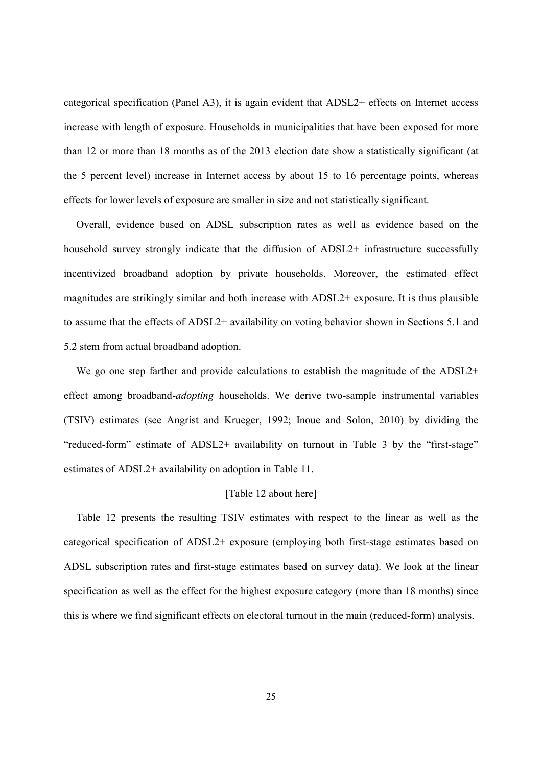categorical specification (Panel A3), it is again evident that ADSL2+ effects on Internet access increase with length of exposure. Households in municipalities that have been exposed for more than 12 or more than 18 months as of the 2013 election date show a statistically significant (at the 5 percent level) increase in Internet access by about 15 to 16 percentage points, whereas effects for lower levels of exposure are smaller in size and not statistically significant.

Overall, evidence based on ADSL subscription rates as well as evidence based on the household survey strongly indicate that the diffusion of ADSL2+ infrastructure successfully incentivized broadband adoption by private households. Moreover, the estimated effect magnitudes are strikingly similar and both increase with ADSL2+ exposure. It is thus plausible to assume that the effects of ADSL2+ availability on voting behavior shown in Sections 5.1 and 5.2 stem from actual broadband adoption.

We go one step farther and provide calculations to establish the magnitude of the ADSL2+ effect among broadband-*adopting* households. We derive two-sample instrumental variables (TSIV) estimates (see Angrist and Krueger, 1992; Inoue and Solon, 2010) by dividing the "reduced-form" estimate of ADSL2+ availability on turnout in Table 3 by the "first-stage" estimates of ADSL2+ availability on adoption in Table 11.

[Table 12 about here]

Table 12 presents the resulting TSIV estimates with respect to the linear as well as the categorical specification of ADSL2+ exposure (employing both first-stage estimates based on ADSL subscription rates and first-stage estimates based on survey data). We look at the linear specification as well as the effect for the highest exposure category (more than 18 months) since this is where we find significant effects on electoral turnout in the main (reduced-form) analysis.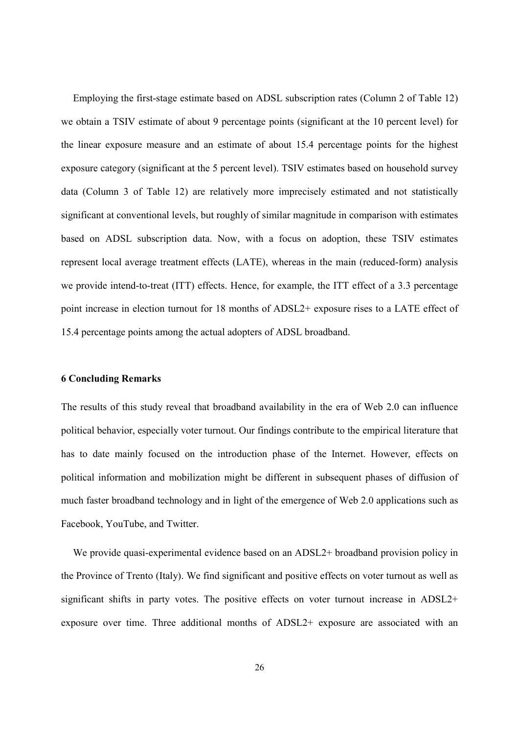Employing the first-stage estimate based on ADSL subscription rates (Column 2 of Table 12) we obtain a TSIV estimate of about 9 percentage points (significant at the 10 percent level) for the linear exposure measure and an estimate of about 15.4 percentage points for the highest exposure category (significant at the 5 percent level). TSIV estimates based on household survey data (Column 3 of Table 12) are relatively more imprecisely estimated and not statistically significant at conventional levels, but roughly of similar magnitude in comparison with estimates based on ADSL subscription data. Now, with a focus on adoption, these TSIV estimates represent local average treatment effects (LATE), whereas in the main (reduced-form) analysis we provide intend-to-treat (ITT) effects. Hence, for example, the ITT effect of a 3.3 percentage point increase in election turnout for 18 months of ADSL2+ exposure rises to a LATE effect of 15.4 percentage points among the actual adopters of ADSL broadband.

## 6 Concluding Remarks

The results of this study reveal that broadband availability in the era of Web 2.0 can influence political behavior, especially voter turnout. Our findings contribute to the empirical literature that has to date mainly focused on the introduction phase of the Internet. However, effects on political information and mobilization might be different in subsequent phases of diffusion of much faster broadband technology and in light of the emergence of Web 2.0 applications such as Facebook, YouTube, and Twitter.

We provide quasi-experimental evidence based on an ADSL2+ broadband provision policy in the Province of Trento (Italy). We find significant and positive effects on voter turnout as well as significant shifts in party votes. The positive effects on voter turnout increase in ADSL2+ exposure over time. Three additional months of ADSL2+ exposure are associated with an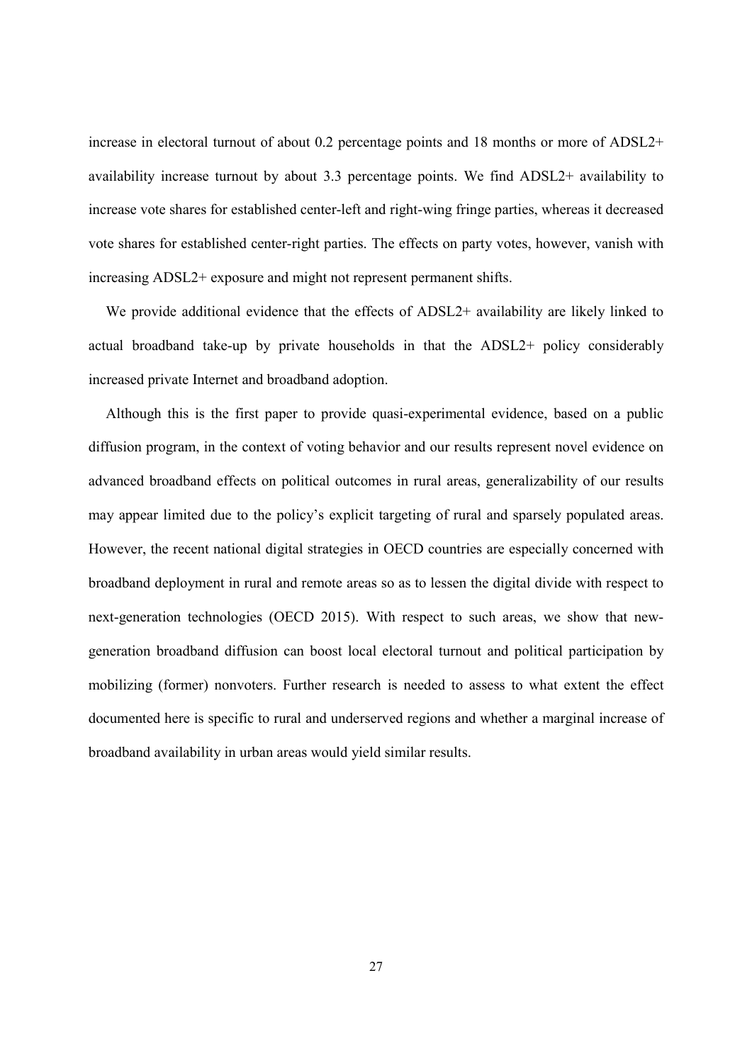increase in electoral turnout of about 0.2 percentage points and 18 months or more of ADSL2+ availability increase turnout by about 3.3 percentage points. We find ADSL2+ availability to increase vote shares for established center-left and right-wing fringe parties, whereas it decreased vote shares for established center-right parties. The effects on party votes, however, vanish with increasing ADSL2+ exposure and might not represent permanent shifts.

We provide additional evidence that the effects of ADSL2+ availability are likely linked to actual broadband take-up by private households in that the ADSL2+ policy considerably increased private Internet and broadband adoption.

Although this is the first paper to provide quasi-experimental evidence, based on a public diffusion program, in the context of voting behavior and our results represent novel evidence on advanced broadband effects on political outcomes in rural areas, generalizability of our results may appear limited due to the policy's explicit targeting of rural and sparsely populated areas. However, the recent national digital strategies in OECD countries are especially concerned with broadband deployment in rural and remote areas so as to lessen the digital divide with respect to next-generation technologies (OECD 2015). With respect to such areas, we show that new-generation broadband diffusion can boost local electoral turnout and political participation by mobilizing (former) nonvoters. Further research is needed to assess to what extent the effect documented here is specific to rural and underserved regions and whether a marginal increase of broadband availability in urban areas would yield similar results.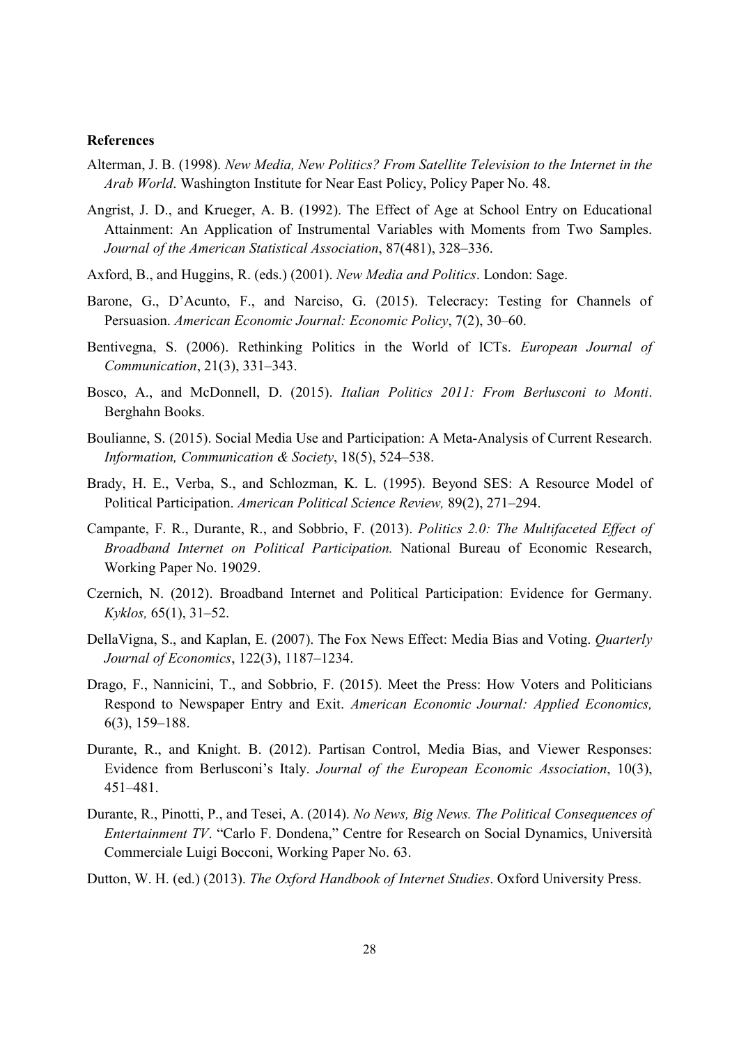**References**

Alterman, J. B. (1998). *New Media, New Politics? From Satellite Television to the Internet in the Arab World*. Washington Institute for Near East Policy, Policy Paper No. 48.

Angrist, J. D., and Krueger, A. B. (1992). The Effect of Age at School Entry on Educational Attainment: An Application of Instrumental Variables with Moments from Two Samples. *Journal of the American Statistical Association*, 87(481), 328–336.

Axford, B., and Huggins, R. (eds.) (2001). *New Media and Politics*. London: Sage.

Barone, G., D'Acunto, F., and Narciso, G. (2015). Telecracy: Testing for Channels of Persuasion. *American Economic Journal: Economic Policy*, 7(2), 30–60.

Bentivegna, S. (2006). Rethinking Politics in the World of ICTs. *European Journal of Communication*, 21(3), 331–343.

Bosco, A., and McDonnell, D. (2015). *Italian Politics 2011: From Berlusconi to Monti*. Berghahn Books.

Boulianne, S. (2015). Social Media Use and Participation: A Meta-Analysis of Current Research. *Information, Communication & Society*, 18(5), 524–538.

Brady, H. E., Verba, S., and Schlozman, K. L. (1995). Beyond SES: A Resource Model of Political Participation. *American Political Science Review,* 89(2), 271–294.

Campante, F. R., Durante, R., and Sobbrio, F. (2013). *Politics 2.0: The Multifaceted Effect of Broadband Internet on Political Participation.* National Bureau of Economic Research, Working Paper No. 19029.

Czernich, N. (2012). Broadband Internet and Political Participation: Evidence for Germany. *Kyklos,* 65(1), 31–52.

DellaVigna, S., and Kaplan, E. (2007). The Fox News Effect: Media Bias and Voting. *Quarterly Journal of Economics*, 122(3), 1187–1234.

Drago, F., Nannicini, T., and Sobbrio, F. (2015). Meet the Press: How Voters and Politicians Respond to Newspaper Entry and Exit. *American Economic Journal: Applied Economics,* 6(3), 159–188.

Durante, R., and Knight. B. (2012). Partisan Control, Media Bias, and Viewer Responses: Evidence from Berlusconi's Italy. *Journal of the European Economic Association*, 10(3), 451–481.

Durante, R., Pinotti, P., and Tesei, A. (2014). *No News, Big News. The Political Consequences of Entertainment TV*. "Carlo F. Dondena," Centre for Research on Social Dynamics, Università Commerciale Luigi Bocconi, Working Paper No. 63.

Dutton, W. H. (ed.) (2013). *The Oxford Handbook of Internet Studies*. Oxford University Press.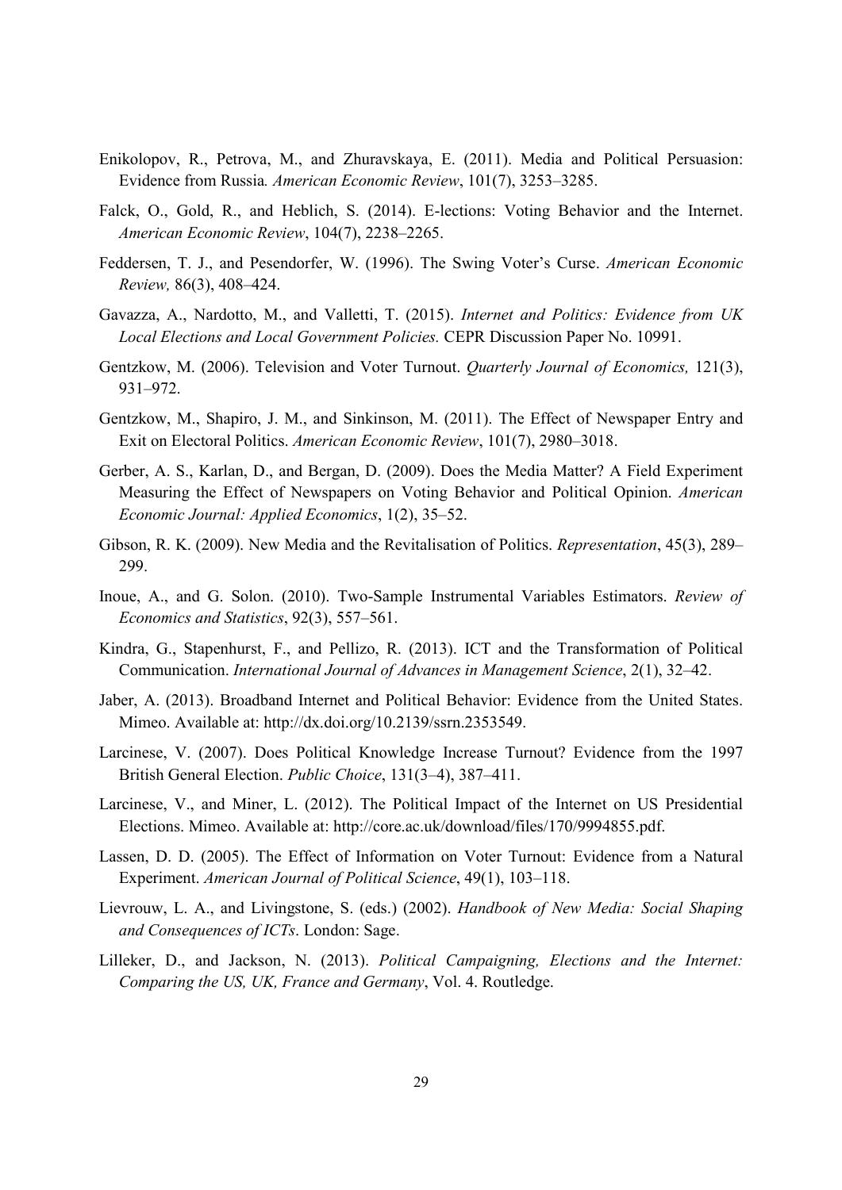Enikolopov, R., Petrova, M., and Zhuravskaya, E. (2011). Media and Political Persuasion: Evidence from Russia. *American Economic Review*, 101(7), 3253–3285.

Falck, O., Gold, R., and Heblich, S. (2014). E-lections: Voting Behavior and the Internet. *American Economic Review*, 104(7), 2238–2265.

Feddersen, T. J., and Pesendorfer, W. (1996). The Swing Voter's Curse. *American Economic Review,* 86(3), 408–424.

Gavazza, A., Nardotto, M., and Valletti, T. (2015). *Internet and Politics: Evidence from UK Local Elections and Local Government Policies.* CEPR Discussion Paper No. 10991.

Gentzkow, M. (2006). Television and Voter Turnout. *Quarterly Journal of Economics,* 121(3), 931–972.

Gentzkow, M., Shapiro, J. M., and Sinkinson, M. (2011). The Effect of Newspaper Entry and Exit on Electoral Politics. *American Economic Review*, 101(7), 2980–3018.

Gerber, A. S., Karlan, D., and Bergan, D. (2009). Does the Media Matter? A Field Experiment Measuring the Effect of Newspapers on Voting Behavior and Political Opinion. *American Economic Journal: Applied Economics*, 1(2), 35–52.

Gibson, R. K. (2009). New Media and the Revitalisation of Politics. *Representation*, 45(3), 289–299.

Inoue, A., and G. Solon. (2010). Two-Sample Instrumental Variables Estimators. *Review of Economics and Statistics*, 92(3), 557–561.

Kindra, G., Stapenhurst, F., and Pellizo, R. (2013). ICT and the Transformation of Political Communication. *International Journal of Advances in Management Science*, 2(1), 32–42.

Jaber, A. (2013). Broadband Internet and Political Behavior: Evidence from the United States. Mimeo. Available at: http://dx.doi.org/10.2139/ssrn.2353549.

Larcinese, V. (2007). Does Political Knowledge Increase Turnout? Evidence from the 1997 British General Election. *Public Choice*, 131(3–4), 387–411.

Larcinese, V., and Miner, L. (2012). The Political Impact of the Internet on US Presidential Elections. Mimeo. Available at: http://core.ac.uk/download/files/170/9994855.pdf.

Lassen, D. D. (2005). The Effect of Information on Voter Turnout: Evidence from a Natural Experiment. *American Journal of Political Science*, 49(1), 103–118.

Lievrouw, L. A., and Livingstone, S. (eds.) (2002). *Handbook of New Media: Social Shaping and Consequences of ICTs*. London: Sage.

Lilleker, D., and Jackson, N. (2013). *Political Campaigning, Elections and the Internet: Comparing the US, UK, France and Germany*, Vol. 4. Routledge.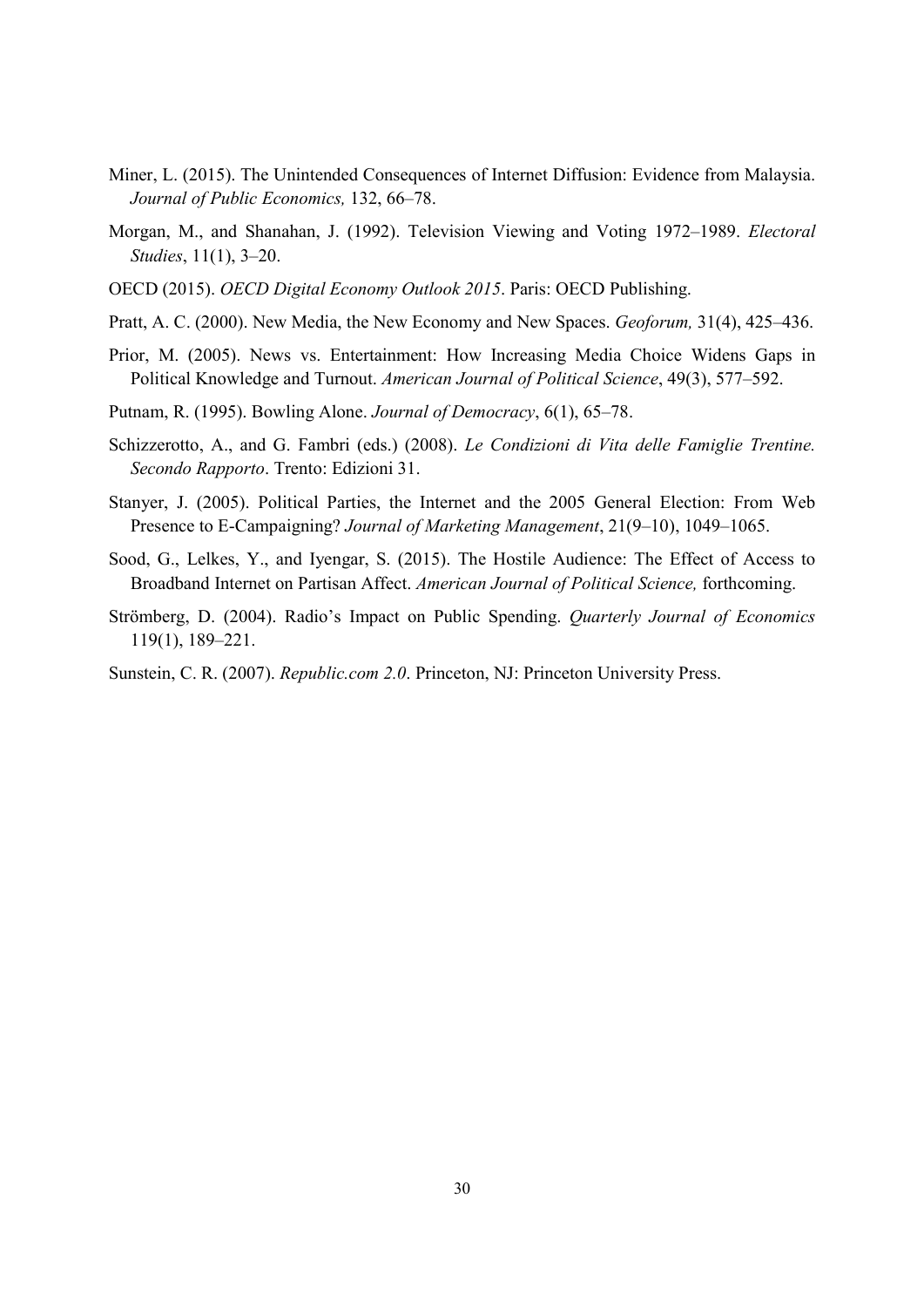Miner, L. (2015). The Unintended Consequences of Internet Diffusion: Evidence from Malaysia. *Journal of Public Economics,* 132, 66–78.

Morgan, M., and Shanahan, J. (1992). Television Viewing and Voting 1972–1989. *Electoral Studies*, 11(1), 3–20.

OECD (2015). *OECD Digital Economy Outlook 2015*. Paris: OECD Publishing.

Pratt, A. C. (2000). New Media, the New Economy and New Spaces. *Geoforum,* 31(4), 425–436.

Prior, M. (2005). News vs. Entertainment: How Increasing Media Choice Widens Gaps in Political Knowledge and Turnout. *American Journal of Political Science*, 49(3), 577–592.

Putnam, R. (1995). Bowling Alone. *Journal of Democracy*, 6(1), 65–78.

Schizzerotto, A., and G. Fambri (eds.) (2008). *Le Condizioni di Vita delle Famiglie Trentine. Secondo Rapporto*. Trento: Edizioni 31.

Stanyer, J. (2005). Political Parties, the Internet and the 2005 General Election: From Web Presence to E-Campaigning? *Journal of Marketing Management*, 21(9–10), 1049–1065.

Sood, G., Lelkes, Y., and Iyengar, S. (2015). The Hostile Audience: The Effect of Access to Broadband Internet on Partisan Affect. *American Journal of Political Science,* forthcoming.

Strömberg, D. (2004). Radio's Impact on Public Spending. *Quarterly Journal of Economics* 119(1), 189–221.

Sunstein, C. R. (2007). *Republic.com 2.0*. Princeton, NJ: Princeton University Press.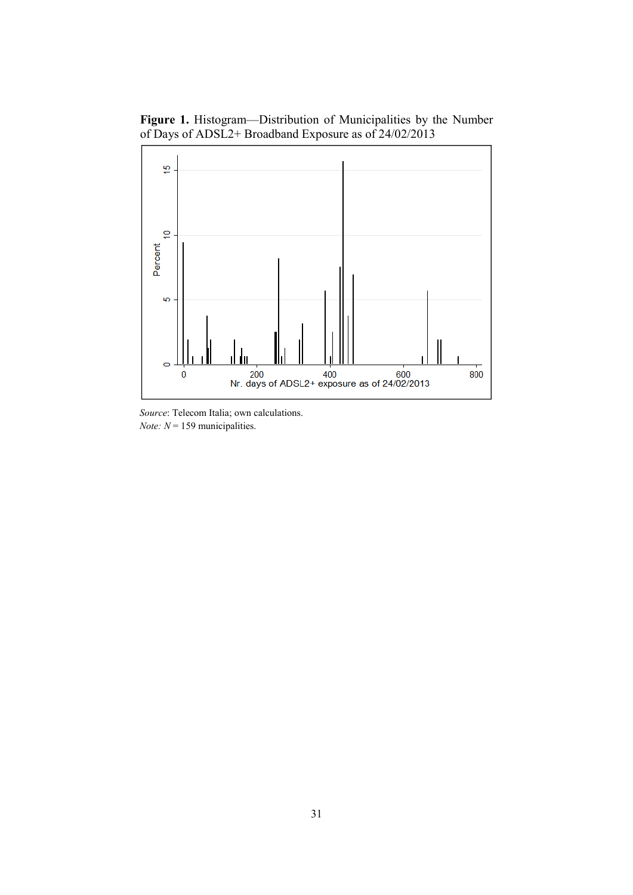**Figure 1.** Histogram—Distribution of Municipalities by the Number of Days of ADSL2+ Broadband Exposure as of 24/02/2013

*Source*: Telecom Italia; own calculations.
*Note:* $N$ = 159 municipalities.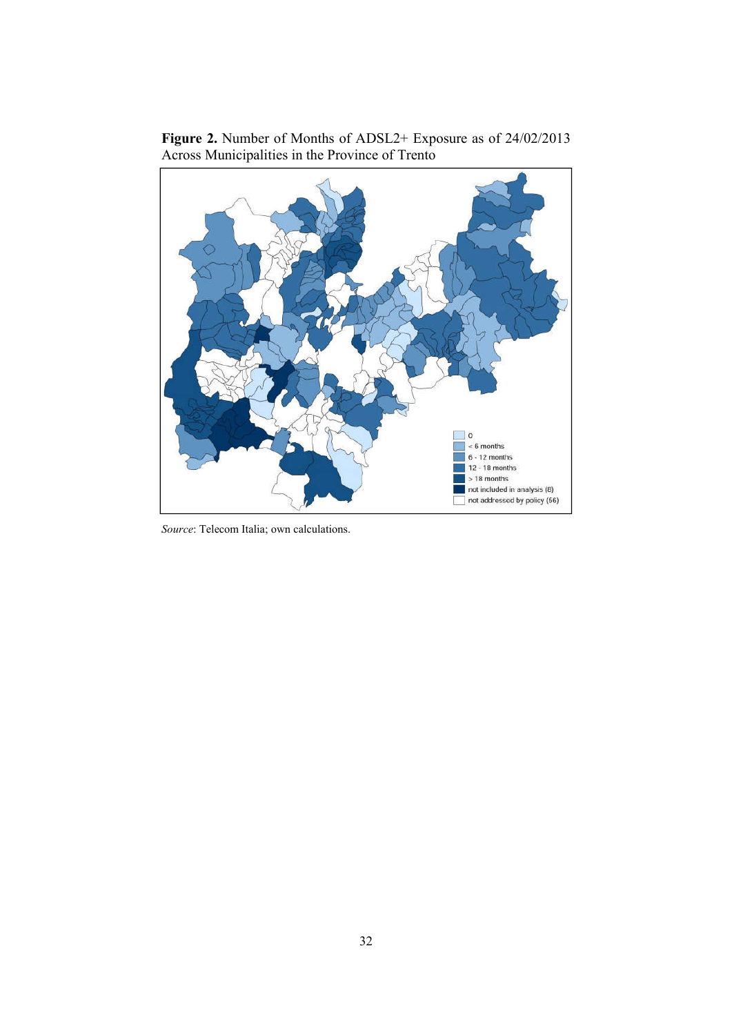**Figure 2.** Number of Months of ADSL2+ Exposure as of 24/02/2013 Across Municipalities in the Province of Trento

*Source*: Telecom Italia; own calculations.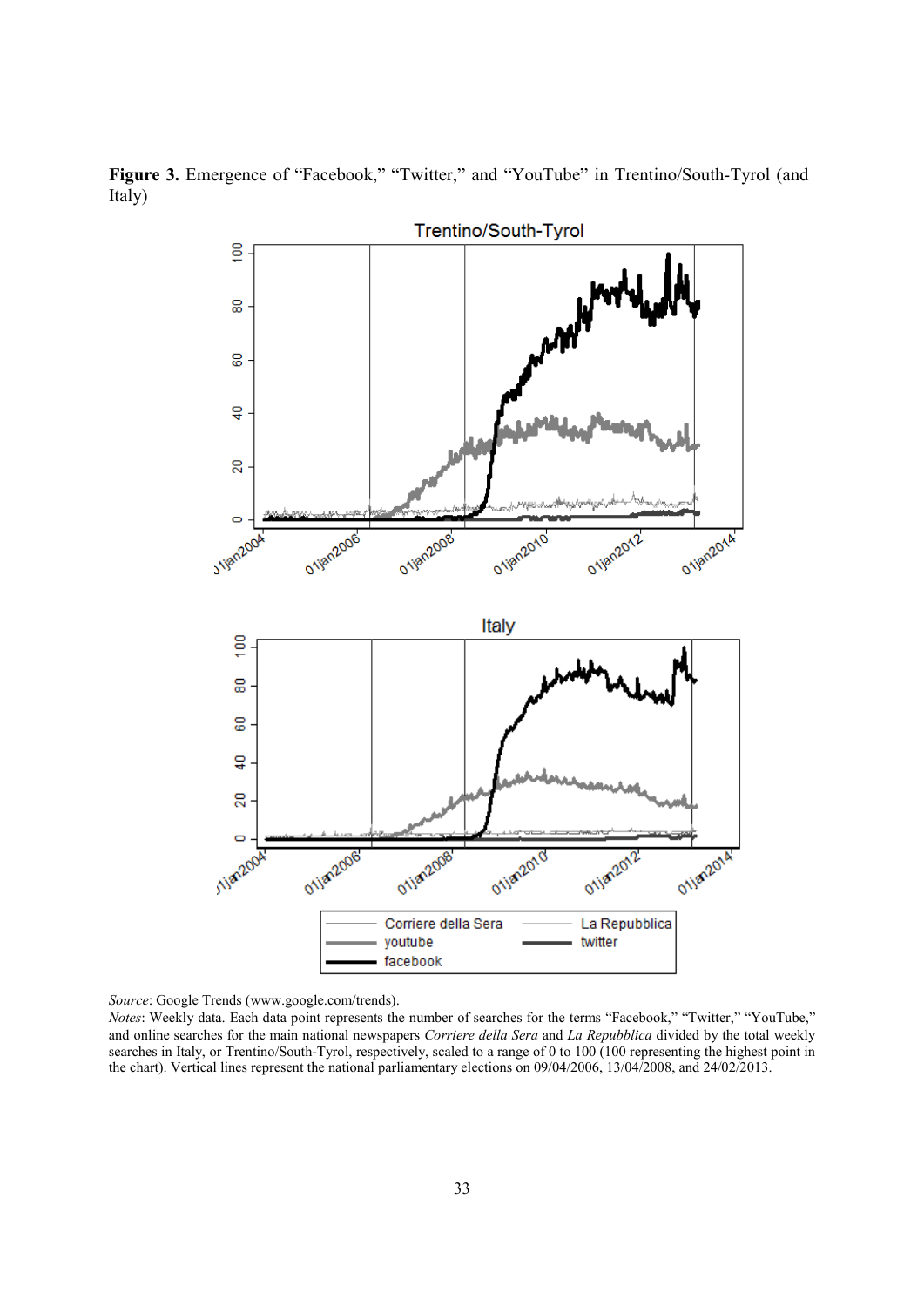**Figure 3.** Emergence of "Facebook," "Twitter," and "YouTube" in Trentino/South-Tyrol (and Italy)

*Source*: Google Trends (www.google.com/trends).

*Notes*: Weekly data. Each data point represents the number of searches for the terms "Facebook," "Twitter," "YouTube," and online searches for the main national newspapers *Corriere della Sera* and *La Repubblica* divided by the total weekly searches in Italy, or Trentino/South-Tyrol, respectively, scaled to a range of 0 to 100 (100 representing the highest point in the chart). Vertical lines represent the national parliamentary elections on 09/04/2006, 13/04/2008, and 24/02/2013.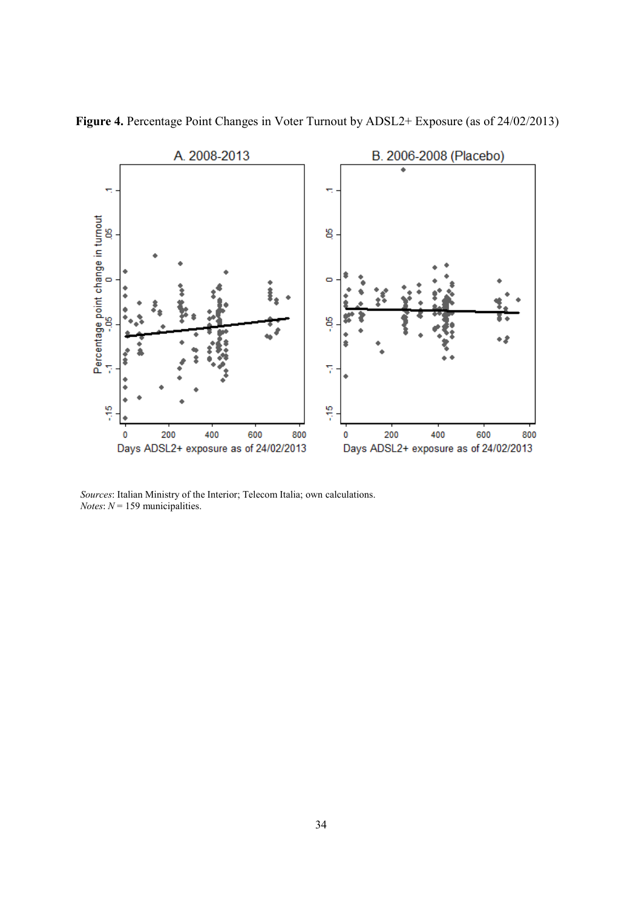**Figure 4.** Percentage Point Changes in Voter Turnout by ADSL2+ Exposure (as of 24/02/2013)

*Sources*: Italian Ministry of the Interior; Telecom Italia; own calculations.
*Notes*: $N = 159$ municipalities.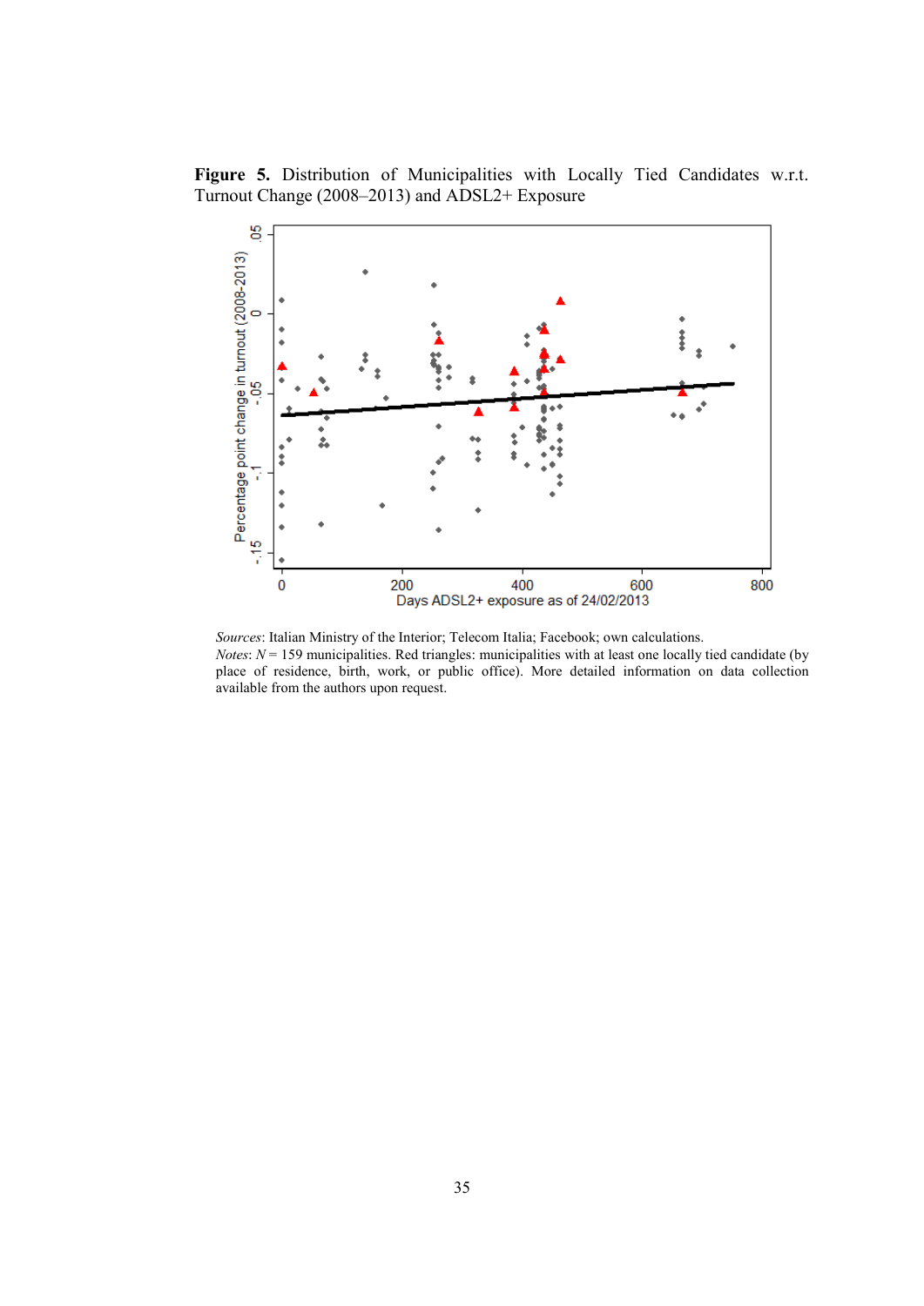**Figure 5.** Distribution of Municipalities with Locally Tied Candidates w.r.t. Turnout Change (2008–2013) and ADSL2+ Exposure

*Sources*: Italian Ministry of the Interior; Telecom Italia; Facebook; own calculations.
*Notes*: $N = 159$ municipalities. Red triangles: municipalities with at least one locally tied candidate (by place of residence, birth, work, or public office). More detailed information on data collection available from the authors upon request.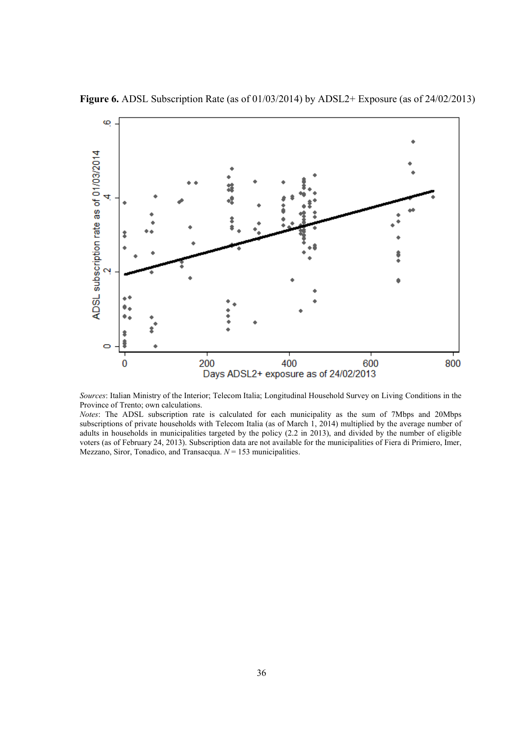**Figure 6.** ADSL Subscription Rate (as of 01/03/2014) by ADSL2+ Exposure (as of 24/02/2013)

*Sources*: Italian Ministry of the Interior; Telecom Italia; Longitudinal Household Survey on Living Conditions in the Province of Trento; own calculations.

*Notes*: The ADSL subscription rate is calculated for each municipality as the sum of 7Mbps and 20Mbps subscriptions of private households with Telecom Italia (as of March 1, 2014) multiplied by the average number of adults in households in municipalities targeted by the policy (2.2 in 2013), and divided by the number of eligible voters (as of February 24, 2013). Subscription data are not available for the municipalities of Fiera di Primiero, Imer, Mezzano, Siror, Tonadico, and Transacqua. $N = 153$ municipalities.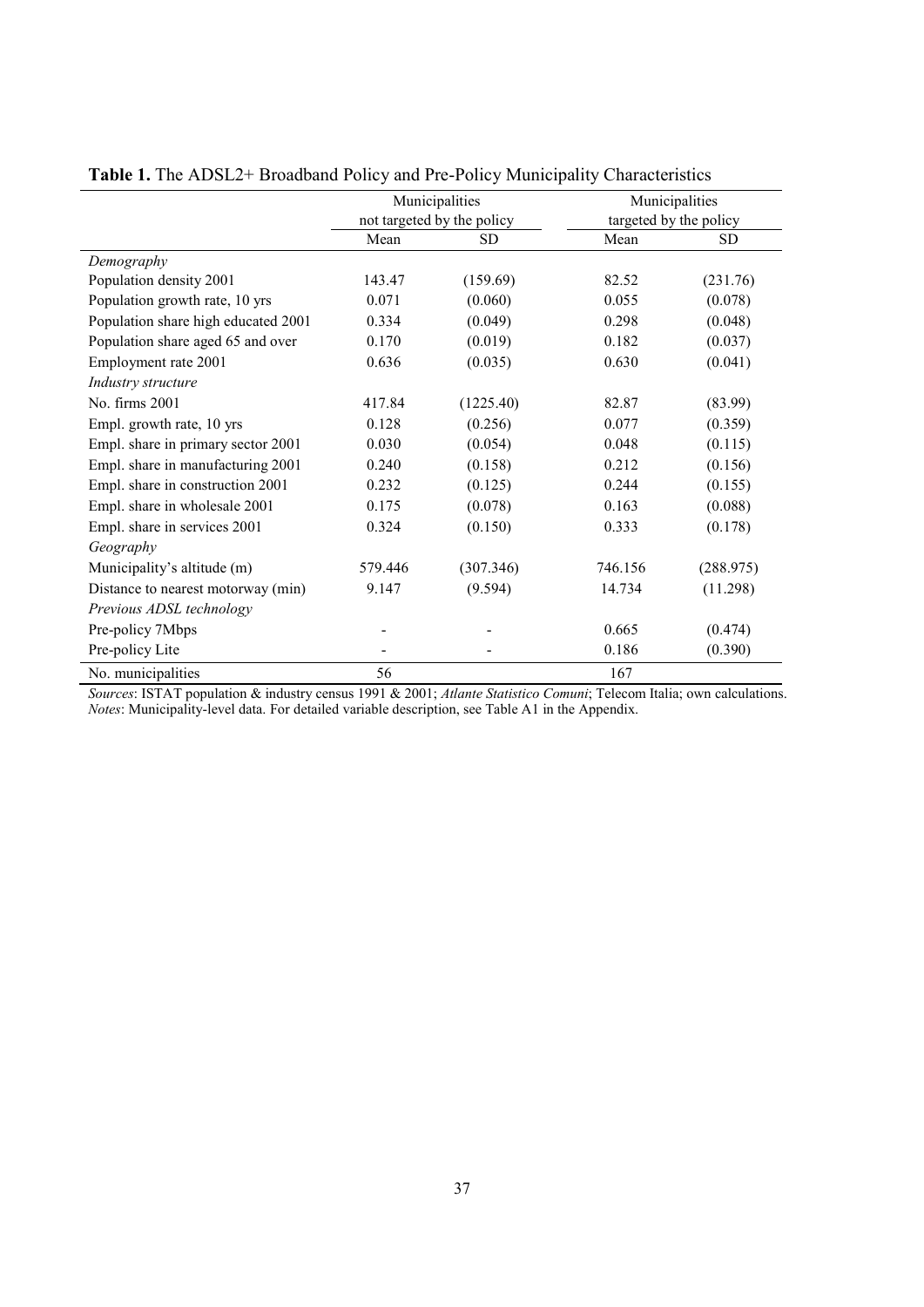**Table 1.** The ADSL2+ Broadband Policy and Pre-Policy Municipality Characteristics

| | Municipalities not targeted by the policy | | Municipalities targeted by the policy | |
|---|---|---|---|---|
| | Mean | SD | Mean | SD |
| *Demography* | | | | |
| Population density 2001 | 143.47 | (159.69) | 82.52 | (231.76) |
| Population growth rate, 10 yrs | 0.071 | (0.060) | 0.055 | (0.078) |
| Population share high educated 2001 | 0.334 | (0.049) | 0.298 | (0.048) |
| Population share aged 65 and over | 0.170 | (0.019) | 0.182 | (0.037) |
| Employment rate 2001 | 0.636 | (0.035) | 0.630 | (0.041) |
| *Industry structure* | | | | |
| No. firms 2001 | 417.84 | (1225.40) | 82.87 | (83.99) |
| Empl. growth rate, 10 yrs | 0.128 | (0.256) | 0.077 | (0.359) |
| Empl. share in primary sector 2001 | 0.030 | (0.054) | 0.048 | (0.115) |
| Empl. share in manufacturing 2001 | 0.240 | (0.158) | 0.212 | (0.156) |
| Empl. share in construction 2001 | 0.232 | (0.125) | 0.244 | (0.155) |
| Empl. share in wholesale 2001 | 0.175 | (0.078) | 0.163 | (0.088) |
| Empl. share in services 2001 | 0.324 | (0.150) | 0.333 | (0.178) |
| *Geography* | | | | |
| Municipality's altitude (m) | 579.446 | (307.346) | 746.156 | (288.975) |
| Distance to nearest motorway (min) | 9.147 | (9.594) | 14.734 | (11.298) |
| *Previous ADSL technology* | | | | |
| Pre-policy 7Mbps | - | - | 0.665 | (0.474) |
| Pre-policy Lite | - | - | 0.186 | (0.390) |
| No. municipalities | 56 | | 167 | |

*Sources*: ISTAT population & industry census 1991 & 2001; *Atlante Statistico Comuni*; Telecom Italia; own calculations.
*Notes*: Municipality-level data. For detailed variable description, see Table A1 in the Appendix.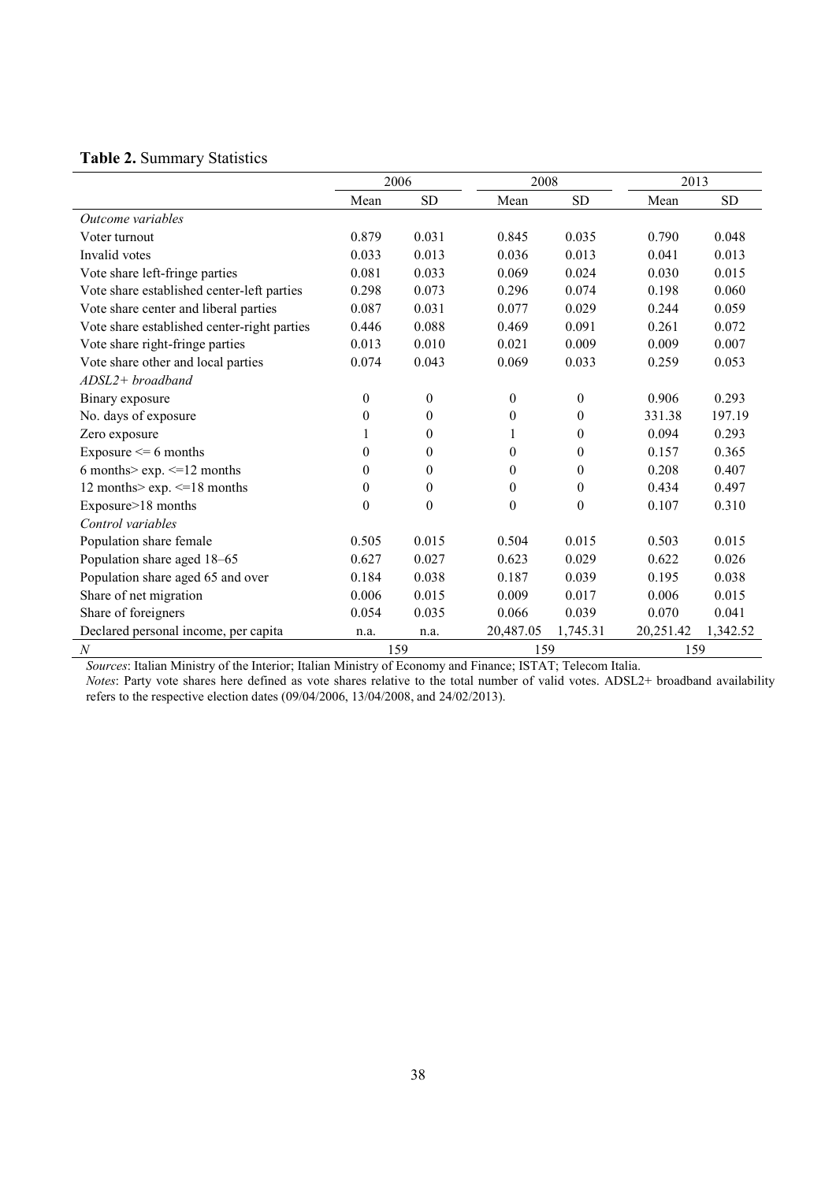**Table 2.** Summary Statistics

| | 2006 | | 2008 | | 2013 | |
|---|---|---|---|---|---|---|
| | Mean | SD | Mean | SD | Mean | SD |
| *Outcome variables* | | | | | | |
| Voter turnout | 0.879 | 0.031 | 0.845 | 0.035 | 0.790 | 0.048 |
| Invalid votes | 0.033 | 0.013 | 0.036 | 0.013 | 0.041 | 0.013 |
| Vote share left-fringe parties | 0.081 | 0.033 | 0.069 | 0.024 | 0.030 | 0.015 |
| Vote share established center-left parties | 0.298 | 0.073 | 0.296 | 0.074 | 0.198 | 0.060 |
| Vote share center and liberal parties | 0.087 | 0.031 | 0.077 | 0.029 | 0.244 | 0.059 |
| Vote share established center-right parties | 0.446 | 0.088 | 0.469 | 0.091 | 0.261 | 0.072 |
| Vote share right-fringe parties | 0.013 | 0.010 | 0.021 | 0.009 | 0.009 | 0.007 |
| Vote share other and local parties | 0.074 | 0.043 | 0.069 | 0.033 | 0.259 | 0.053 |
| *ADSL2+ broadband* | | | | | | |
| Binary exposure | 0 | 0 | 0 | 0 | 0.906 | 0.293 |
| No. days of exposure | 0 | 0 | 0 | 0 | 331.38 | 197.19 |
| Zero exposure | 1 | 0 | 1 | 0 | 0.094 | 0.293 |
| Exposure <= 6 months | 0 | 0 | 0 | 0 | 0.157 | 0.365 |
| 6 months> exp. <=12 months | 0 | 0 | 0 | 0 | 0.208 | 0.407 |
| 12 months> exp. <=18 months | 0 | 0 | 0 | 0 | 0.434 | 0.497 |
| Exposure>18 months | 0 | 0 | 0 | 0 | 0.107 | 0.310 |
| *Control variables* | | | | | | |
| Population share female | 0.505 | 0.015 | 0.504 | 0.015 | 0.503 | 0.015 |
| Population share aged 18–65 | 0.627 | 0.027 | 0.623 | 0.029 | 0.622 | 0.026 |
| Population share aged 65 and over | 0.184 | 0.038 | 0.187 | 0.039 | 0.195 | 0.038 |
| Share of net migration | 0.006 | 0.015 | 0.009 | 0.017 | 0.006 | 0.015 |
| Share of foreigners | 0.054 | 0.035 | 0.066 | 0.039 | 0.070 | 0.041 |
| Declared personal income, per capita | n.a. | n.a. | 20,487.05 | 1,745.31 | 20,251.42 | 1,342.52 |
| *N* | 159 | | 159 | | 159 | |

*Sources*: Italian Ministry of the Interior; Italian Ministry of Economy and Finance; ISTAT; Telecom Italia.
*Notes*: Party vote shares here defined as vote shares relative to the total number of valid votes. ADSL2+ broadband availability refers to the respective election dates (09/04/2006, 13/04/2008, and 24/02/2013).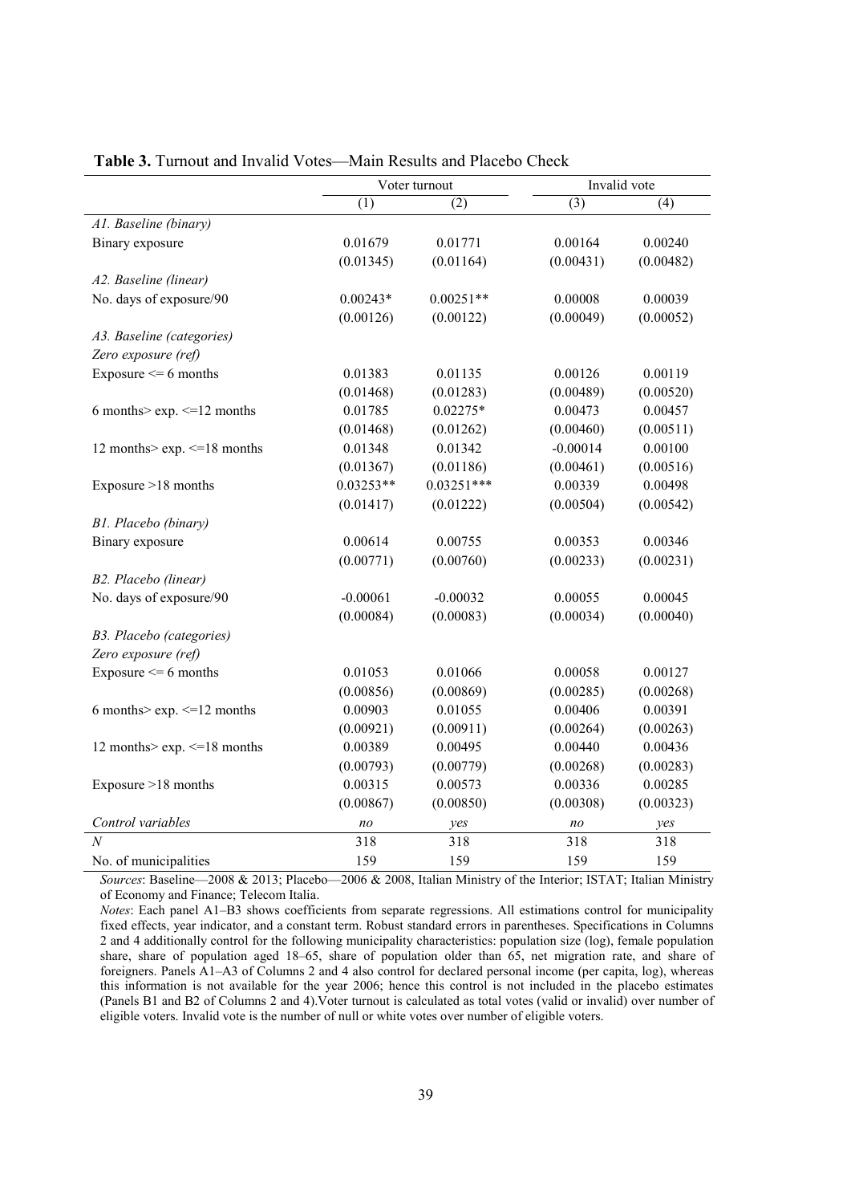**Table 3.** Turnout and Invalid Votes—Main Results and Placebo Check

| | Voter turnout | | Invalid vote | |
|---|---|---|---|---|
| | (1) | (2) | (3) | (4) |
| *A1. Baseline (binary)* | | | | |
| Binary exposure | 0.01679 | 0.01771 | 0.00164 | 0.00240 |
| | (0.01345) | (0.01164) | (0.00431) | (0.00482) |
| *A2. Baseline (linear)* | | | | |
| No. days of exposure/90 | 0.00243* | 0.00251** | 0.00008 | 0.00039 |
| | (0.00126) | (0.00122) | (0.00049) | (0.00052) |
| *A3. Baseline (categories)* | | | | |
| *Zero exposure (ref)* | | | | |
| Exposure <= 6 months | 0.01383 | 0.01135 | 0.00126 | 0.00119 |
| | (0.01468) | (0.01283) | (0.00489) | (0.00520) |
| 6 months> exp. <=12 months | 0.01785 | 0.02275* | 0.00473 | 0.00457 |
| | (0.01468) | (0.01262) | (0.00460) | (0.00511) |
| 12 months> exp. <=18 months | 0.01348 | 0.01342 | -0.00014 | 0.00100 |
| | (0.01367) | (0.01186) | (0.00461) | (0.00516) |
| Exposure >18 months | 0.03253** | 0.03251*** | 0.00339 | 0.00498 |
| | (0.01417) | (0.01222) | (0.00504) | (0.00542) |
| *B1. Placebo (binary)* | | | | |
| Binary exposure | 0.00614 | 0.00755 | 0.00353 | 0.00346 |
| | (0.00771) | (0.00760) | (0.00233) | (0.00231) |
| *B2. Placebo (linear)* | | | | |
| No. days of exposure/90 | -0.00061 | -0.00032 | 0.00055 | 0.00045 |
| | (0.00084) | (0.00083) | (0.00034) | (0.00040) |
| *B3. Placebo (categories)* | | | | |
| *Zero exposure (ref)* | | | | |
| Exposure <= 6 months | 0.01053 | 0.01066 | 0.00058 | 0.00127 |
| | (0.00856) | (0.00869) | (0.00285) | (0.00268) |
| 6 months> exp. <=12 months | 0.00903 | 0.01055 | 0.00406 | 0.00391 |
| | (0.00921) | (0.00911) | (0.00264) | (0.00263) |
| 12 months> exp. <=18 months | 0.00389 | 0.00495 | 0.00440 | 0.00436 |
| | (0.00793) | (0.00779) | (0.00268) | (0.00283) |
| Exposure >18 months | 0.00315 | 0.00573 | 0.00336 | 0.00285 |
| | (0.00867) | (0.00850) | (0.00308) | (0.00323) |
| *Control variables* | *no* | *yes* | *no* | *yes* |
| *N* | 318 | 318 | 318 | 318 |
| No. of municipalities | 159 | 159 | 159 | 159 |

*Sources*: Baseline—2008 & 2013; Placebo—2006 & 2008, Italian Ministry of the Interior; ISTAT; Italian Ministry of Economy and Finance; Telecom Italia.

*Notes*: Each panel A1–B3 shows coefficients from separate regressions. All estimations control for municipality fixed effects, year indicator, and a constant term. Robust standard errors in parentheses. Specifications in Columns 2 and 4 additionally control for the following municipality characteristics: population size (log), female population share, share of population aged 18–65, share of population older than 65, net migration rate, and share of foreigners. Panels A1–A3 of Columns 2 and 4 also control for declared personal income (per capita, log), whereas this information is not available for the year 2006; hence this control is not included in the placebo estimates (Panels B1 and B2 of Columns 2 and 4).Voter turnout is calculated as total votes (valid or invalid) over number of eligible voters. Invalid vote is the number of null or white votes over number of eligible voters.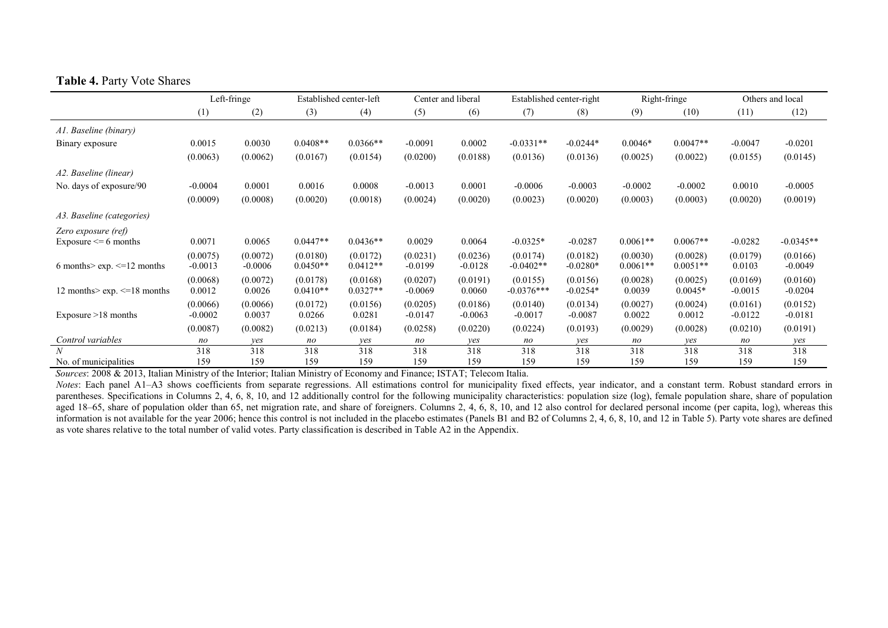**Table 4.** Party Vote Shares

| | Left-fringe | | Established center-left | | Center and liberal | | Established center-right | | Right-fringe | | Others and local | |
|---|---|---|---|---|---|---|---|---|---|---|---|---|
| | (1) | (2) | (3) | (4) | (5) | (6) | (7) | (8) | (9) | (10) | (11) | (12) |
| *A1. Baseline (binary)* | | | | | | | | | | | | |
| Binary exposure | 0.0015 | 0.0030 | 0.0408** | 0.0366** | -0.0091 | 0.0002 | -0.0331** | -0.0244* | 0.0046* | 0.0047** | -0.0047 | -0.0201 |
| | (0.0063) | (0.0062) | (0.0167) | (0.0154) | (0.0200) | (0.0188) | (0.0136) | (0.0136) | (0.0025) | (0.0022) | (0.0155) | (0.0145) |
| *A2. Baseline (linear)* | | | | | | | | | | | | |
| No. days of exposure/90 | -0.0004 | 0.0001 | 0.0016 | 0.0008 | -0.0013 | 0.0001 | -0.0006 | -0.0003 | -0.0002 | -0.0002 | 0.0010 | -0.0005 |
| | (0.0009) | (0.0008) | (0.0020) | (0.0018) | (0.0024) | (0.0020) | (0.0023) | (0.0020) | (0.0003) | (0.0003) | (0.0020) | (0.0019) |
| *A3. Baseline (categories)* | | | | | | | | | | | | |
| *Zero exposure (ref)* | | | | | | | | | | | | |
| Exposure <= 6 months | 0.0071 | 0.0065 | 0.0447** | 0.0436** | 0.0029 | 0.0064 | -0.0325* | -0.0287 | 0.0061** | 0.0067** | -0.0282 | -0.0345** |
| | (0.0075) | (0.0072) | (0.0180) | (0.0172) | (0.0231) | (0.0236) | (0.0174) | (0.0182) | (0.0030) | (0.0028) | (0.0179) | (0.0166) |
| 6 months> exp. <=12 months | -0.0013 | -0.0006 | 0.0450** | 0.0412** | -0.0199 | -0.0128 | -0.0402** | -0.0280* | 0.0061** | 0.0051** | 0.0103 | -0.0049 |
| | (0.0068) | (0.0072) | (0.0178) | (0.0168) | (0.0207) | (0.0191) | (0.0155) | (0.0156) | (0.0028) | (0.0025) | (0.0169) | (0.0160) |
| 12 months> exp. <=18 months | 0.0012 | 0.0026 | 0.0410** | 0.0327** | -0.0069 | 0.0060 | -0.0376*** | -0.0254* | 0.0039 | 0.0045* | -0.0015 | -0.0204 |
| | (0.0066) | (0.0066) | (0.0172) | (0.0156) | (0.0205) | (0.0186) | (0.0140) | (0.0134) | (0.0027) | (0.0024) | (0.0161) | (0.0152) |
| Exposure >18 months | -0.0002 | 0.0037 | 0.0266 | 0.0281 | -0.0147 | -0.0063 | -0.0017 | -0.0087 | 0.0022 | 0.0012 | -0.0122 | -0.0181 |
| | (0.0087) | (0.0082) | (0.0213) | (0.0184) | (0.0258) | (0.0220) | (0.0224) | (0.0193) | (0.0029) | (0.0028) | (0.0210) | (0.0191) |
| *Control variables* | *no* | *yes* | *no* | *yes* | *no* | *yes* | *no* | *yes* | *no* | *yes* | *no* | *yes* |
| *N* | 318 | 318 | 318 | 318 | 318 | 318 | 318 | 318 | 318 | 318 | 318 | 318 |
| No. of municipalities | 159 | 159 | 159 | 159 | 159 | 159 | 159 | 159 | 159 | 159 | 159 | 159 |

*Sources*: 2008 & 2013, Italian Ministry of the Interior; Italian Ministry of Economy and Finance; ISTAT; Telecom Italia.

*Notes*: Each panel A1–A3 shows coefficients from separate regressions. All estimations control for municipality fixed effects, year indicator, and a constant term. Robust standard errors in parentheses. Specifications in Columns 2, 4, 6, 8, 10, and 12 additionally control for the following municipality characteristics: population size (log), female population share, share of population aged 18–65, share of population older than 65, net migration rate, and share of foreigners. Columns 2, 4, 6, 8, 10, and 12 also control for declared personal income (per capita, log), whereas this information is not available for the year 2006; hence this control is not included in the placebo estimates (Panels B1 and B2 of Columns 2, 4, 6, 8, 10, and 12 in Table 5). Party vote shares are defined as vote shares relative to the total number of valid votes. Party classification is described in Table A2 in the Appendix.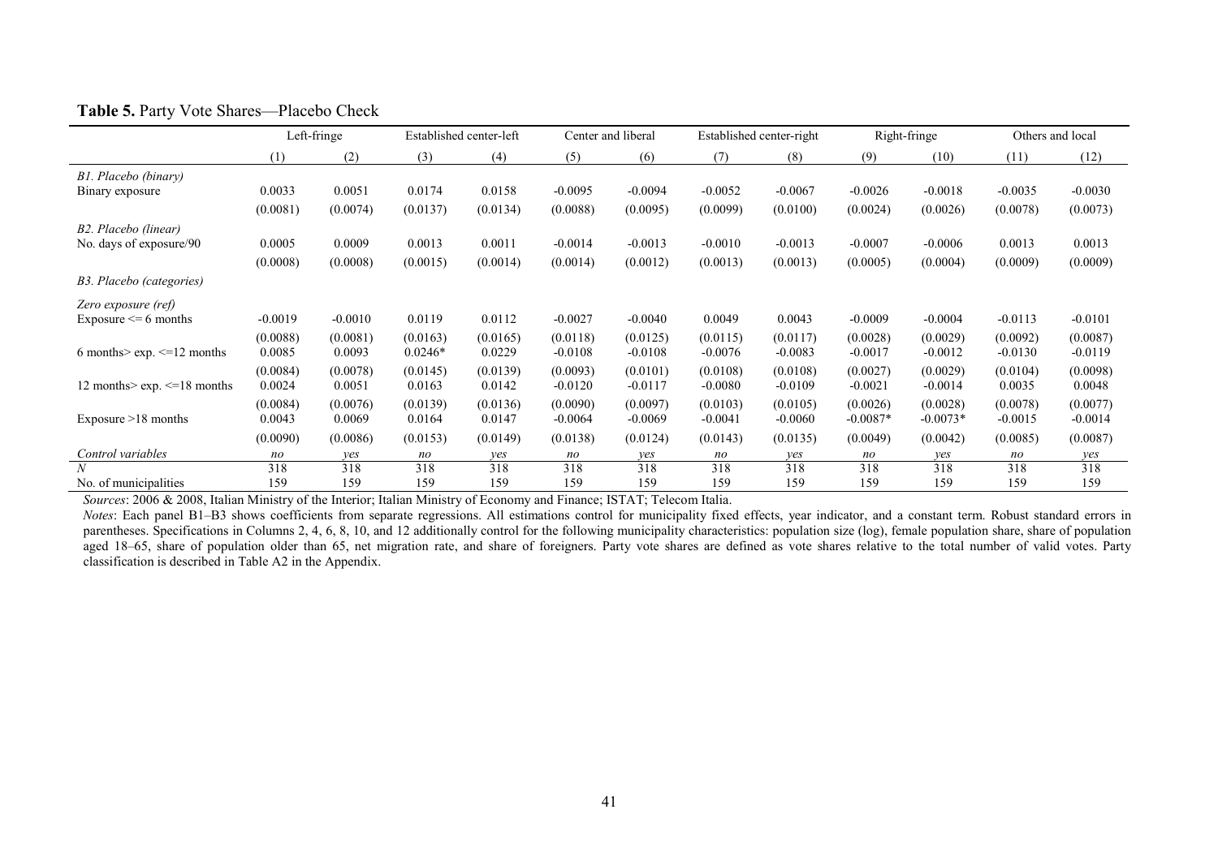**Table 5.** Party Vote Shares—Placebo Check

| | Left-fringe | | Established center-left | | Center and liberal | | Established center-right | | Right-fringe | | Others and local | |
|---|---|---|---|---|---|---|---|---|---|---|---|---|
| | (1) | (2) | (3) | (4) | (5) | (6) | (7) | (8) | (9) | (10) | (11) | (12) |
| *B1. Placebo (binary)* | | | | | | | | | | | | |
| Binary exposure | 0.0033 | 0.0051 | 0.0174 | 0.0158 | -0.0095 | -0.0094 | -0.0052 | -0.0067 | -0.0026 | -0.0018 | -0.0035 | -0.0030 |
| | (0.0081) | (0.0074) | (0.0137) | (0.0134) | (0.0088) | (0.0095) | (0.0099) | (0.0100) | (0.0024) | (0.0026) | (0.0078) | (0.0073) |
| *B2. Placebo (linear)* | | | | | | | | | | | | |
| No. days of exposure/90 | 0.0005 | 0.0009 | 0.0013 | 0.0011 | -0.0014 | -0.0013 | -0.0010 | -0.0013 | -0.0007 | -0.0006 | 0.0013 | 0.0013 |
| | (0.0008) | (0.0008) | (0.0015) | (0.0014) | (0.0014) | (0.0012) | (0.0013) | (0.0013) | (0.0005) | (0.0004) | (0.0009) | (0.0009) |
| *B3. Placebo (categories)* | | | | | | | | | | | | |
| *Zero exposure (ref)* | | | | | | | | | | | | |
| Exposure <= 6 months | -0.0019 | -0.0010 | 0.0119 | 0.0112 | -0.0027 | -0.0040 | 0.0049 | 0.0043 | -0.0009 | -0.0004 | -0.0113 | -0.0101 |
| | (0.0088) | (0.0081) | (0.0163) | (0.0165) | (0.0118) | (0.0125) | (0.0115) | (0.0117) | (0.0028) | (0.0029) | (0.0092) | (0.0087) |
| 6 months> exp. <=12 months | 0.0085 | 0.0093 | 0.0246* | 0.0229 | -0.0108 | -0.0108 | -0.0076 | -0.0083 | -0.0017 | -0.0012 | -0.0130 | -0.0119 |
| | (0.0084) | (0.0078) | (0.0145) | (0.0139) | (0.0093) | (0.0101) | (0.0108) | (0.0108) | (0.0027) | (0.0029) | (0.0104) | (0.0098) |
| 12 months> exp. <=18 months | 0.0024 | 0.0051 | 0.0163 | 0.0142 | -0.0120 | -0.0117 | -0.0080 | -0.0109 | -0.0021 | -0.0014 | 0.0035 | 0.0048 |
| | (0.0084) | (0.0076) | (0.0139) | (0.0136) | (0.0090) | (0.0097) | (0.0103) | (0.0105) | (0.0026) | (0.0028) | (0.0078) | (0.0077) |
| Exposure >18 months | 0.0043 | 0.0069 | 0.0164 | 0.0147 | -0.0064 | -0.0069 | -0.0041 | -0.0060 | -0.0087* | -0.0073* | -0.0015 | -0.0014 |
| | (0.0090) | (0.0086) | (0.0153) | (0.0149) | (0.0138) | (0.0124) | (0.0143) | (0.0135) | (0.0049) | (0.0042) | (0.0085) | (0.0087) |
| *Control variables* | *no* | *yes* | *no* | *yes* | *no* | *yes* | *no* | *yes* | *no* | *yes* | *no* | *yes* |
| *N* | 318 | 318 | 318 | 318 | 318 | 318 | 318 | 318 | 318 | 318 | 318 | 318 |
| No. of municipalities | 159 | 159 | 159 | 159 | 159 | 159 | 159 | 159 | 159 | 159 | 159 | 159 |

*Sources*: 2006 & 2008, Italian Ministry of the Interior; Italian Ministry of Economy and Finance; ISTAT; Telecom Italia.

*Notes*: Each panel B1–B3 shows coefficients from separate regressions. All estimations control for municipality fixed effects, year indicator, and a constant term. Robust standard errors in parentheses. Specifications in Columns 2, 4, 6, 8, 10, and 12 additionally control for the following municipality characteristics: population size (log), female population share, share of population aged 18–65, share of population older than 65, net migration rate, and share of foreigners. Party vote shares are defined as vote shares relative to the total number of valid votes. Party classification is described in Table A2 in the Appendix.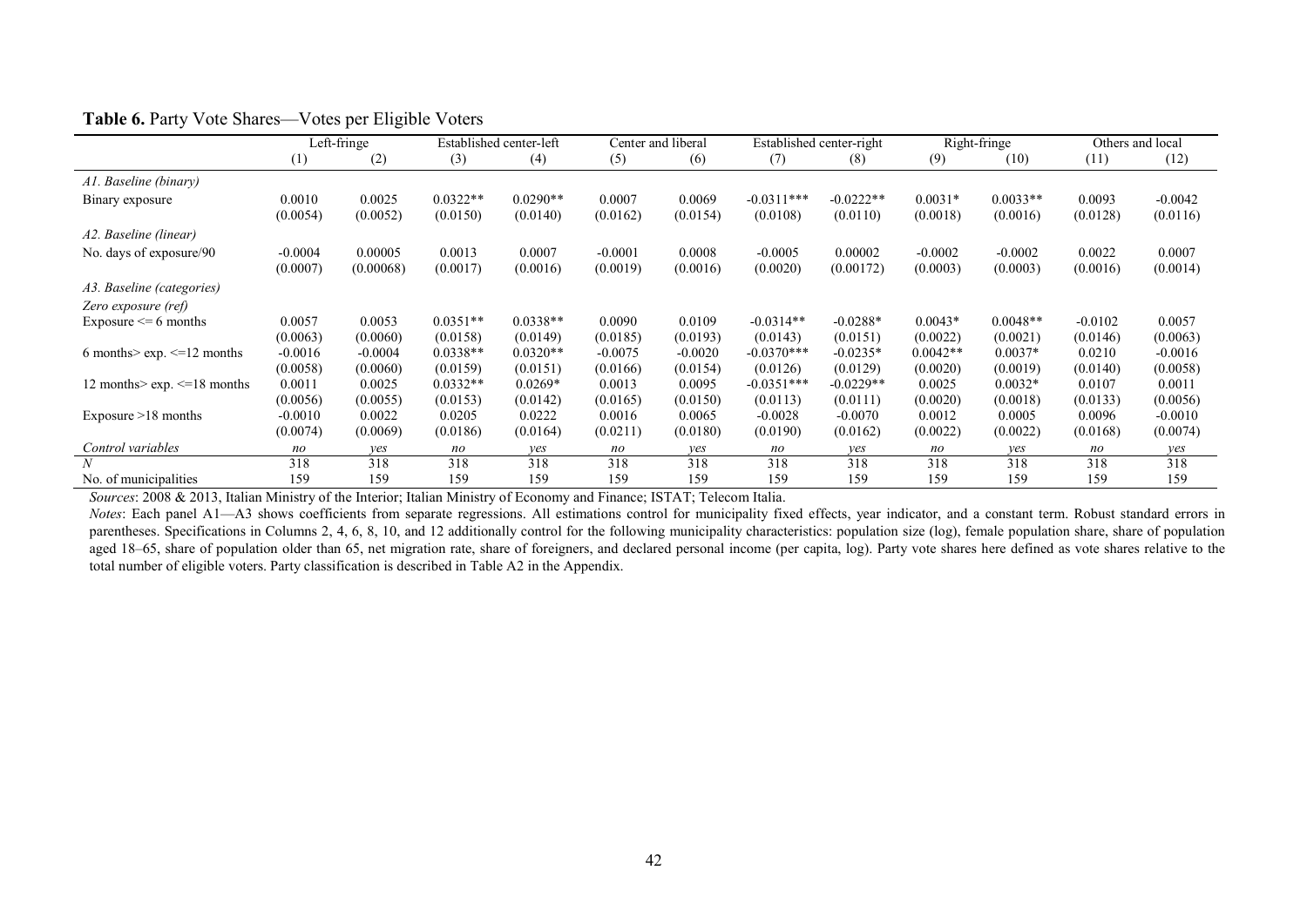**Table 6.** Party Vote Shares—Votes per Eligible Voters

| | Left-fringe | | Established center-left | | Center and liberal | | Established center-right | | Right-fringe | | Others and local | |
|---|---|---|---|---|---|---|---|---|---|---|---|---|
| | (1) | (2) | (3) | (4) | (5) | (6) | (7) | (8) | (9) | (10) | (11) | (12) |
| *A1. Baseline (binary)* | | | | | | | | | | | | |
| Binary exposure | 0.0010 | 0.0025 | 0.0322** | 0.0290** | 0.0007 | 0.0069 | -0.0311*** | -0.0222** | 0.0031* | 0.0033** | 0.0093 | -0.0042 |
| | (0.0054) | (0.0052) | (0.0150) | (0.0140) | (0.0162) | (0.0154) | (0.0108) | (0.0110) | (0.0018) | (0.0016) | (0.0128) | (0.0116) |
| *A2. Baseline (linear)* | | | | | | | | | | | | |
| No. days of exposure/90 | -0.0004 | 0.00005 | 0.0013 | 0.0007 | -0.0001 | 0.0008 | -0.0005 | 0.00002 | -0.0002 | -0.0002 | 0.0022 | 0.0007 |
| | (0.0007) | (0.00068) | (0.0017) | (0.0016) | (0.0019) | (0.0016) | (0.0020) | (0.00172) | (0.0003) | (0.0003) | (0.0016) | (0.0014) |
| *A3. Baseline (categories)* | | | | | | | | | | | | |
| *Zero exposure (ref)* | | | | | | | | | | | | |
| Exposure <= 6 months | 0.0057 | 0.0053 | 0.0351** | 0.0338** | 0.0090 | 0.0109 | -0.0314** | -0.0288* | 0.0043* | 0.0048** | -0.0102 | 0.0057 |
| | (0.0063) | (0.0060) | (0.0158) | (0.0149) | (0.0185) | (0.0193) | (0.0143) | (0.0151) | (0.0022) | (0.0021) | (0.0146) | (0.0063) |
| 6 months> exp. <=12 months | -0.0016 | -0.0004 | 0.0338** | 0.0320** | -0.0075 | -0.0020 | -0.0370*** | -0.0235* | 0.0042** | 0.0037* | 0.0210 | -0.0016 |
| | (0.0058) | (0.0060) | (0.0159) | (0.0151) | (0.0166) | (0.0154) | (0.0126) | (0.0129) | (0.0020) | (0.0019) | (0.0140) | (0.0058) |
| 12 months> exp. <=18 months | 0.0011 | 0.0025 | 0.0332** | 0.0269* | 0.0013 | 0.0095 | -0.0351*** | -0.0229** | 0.0025 | 0.0032* | 0.0107 | 0.0011 |
| | (0.0056) | (0.0055) | (0.0153) | (0.0142) | (0.0165) | (0.0150) | (0.0113) | (0.0111) | (0.0020) | (0.0018) | (0.0133) | (0.0056) |
| Exposure >18 months | -0.0010 | 0.0022 | 0.0205 | 0.0222 | 0.0016 | 0.0065 | -0.0028 | -0.0070 | 0.0012 | 0.0005 | 0.0096 | -0.0010 |
| | (0.0074) | (0.0069) | (0.0186) | (0.0164) | (0.0211) | (0.0180) | (0.0190) | (0.0162) | (0.0022) | (0.0022) | (0.0168) | (0.0074) |
| *Control variables* | *no* | *yes* | *no* | *yes* | *no* | *yes* | *no* | *yes* | *no* | *yes* | *no* | *yes* |
| *N* | 318 | 318 | 318 | 318 | 318 | 318 | 318 | 318 | 318 | 318 | 318 | 318 |
| No. of municipalities | 159 | 159 | 159 | 159 | 159 | 159 | 159 | 159 | 159 | 159 | 159 | 159 |

*Sources*: 2008 & 2013, Italian Ministry of the Interior; Italian Ministry of Economy and Finance; ISTAT; Telecom Italia.

*Notes*: Each panel A1—A3 shows coefficients from separate regressions. All estimations control for municipality fixed effects, year indicator, and a constant term. Robust standard errors in parentheses. Specifications in Columns 2, 4, 6, 8, 10, and 12 additionally control for the following municipality characteristics: population size (log), female population share, share of population aged 18–65, share of population older than 65, net migration rate, share of foreigners, and declared personal income (per capita, log). Party vote shares here defined as vote shares relative to the total number of eligible voters. Party classification is described in Table A2 in the Appendix.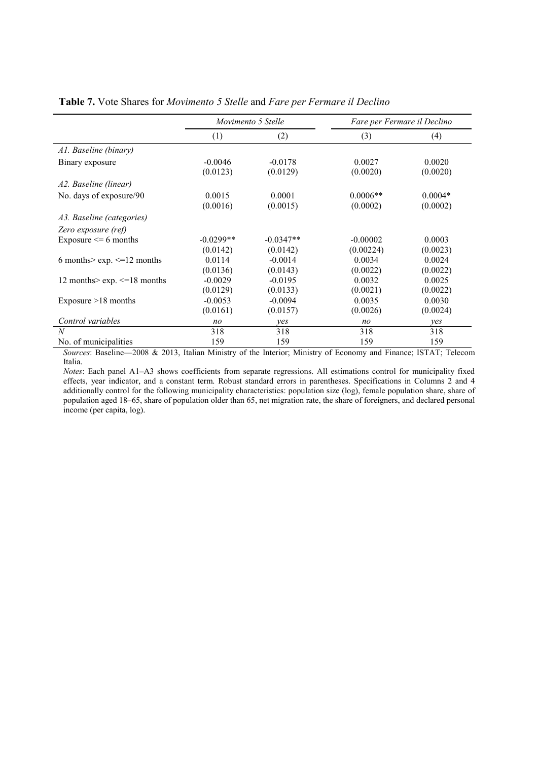**Table 7.** Vote Shares for *Movimento 5 Stelle* and *Fare per Fermare il Declino*

| | *Movimento 5 Stelle* | | *Fare per Fermare il Declino* | |
|---|---|---|---|---|
| | (1) | (2) | (3) | (4) |
| *A1. Baseline (binary)* | | | | |
| Binary exposure | -0.0046 | -0.0178 | 0.0027 | 0.0020 |
| | (0.0123) | (0.0129) | (0.0020) | (0.0020) |
| *A2. Baseline (linear)* | | | | |
| No. days of exposure/90 | 0.0015 | 0.0001 | 0.0006** | 0.0004* |
| | (0.0016) | (0.0015) | (0.0002) | (0.0002) |
| *A3. Baseline (categories)* | | | | |
| *Zero exposure (ref)* | | | | |
| Exposure <= 6 months | -0.0299** | -0.0347** | -0.00002 | 0.0003 |
| | (0.0142) | (0.0142) | (0.00224) | (0.0023) |
| 6 months> exp. <=12 months | 0.0114 | -0.0014 | 0.0034 | 0.0024 |
| | (0.0136) | (0.0143) | (0.0022) | (0.0022) |
| 12 months> exp. <=18 months | -0.0029 | -0.0195 | 0.0032 | 0.0025 |
| | (0.0129) | (0.0133) | (0.0021) | (0.0022) |
| Exposure >18 months | -0.0053 | -0.0094 | 0.0035 | 0.0030 |
| | (0.0161) | (0.0157) | (0.0026) | (0.0024) |
| *Control variables* | *no* | *yes* | *no* | *yes* |
| *N* | 318 | 318 | 318 | 318 |
| No. of municipalities | 159 | 159 | 159 | 159 |

*Sources*: Baseline—2008 & 2013, Italian Ministry of the Interior; Ministry of Economy and Finance; ISTAT; Telecom Italia.

*Notes*: Each panel A1–A3 shows coefficients from separate regressions. All estimations control for municipality fixed effects, year indicator, and a constant term. Robust standard errors in parentheses. Specifications in Columns 2 and 4 additionally control for the following municipality characteristics: population size (log), female population share, share of population aged 18–65, share of population older than 65, net migration rate, the share of foreigners, and declared personal income (per capita, log).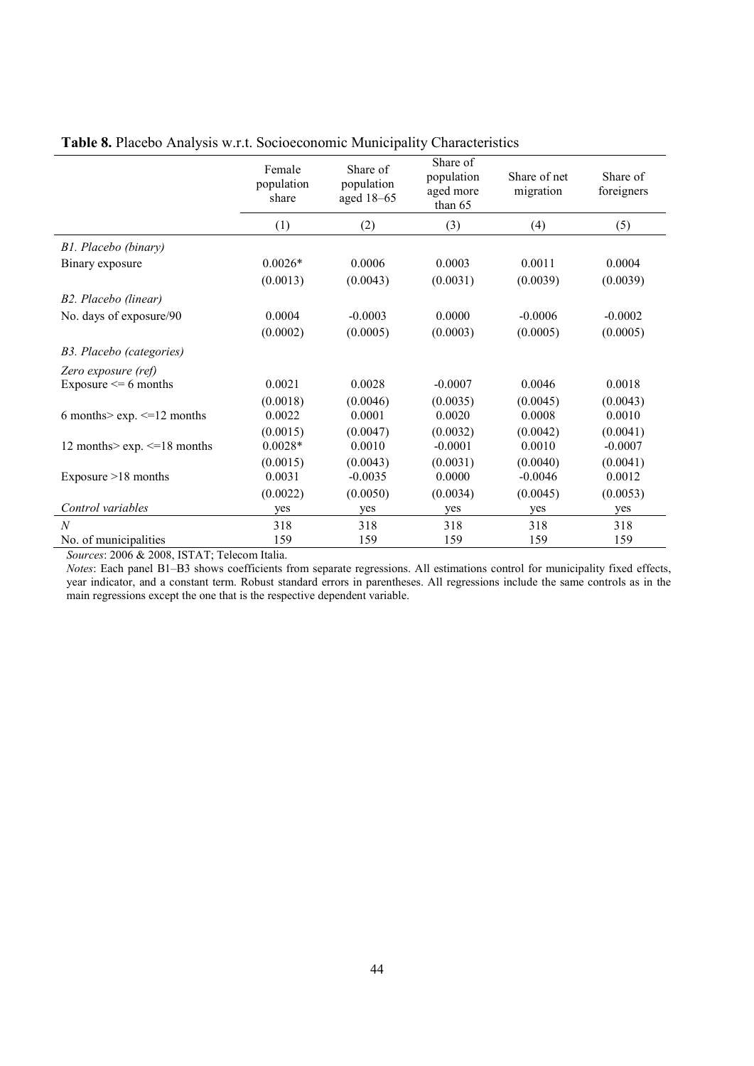**Table 8.** Placebo Analysis w.r.t. Socioeconomic Municipality Characteristics

| | Female population share | Share of population aged 18–65 | Share of population aged more than 65 | Share of net migration | Share of foreigners |
|---|---|---|---|---|---|
| | (1) | (2) | (3) | (4) | (5) |
| *B1. Placebo (binary)* | | | | | |
| Binary exposure | 0.0026* | 0.0006 | 0.0003 | 0.0011 | 0.0004 |
| | (0.0013) | (0.0043) | (0.0031) | (0.0039) | (0.0039) |
| *B2. Placebo (linear)* | | | | | |
| No. days of exposure/90 | 0.0004 | -0.0003 | 0.0000 | -0.0006 | -0.0002 |
| | (0.0002) | (0.0005) | (0.0003) | (0.0005) | (0.0005) |
| *B3. Placebo (categories)* | | | | | |
| *Zero exposure (ref)* | | | | | |
| Exposure <= 6 months | 0.0021 | 0.0028 | -0.0007 | 0.0046 | 0.0018 |
| | (0.0018) | (0.0046) | (0.0035) | (0.0045) | (0.0043) |
| 6 months> exp. <=12 months | 0.0022 | 0.0001 | 0.0020 | 0.0008 | 0.0010 |
| | (0.0015) | (0.0047) | (0.0032) | (0.0042) | (0.0041) |
| 12 months> exp. <=18 months | 0.0028* | 0.0010 | -0.0001 | 0.0010 | -0.0007 |
| | (0.0015) | (0.0043) | (0.0031) | (0.0040) | (0.0041) |
| Exposure >18 months | 0.0031 | -0.0035 | 0.0000 | -0.0046 | 0.0012 |
| | (0.0022) | (0.0050) | (0.0034) | (0.0045) | (0.0053) |
| *Control variables* | yes | yes | yes | yes | yes |
| *N* | 318 | 318 | 318 | 318 | 318 |
| No. of municipalities | 159 | 159 | 159 | 159 | 159 |

*Sources*: 2006 & 2008, ISTAT; Telecom Italia.

*Notes*: Each panel B1–B3 shows coefficients from separate regressions. All estimations control for municipality fixed effects, year indicator, and a constant term. Robust standard errors in parentheses. All regressions include the same controls as in the main regressions except the one that is the respective dependent variable.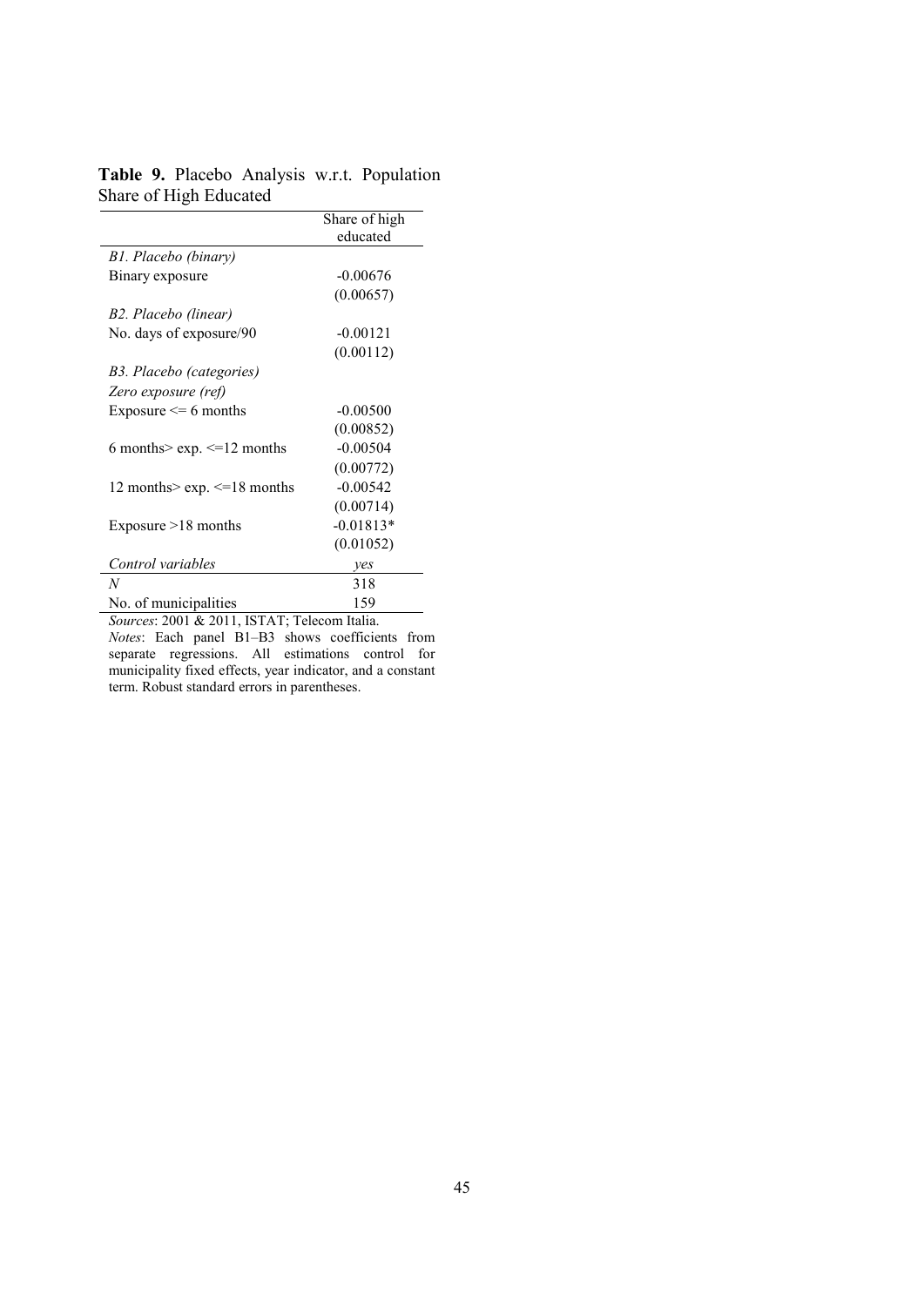**Table 9.** Placebo Analysis w.r.t. Population Share of High Educated

| | Share of high educated |
|---|---|
| *B1. Placebo (binary)* | |
| Binary exposure | -0.00676 |
| | (0.00657) |
| *B2. Placebo (linear)* | |
| No. days of exposure/90 | -0.00121 |
| | (0.00112) |
| *B3. Placebo (categories)* | |
| *Zero exposure (ref)* | |
| Exposure <= 6 months | -0.00500 |
| | (0.00852) |
| 6 months> exp. <=12 months | -0.00504 |
| | (0.00772) |
| 12 months> exp. <=18 months | -0.00542 |
| | (0.00714) |
| Exposure >18 months | -0.01813* |
| | (0.01052) |
| *Control variables* | *yes* |
| *N* | 318 |
| No. of municipalities | 159 |

*Sources*: 2001 & 2011, ISTAT; Telecom Italia.
*Notes*: Each panel B1–B3 shows coefficients from separate regressions. All estimations control for municipality fixed effects, year indicator, and a constant term. Robust standard errors in parentheses.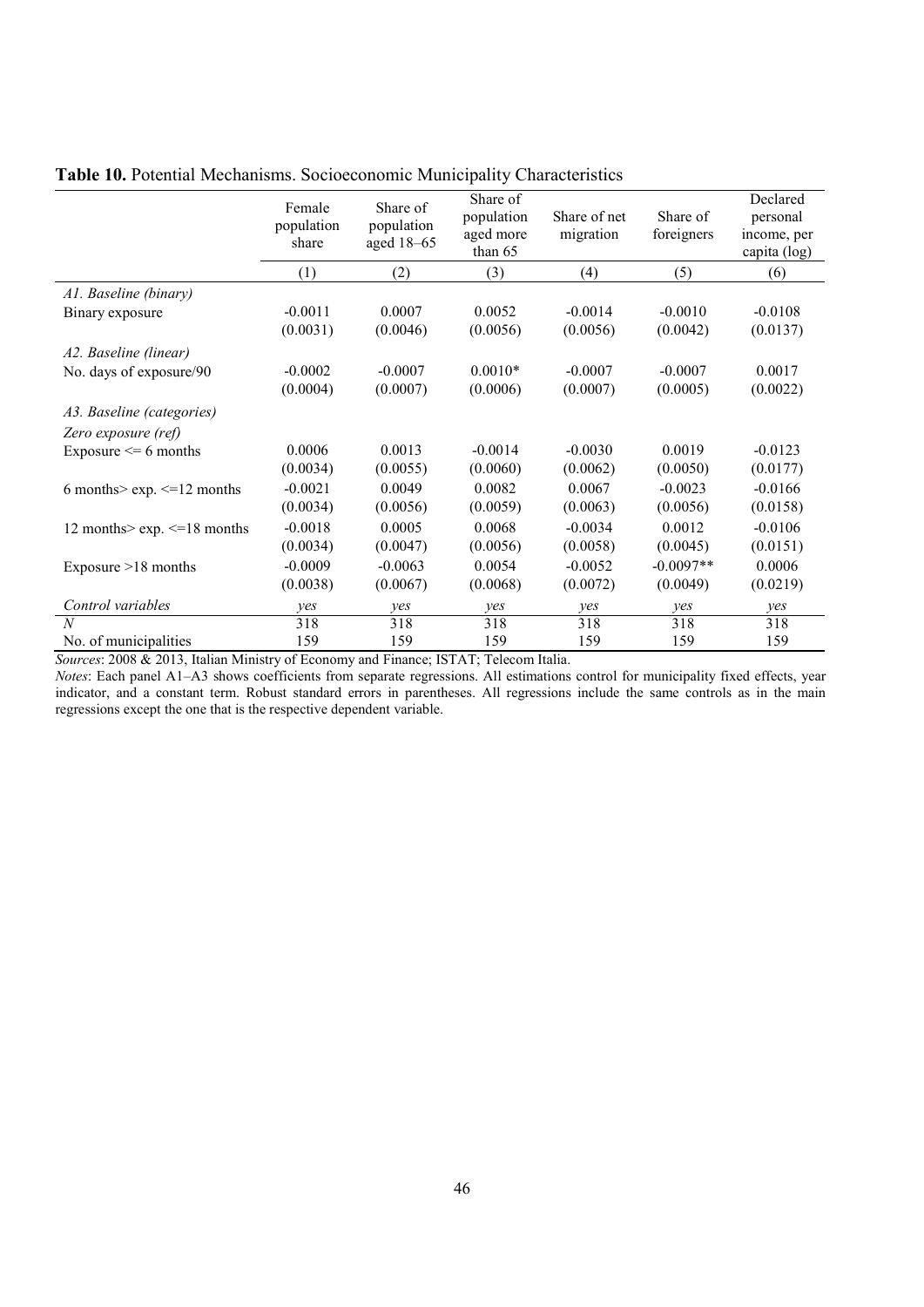**Table 10.** Potential Mechanisms. Socioeconomic Municipality Characteristics

| | Female population share | Share of population aged 18–65 | Share of population aged more than 65 | Share of net migration | Share of foreigners | Declared personal income, per capita (log) |
|---|---|---|---|---|---|---|
| | (1) | (2) | (3) | (4) | (5) | (6) |
| *A1. Baseline (binary)* | | | | | | |
| Binary exposure | -0.0011 | 0.0007 | 0.0052 | -0.0014 | -0.0010 | -0.0108 |
| | (0.0031) | (0.0046) | (0.0056) | (0.0056) | (0.0042) | (0.0137) |
| *A2. Baseline (linear)* | | | | | | |
| No. days of exposure/90 | -0.0002 | -0.0007 | 0.0010* | -0.0007 | -0.0007 | 0.0017 |
| | (0.0004) | (0.0007) | (0.0006) | (0.0007) | (0.0005) | (0.0022) |
| *A3. Baseline (categories)* | | | | | | |
| *Zero exposure (ref)* | | | | | | |
| Exposure <= 6 months | 0.0006 | 0.0013 | -0.0014 | -0.0030 | 0.0019 | -0.0123 |
| | (0.0034) | (0.0055) | (0.0060) | (0.0062) | (0.0050) | (0.0177) |
| 6 months> exp. <=12 months | -0.0021 | 0.0049 | 0.0082 | 0.0067 | -0.0023 | -0.0166 |
| | (0.0034) | (0.0056) | (0.0059) | (0.0063) | (0.0056) | (0.0158) |
| 12 months> exp. <=18 months | -0.0018 | 0.0005 | 0.0068 | -0.0034 | 0.0012 | -0.0106 |
| | (0.0034) | (0.0047) | (0.0056) | (0.0058) | (0.0045) | (0.0151) |
| Exposure >18 months | -0.0009 | -0.0063 | 0.0054 | -0.0052 | -0.0097** | 0.0006 |
| | (0.0038) | (0.0067) | (0.0068) | (0.0072) | (0.0049) | (0.0219) |
| *Control variables* | *yes* | *yes* | *yes* | *yes* | *yes* | *yes* |
| *N* | 318 | 318 | 318 | 318 | 318 | 318 |
| No. of municipalities | 159 | 159 | 159 | 159 | 159 | 159 |

*Sources*: 2008 & 2013, Italian Ministry of Economy and Finance; ISTAT; Telecom Italia.

*Notes*: Each panel A1–A3 shows coefficients from separate regressions. All estimations control for municipality fixed effects, year indicator, and a constant term. Robust standard errors in parentheses. All regressions include the same controls as in the main regressions except the one that is the respective dependent variable.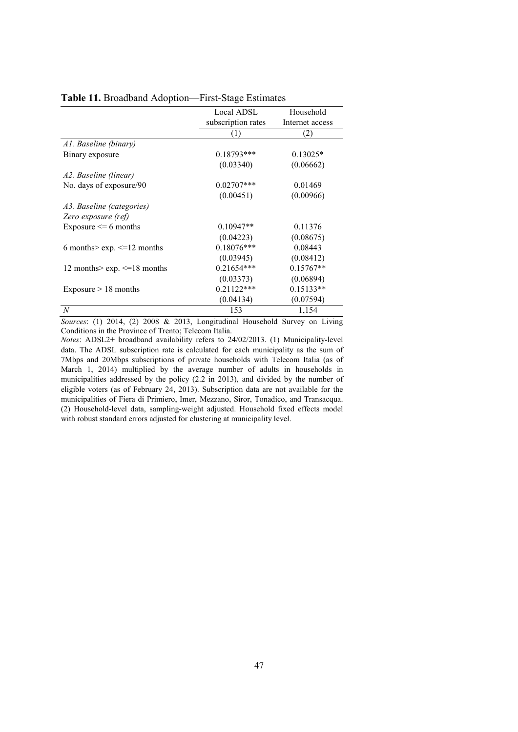**Table 11.** Broadband Adoption—First-Stage Estimates

| | Local ADSL subscription rates | Household Internet access |
|---|---|---|
| | (1) | (2) |
| *A1. Baseline (binary)* | | |
| Binary exposure | 0.18793*** | 0.13025* |
| | (0.03340) | (0.06662) |
| *A2. Baseline (linear)* | | |
| No. days of exposure/90 | 0.02707*** | 0.01469 |
| | (0.00451) | (0.00966) |
| *A3. Baseline (categories)* | | |
| *Zero exposure (ref)* | | |
| Exposure <= 6 months | 0.10947** | 0.11376 |
| | (0.04223) | (0.08675) |
| 6 months> exp. <=12 months | 0.18076*** | 0.08443 |
| | (0.03945) | (0.08412) |
| 12 months> exp. <=18 months | 0.21654*** | 0.15767** |
| | (0.03373) | (0.06894) |
| Exposure > 18 months | 0.21122*** | 0.15133** |
| | (0.04134) | (0.07594) |
| *N* | 153 | 1,154 |

*Sources*: (1) 2014, (2) 2008 & 2013, Longitudinal Household Survey on Living Conditions in the Province of Trento; Telecom Italia.

*Notes*: ADSL2+ broadband availability refers to 24/02/2013. (1) Municipality-level data. The ADSL subscription rate is calculated for each municipality as the sum of 7Mbps and 20Mbps subscriptions of private households with Telecom Italia (as of March 1, 2014) multiplied by the average number of adults in households in municipalities addressed by the policy (2.2 in 2013), and divided by the number of eligible voters (as of February 24, 2013). Subscription data are not available for the municipalities of Fiera di Primiero, Imer, Mezzano, Siror, Tonadico, and Transacqua. (2) Household-level data, sampling-weight adjusted. Household fixed effects model with robust standard errors adjusted for clustering at municipality level.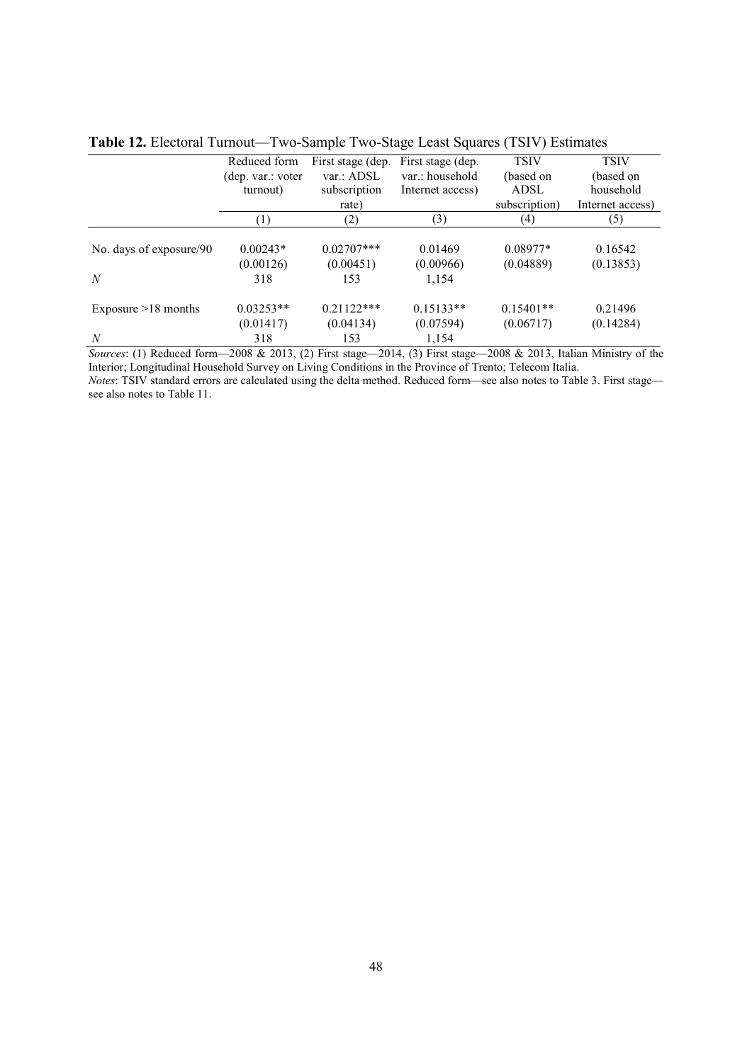**Table 12.** Electoral Turnout—Two-Sample Two-Stage Least Squares (TSIV) Estimates

| | Reduced form (dep. var.: voter turnout) | First stage (dep. var.: ADSL subscription rate) | First stage (dep. var.: household Internet access) | TSIV (based on ADSL subscription) | TSIV (based on household Internet access) |
|---|---|---|---|---|---|
| | (1) | (2) | (3) | (4) | (5) |
| No. days of exposure/90 | 0.00243* | 0.02707*** | 0.01469 | 0.08977* | 0.16542 |
| | (0.00126) | (0.00451) | (0.00966) | (0.04889) | (0.13853) |
| *N* | 318 | 153 | 1,154 | | |
| Exposure >18 months | 0.03253** | 0.21122*** | 0.15133** | 0.15401** | 0.21496 |
| | (0.01417) | (0.04134) | (0.07594) | (0.06717) | (0.14284) |
| *N* | 318 | 153 | 1,154 | | |

*Sources*: (1) Reduced form—2008 & 2013, (2) First stage—2014, (3) First stage—2008 & 2013, Italian Ministry of the Interior; Longitudinal Household Survey on Living Conditions in the Province of Trento; Telecom Italia.
*Notes*: TSIV standard errors are calculated using the delta method. Reduced form—see also notes to Table 3. First stage—see also notes to Table 11.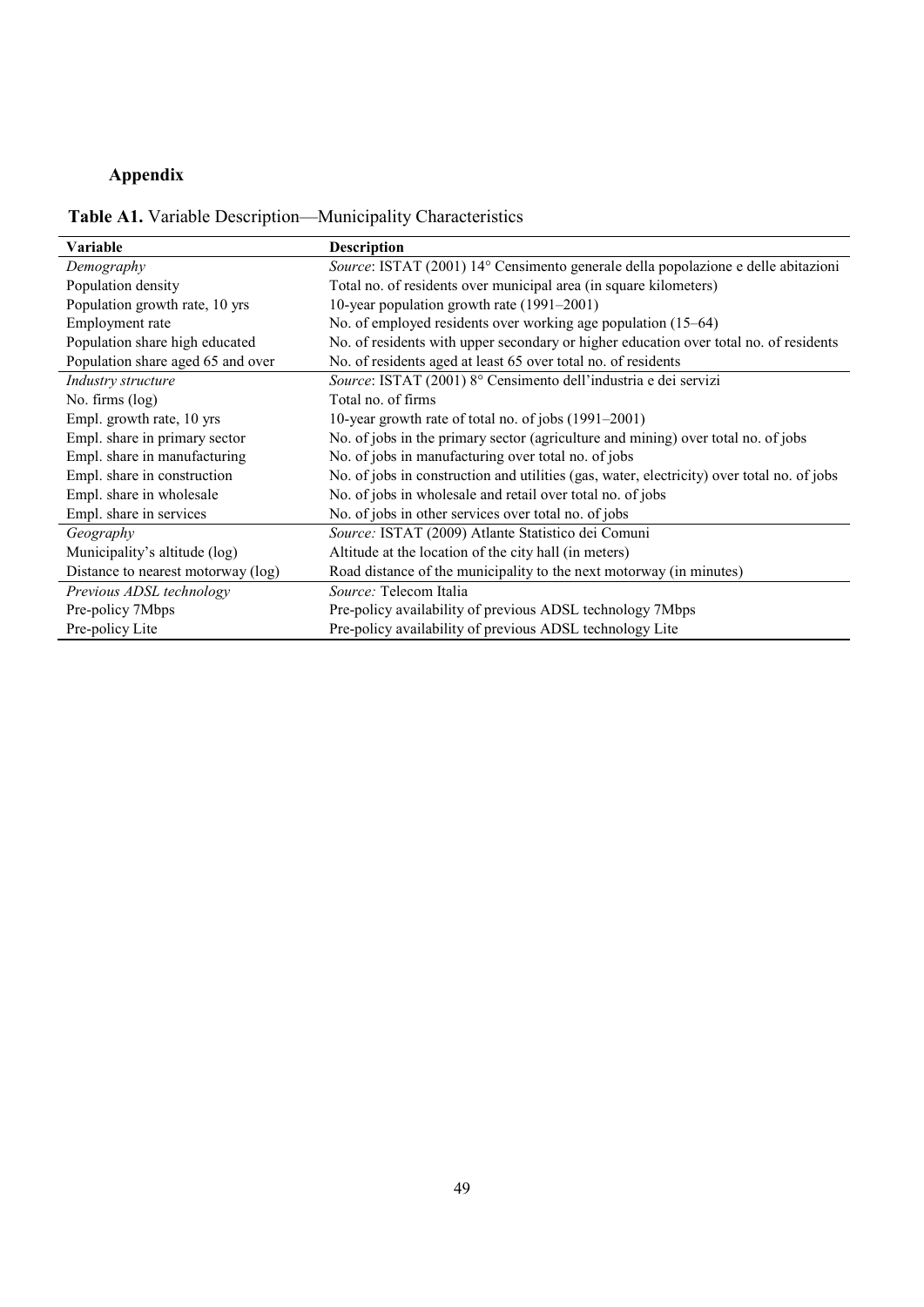## Appendix

**Table A1.** Variable Description—Municipality Characteristics

| Variable | Description |
|---|---|
| *Demography* | *Source*: ISTAT (2001) 14° Censimento generale della popolazione e delle abitazioni |
| Population density | Total no. of residents over municipal area (in square kilometers) |
| Population growth rate, 10 yrs | 10-year population growth rate (1991–2001) |
| Employment rate | No. of employed residents over working age population (15–64) |
| Population share high educated | No. of residents with upper secondary or higher education over total no. of residents |
| Population share aged 65 and over | No. of residents aged at least 65 over total no. of residents |
| *Industry structure* | *Source*: ISTAT (2001) 8° Censimento dell'industria e dei servizi |
| No. firms (log) | Total no. of firms |
| Empl. growth rate, 10 yrs | 10-year growth rate of total no. of jobs (1991–2001) |
| Empl. share in primary sector | No. of jobs in the primary sector (agriculture and mining) over total no. of jobs |
| Empl. share in manufacturing | No. of jobs in manufacturing over total no. of jobs |
| Empl. share in construction | No. of jobs in construction and utilities (gas, water, electricity) over total no. of jobs |
| Empl. share in wholesale | No. of jobs in wholesale and retail over total no. of jobs |
| Empl. share in services | No. of jobs in other services over total no. of jobs |
| *Geography* | *Source:* ISTAT (2009) Atlante Statistico dei Comuni |
| Municipality's altitude (log) | Altitude at the location of the city hall (in meters) |
| Distance to nearest motorway (log) | Road distance of the municipality to the next motorway (in minutes) |
| *Previous ADSL technology* | *Source:* Telecom Italia |
| Pre-policy 7Mbps | Pre-policy availability of previous ADSL technology 7Mbps |
| Pre-policy Lite | Pre-policy availability of previous ADSL technology Lite |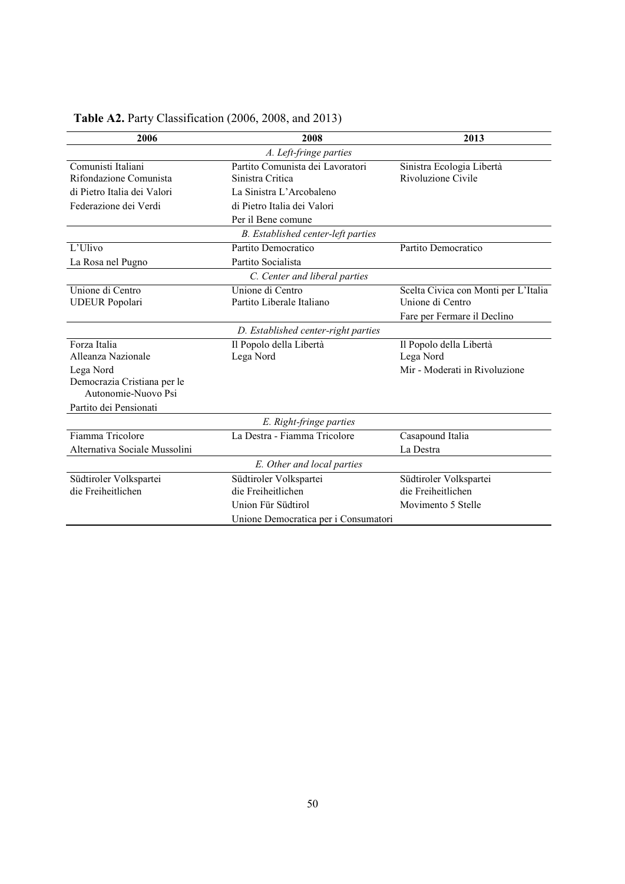**Table A2.** Party Classification (2006, 2008, and 2013)

| 2006 | 2008 | 2013 |
|---|---|---|
| *A. Left-fringe parties* | | |
| Comunisti Italiani | Partito Comunista dei Lavoratori | Sinistra Ecologia Libertà |
| Rifondazione Comunista | Sinistra Critica | Rivoluzione Civile |
| di Pietro Italia dei Valori | La Sinistra L'Arcobaleno | |
| Federazione dei Verdi | di Pietro Italia dei Valori | |
| | Per il Bene comune | |
| *B. Established center-left parties* | | |
| L'Ulivo | Partito Democratico | Partito Democratico |
| La Rosa nel Pugno | Partito Socialista | |
| *C. Center and liberal parties* | | |
| Unione di Centro | Unione di Centro | Scelta Civica con Monti per L'Italia |
| UDEUR Popolari | Partito Liberale Italiano | Unione di Centro |
| | | Fare per Fermare il Declino |
| *D. Established center-right parties* | | |
| Forza Italia | Il Popolo della Libertà | Il Popolo della Libertà |
| Alleanza Nazionale | Lega Nord | Lega Nord |
| Lega Nord | | Mir - Moderati in Rivoluzione |
| Democrazia Cristiana per le Autonomie-Nuovo Psi | | |
| Partito dei Pensionati | | |
| *E. Right-fringe parties* | | |
| Fiamma Tricolore | La Destra - Fiamma Tricolore | Casapound Italia |
| Alternativa Sociale Mussolini | | La Destra |
| *E. Other and local parties* | | |
| Südtiroler Volkspartei | Südtiroler Volkspartei | Südtiroler Volkspartei |
| die Freiheitlichen | die Freiheitlichen | die Freiheitlichen |
| | Union Für Südtirol | Movimento 5 Stelle |
| | Unione Democratica per i Consumatori | |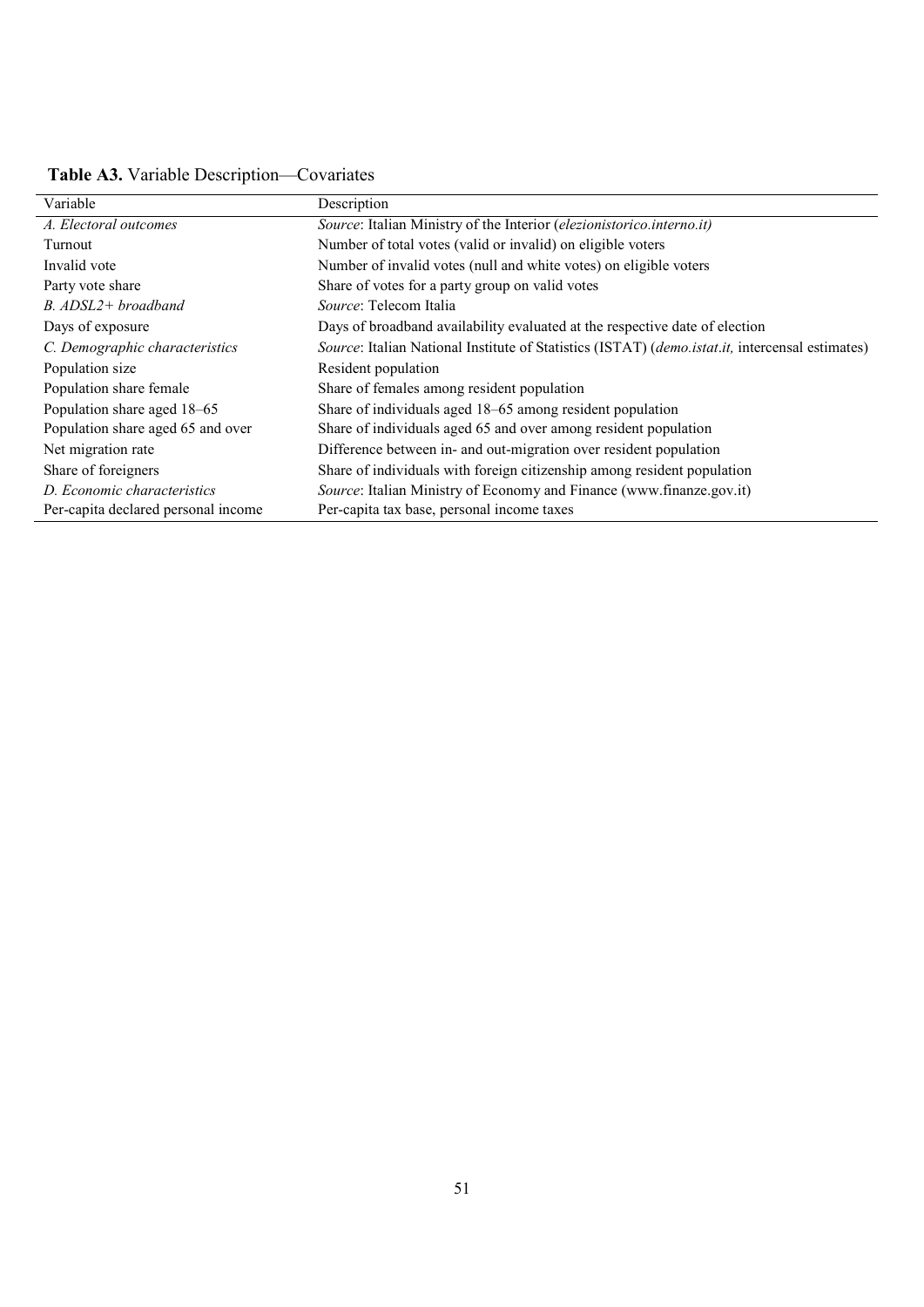**Table A3.** Variable Description—Covariates

| Variable | Description |
|---|---|
| *A. Electoral outcomes* | *Source*: Italian Ministry of the Interior (*elezionistorico.interno.it)* |
| Turnout | Number of total votes (valid or invalid) on eligible voters |
| Invalid vote | Number of invalid votes (null and white votes) on eligible voters |
| Party vote share | Share of votes for a party group on valid votes |
| *B. ADSL2+ broadband* | *Source*: Telecom Italia |
| Days of exposure | Days of broadband availability evaluated at the respective date of election |
| *C. Demographic characteristics* | *Source*: Italian National Institute of Statistics (ISTAT) (*demo.istat.it,* intercensal estimates) |
| Population size | Resident population |
| Population share female | Share of females among resident population |
| Population share aged 18–65 | Share of individuals aged 18–65 among resident population |
| Population share aged 65 and over | Share of individuals aged 65 and over among resident population |
| Net migration rate | Difference between in- and out-migration over resident population |
| Share of foreigners | Share of individuals with foreign citizenship among resident population |
| *D. Economic characteristics* | *Source*: Italian Ministry of Economy and Finance (www.finanze.gov.it) |
| Per-capita declared personal income | Per-capita tax base, personal income taxes |